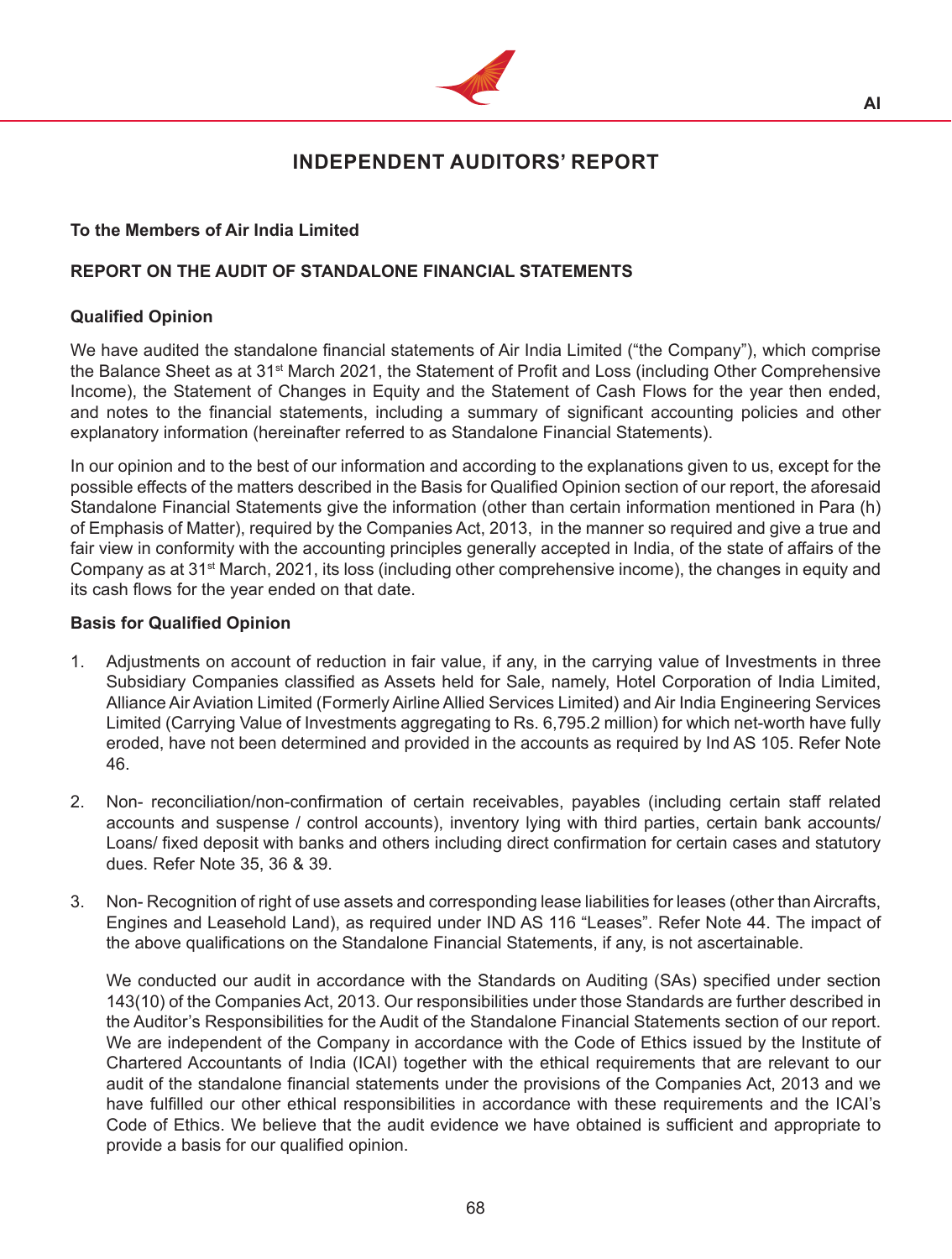# INDEPENDENT AUDITORS' REPORT

**To the Members of Air India Limited**

## REPORT ON THE AUDIT OF STANDALONE FINANCIAL STATEMENTS

### Qualified Opinion

We have audited the standalone financial statements of Air India Limited ("the Company"), which comprise the Balance Sheet as at 31st March 2021, the Statement of Profit and Loss (including Other Comprehensive Income), the Statement of Changes in Equity and the Statement of Cash Flows for the year then ended, and notes to the financial statements, including a summary of significant accounting policies and other explanatory information (hereinafter referred to as Standalone Financial Statements).

In our opinion and to the best of our information and according to the explanations given to us, except for the possible effects of the matters described in the Basis for Qualified Opinion section of our report, the aforesaid Standalone Financial Statements give the information (other than certain information mentioned in Para (h) of Emphasis of Matter), required by the Companies Act, 2013, in the manner so required and give a true and fair view in conformity with the accounting principles generally accepted in India, of the state of affairs of the Company as at 31st March, 2021, its loss (including other comprehensive income), the changes in equity and its cash flows for the year ended on that date.

### Basis for Qualified Opinion

1. Adjustments on account of reduction in fair value, if any, in the carrying value of Investments in three Subsidiary Companies classified as Assets held for Sale, namely, Hotel Corporation of India Limited, Alliance Air Aviation Limited (Formerly Airline Allied Services Limited) and Air India Engineering Services Limited (Carrying Value of Investments aggregating to Rs. 6,795.2 million) for which net-worth have fully eroded, have not been determined and provided in the accounts as required by Ind AS 105. Refer Note 46.

2. Non- reconciliation/non-confirmation of certain receivables, payables (including certain staff related accounts and suspense / control accounts), inventory lying with third parties, certain bank accounts/ Loans/ fixed deposit with banks and others including direct confirmation for certain cases and statutory dues. Refer Note 35, 36 & 39.

3. Non- Recognition of right of use assets and corresponding lease liabilities for leases (other than Aircrafts, Engines and Leasehold Land), as required under IND AS 116 "Leases". Refer Note 44. The impact of the above qualifications on the Standalone Financial Statements, if any, is not ascertainable.

   We conducted our audit in accordance with the Standards on Auditing (SAs) specified under section 143(10) of the Companies Act, 2013. Our responsibilities under those Standards are further described in the Auditor's Responsibilities for the Audit of the Standalone Financial Statements section of our report. We are independent of the Company in accordance with the Code of Ethics issued by the Institute of Chartered Accountants of India (ICAI) together with the ethical requirements that are relevant to our audit of the standalone financial statements under the provisions of the Companies Act, 2013 and we have fulfilled our other ethical responsibilities in accordance with these requirements and the ICAI's Code of Ethics. We believe that the audit evidence we have obtained is sufficient and appropriate to provide a basis for our qualified opinion.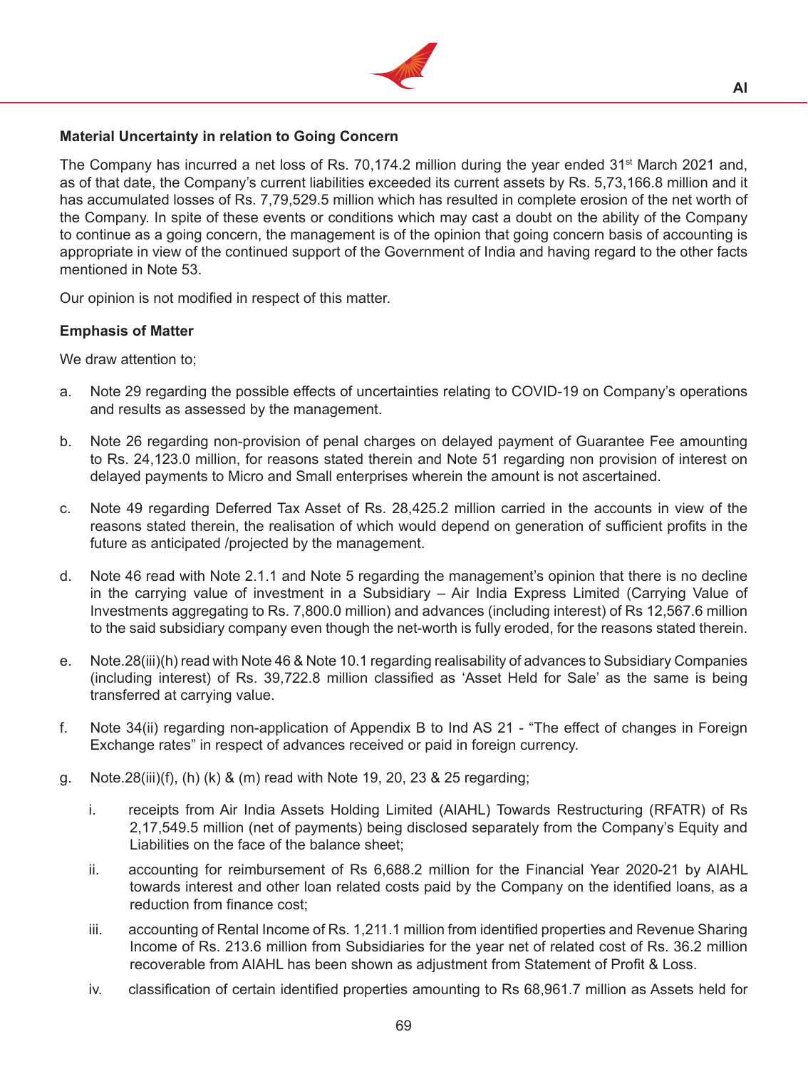**Material Uncertainty in relation to Going Concern**

The Company has incurred a net loss of Rs. 70,174.2 million during the year ended 31st March 2021 and, as of that date, the Company's current liabilities exceeded its current assets by Rs. 5,73,166.8 million and it has accumulated losses of Rs. 7,79,529.5 million which has resulted in complete erosion of the net worth of the Company. In spite of these events or conditions which may cast a doubt on the ability of the Company to continue as a going concern, the management is of the opinion that going concern basis of accounting is appropriate in view of the continued support of the Government of India and having regard to the other facts mentioned in Note 53.

Our opinion is not modified in respect of this matter.

**Emphasis of Matter**

We draw attention to;

a. Note 29 regarding the possible effects of uncertainties relating to COVID-19 on Company's operations and results as assessed by the management.

b. Note 26 regarding non-provision of penal charges on delayed payment of Guarantee Fee amounting to Rs. 24,123.0 million, for reasons stated therein and Note 51 regarding non provision of interest on delayed payments to Micro and Small enterprises wherein the amount is not ascertained.

c. Note 49 regarding Deferred Tax Asset of Rs. 28,425.2 million carried in the accounts in view of the reasons stated therein, the realisation of which would depend on generation of sufficient profits in the future as anticipated /projected by the management.

d. Note 46 read with Note 2.1.1 and Note 5 regarding the management's opinion that there is no decline in the carrying value of investment in a Subsidiary – Air India Express Limited (Carrying Value of Investments aggregating to Rs. 7,800.0 million) and advances (including interest) of Rs 12,567.6 million to the said subsidiary company even though the net-worth is fully eroded, for the reasons stated therein.

e. Note.28(iii)(h) read with Note 46 & Note 10.1 regarding realisability of advances to Subsidiary Companies (including interest) of Rs. 39,722.8 million classified as 'Asset Held for Sale' as the same is being transferred at carrying value.

f. Note 34(ii) regarding non-application of Appendix B to Ind AS 21 - "The effect of changes in Foreign Exchange rates" in respect of advances received or paid in foreign currency.

g. Note.28(iii)(f), (h) (k) & (m) read with Note 19, 20, 23 & 25 regarding;

   i. receipts from Air India Assets Holding Limited (AIAHL) Towards Restructuring (RFATR) of Rs 2,17,549.5 million (net of payments) being disclosed separately from the Company's Equity and Liabilities on the face of the balance sheet;

   ii. accounting for reimbursement of Rs 6,688.2 million for the Financial Year 2020-21 by AIAHL towards interest and other loan related costs paid by the Company on the identified loans, as a reduction from finance cost;

   iii. accounting of Rental Income of Rs. 1,211.1 million from identified properties and Revenue Sharing Income of Rs. 213.6 million from Subsidiaries for the year net of related cost of Rs. 36.2 million recoverable from AIAHL has been shown as adjustment from Statement of Profit & Loss.

   iv. classification of certain identified properties amounting to Rs 68,961.7 million as Assets held for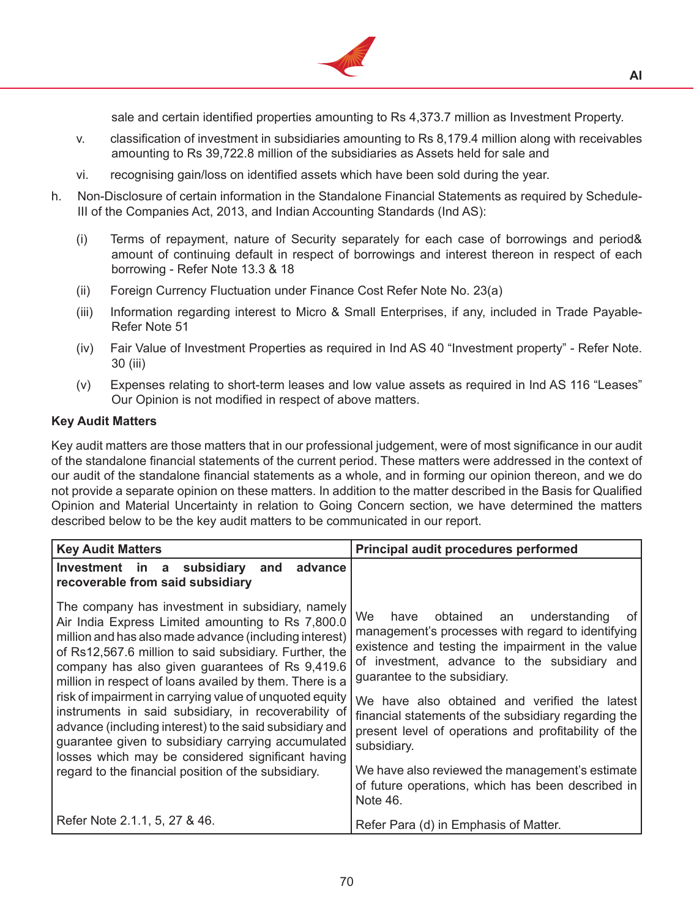sale and certain identified properties amounting to Rs 4,373.7 million as Investment Property.

v. classification of investment in subsidiaries amounting to Rs 8,179.4 million along with receivables amounting to Rs 39,722.8 million of the subsidiaries as Assets held for sale and

vi. recognising gain/loss on identified assets which have been sold during the year.

h. Non-Disclosure of certain information in the Standalone Financial Statements as required by Schedule-III of the Companies Act, 2013, and Indian Accounting Standards (Ind AS):

(i) Terms of repayment, nature of Security separately for each case of borrowings and period& amount of continuing default in respect of borrowings and interest thereon in respect of each borrowing - Refer Note 13.3 & 18

(ii) Foreign Currency Fluctuation under Finance Cost Refer Note No. 23(a)

(iii) Information regarding interest to Micro & Small Enterprises, if any, included in Trade Payable-Refer Note 51

(iv) Fair Value of Investment Properties as required in Ind AS 40 "Investment property" - Refer Note. 30 (iii)

(v) Expenses relating to short-term leases and low value assets as required in Ind AS 116 "Leases" Our Opinion is not modified in respect of above matters.

**Key Audit Matters**

Key audit matters are those matters that in our professional judgement, were of most significance in our audit of the standalone financial statements of the current period. These matters were addressed in the context of our audit of the standalone financial statements as a whole, and in forming our opinion thereon, and we do not provide a separate opinion on these matters. In addition to the matter described in the Basis for Qualified Opinion and Material Uncertainty in relation to Going Concern section, we have determined the matters described below to be the key audit matters to be communicated in our report.

| Key Audit Matters | Principal audit procedures performed |
|---|---|
| **Investment in a subsidiary and advance recoverable from said subsidiary**<br><br>The company has investment in subsidiary, namely Air India Express Limited amounting to Rs 7,800.0 million and has also made advance (including interest) of Rs12,567.6 million to said subsidiary. Further, the company has also given guarantees of Rs 9,419.6 million in respect of loans availed by them. There is a risk of impairment in carrying value of unquoted equity instruments in said subsidiary, in recoverability of advance (including interest) to the said subsidiary and guarantee given to subsidiary carrying accumulated losses which may be considered significant having regard to the financial position of the subsidiary.<br><br>Refer Note 2.1.1, 5, 27 & 46. | We have obtained an understanding of management's processes with regard to identifying existence and testing the impairment in the value of investment, advance to the subsidiary and guarantee to the subsidiary.<br><br>We have also obtained and verified the latest financial statements of the subsidiary regarding the present level of operations and profitability of the subsidiary.<br><br>We have also reviewed the management's estimate of future operations, which has been described in Note 46.<br><br>Refer Para (d) in Emphasis of Matter. |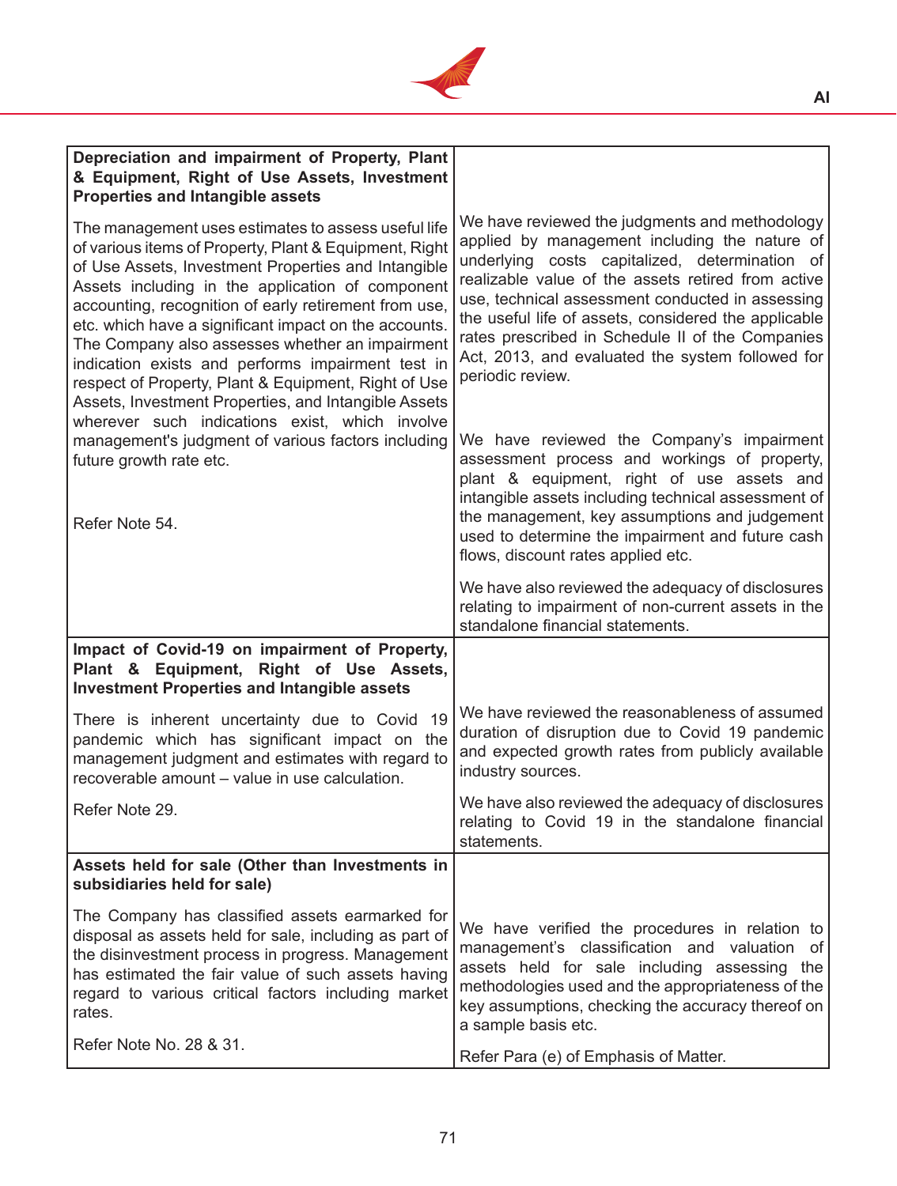| | |
|---|---|
| **Depreciation and impairment of Property, Plant & Equipment, Right of Use Assets, Investment Properties and Intangible assets**<br><br>The management uses estimates to assess useful life of various items of Property, Plant & Equipment, Right of Use Assets, Investment Properties and Intangible Assets including in the application of component accounting, recognition of early retirement from use, etc. which have a significant impact on the accounts. The Company also assesses whether an impairment indication exists and performs impairment test in respect of Property, Plant & Equipment, Right of Use Assets, Investment Properties, and Intangible Assets wherever such indications exist, which involve management's judgment of various factors including future growth rate etc.<br><br>Refer Note 54. | We have reviewed the judgments and methodology applied by management including the nature of underlying costs capitalized, determination of realizable value of the assets retired from active use, technical assessment conducted in assessing the useful life of assets, considered the applicable rates prescribed in Schedule II of the Companies Act, 2013, and evaluated the system followed for periodic review.<br><br>We have reviewed the Company's impairment assessment process and workings of property, plant & equipment, right of use assets and intangible assets including technical assessment of the management, key assumptions and judgement used to determine the impairment and future cash flows, discount rates applied etc.<br><br>We have also reviewed the adequacy of disclosures relating to impairment of non-current assets in the standalone financial statements. |
| **Impact of Covid-19 on impairment of Property, Plant & Equipment, Right of Use Assets, Investment Properties and Intangible assets**<br><br>There is inherent uncertainty due to Covid 19 pandemic which has significant impact on the management judgment and estimates with regard to recoverable amount – value in use calculation.<br><br>Refer Note 29. | We have reviewed the reasonableness of assumed duration of disruption due to Covid 19 pandemic and expected growth rates from publicly available industry sources.<br><br>We have also reviewed the adequacy of disclosures relating to Covid 19 in the standalone financial statements. |
| **Assets held for sale (Other than Investments in subsidiaries held for sale)**<br><br>The Company has classified assets earmarked for disposal as assets held for sale, including as part of the disinvestment process in progress. Management has estimated the fair value of such assets having regard to various critical factors including market rates.<br><br>Refer Note No. 28 & 31. | We have verified the procedures in relation to management's classification and valuation of assets held for sale including assessing the methodologies used and the appropriateness of the key assumptions, checking the accuracy thereof on a sample basis etc.<br><br>Refer Para (e) of Emphasis of Matter. |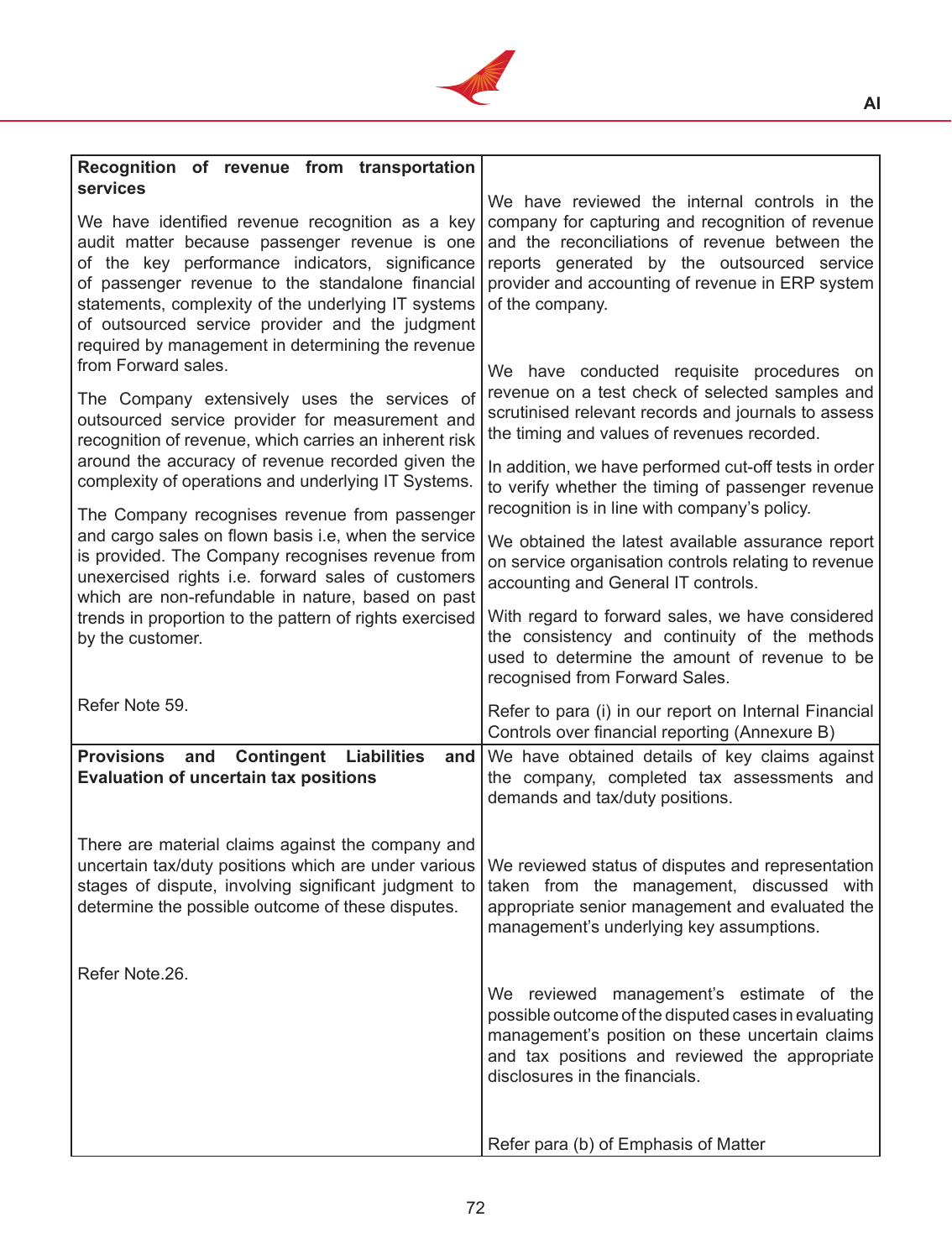| **Recognition of revenue from transportation services** | |
|---|---|
| We have identified revenue recognition as a key audit matter because passenger revenue is one of the key performance indicators, significance of passenger revenue to the standalone financial statements, complexity of the underlying IT systems of outsourced service provider and the judgment required by management in determining the revenue from Forward sales.<br><br>The Company extensively uses the services of outsourced service provider for measurement and recognition of revenue, which carries an inherent risk around the accuracy of revenue recorded given the complexity of operations and underlying IT Systems.<br><br>The Company recognises revenue from passenger and cargo sales on flown basis i.e, when the service is provided. The Company recognises revenue from unexercised rights i.e. forward sales of customers which are non-refundable in nature, based on past trends in proportion to the pattern of rights exercised by the customer.<br><br>Refer Note 59. | We have reviewed the internal controls in the company for capturing and recognition of revenue and the reconciliations of revenue between the reports generated by the outsourced service provider and accounting of revenue in ERP system of the company.<br><br>We have conducted requisite procedures on revenue on a test check of selected samples and scrutinised relevant records and journals to assess the timing and values of revenues recorded.<br><br>In addition, we have performed cut-off tests in order to verify whether the timing of passenger revenue recognition is in line with company's policy.<br><br>We obtained the latest available assurance report on service organisation controls relating to revenue accounting and General IT controls.<br><br>With regard to forward sales, we have considered the consistency and continuity of the methods used to determine the amount of revenue to be recognised from Forward Sales.<br><br>Refer to para (i) in our report on Internal Financial Controls over financial reporting (Annexure B) |
| **Provisions and Contingent Liabilities and Evaluation of uncertain tax positions**<br><br>There are material claims against the company and uncertain tax/duty positions which are under various stages of dispute, involving significant judgment to determine the possible outcome of these disputes.<br><br>Refer Note.26. | We have obtained details of key claims against the company, completed tax assessments and demands and tax/duty positions.<br><br>We reviewed status of disputes and representation taken from the management, discussed with appropriate senior management and evaluated the management's underlying key assumptions.<br><br>We reviewed management's estimate of the possible outcome of the disputed cases in evaluating management's position on these uncertain claims and tax positions and reviewed the appropriate disclosures in the financials.<br><br>Refer para (b) of Emphasis of Matter |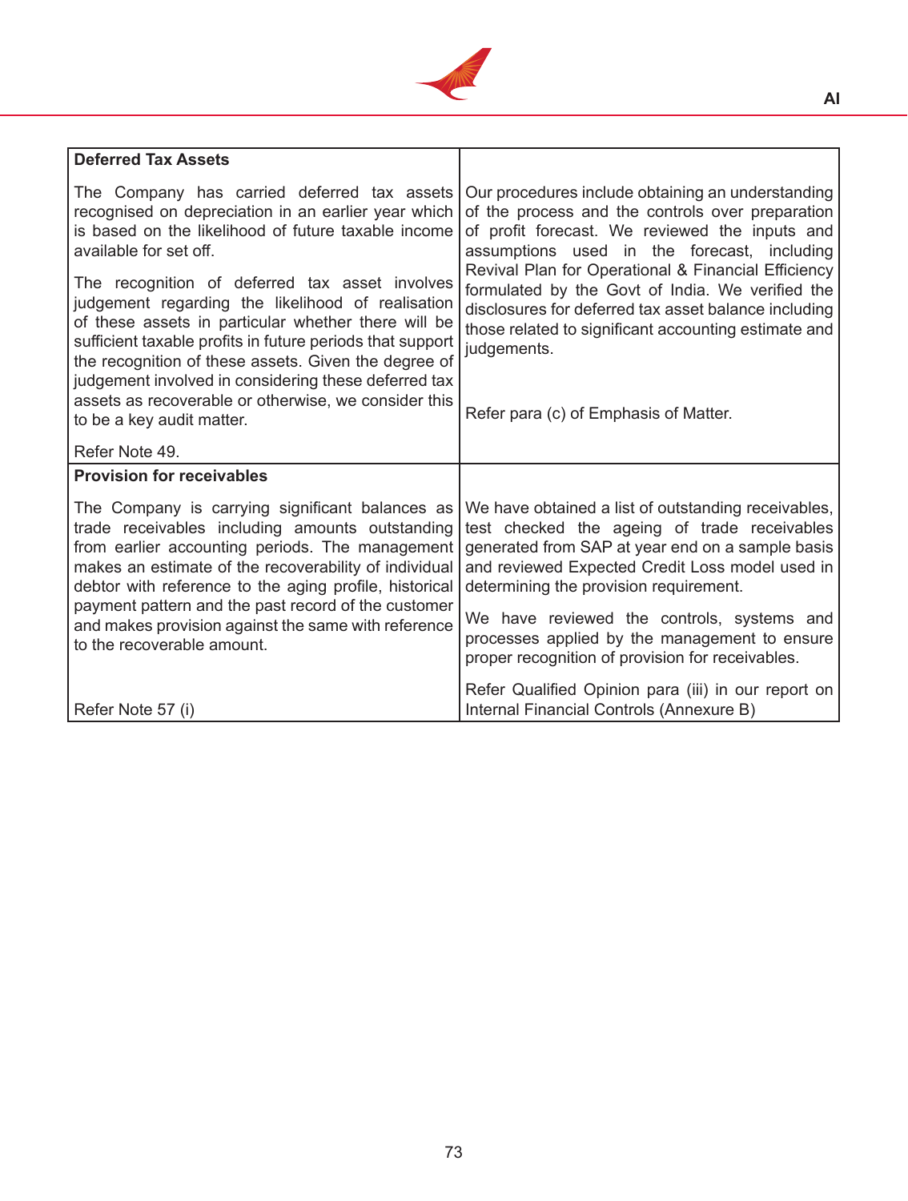| Deferred Tax Assets | |
|---|---|
| The Company has carried deferred tax assets recognised on depreciation in an earlier year which is based on the likelihood of future taxable income available for set off.<br><br>The recognition of deferred tax asset involves judgement regarding the likelihood of realisation of these assets in particular whether there will be sufficient taxable profits in future periods that support the recognition of these assets. Given the degree of judgement involved in considering these deferred tax assets as recoverable or otherwise, we consider this to be a key audit matter.<br><br>Refer Note 49. | Our procedures include obtaining an understanding of the process and the controls over preparation of profit forecast. We reviewed the inputs and assumptions used in the forecast, including Revival Plan for Operational & Financial Efficiency formulated by the Govt of India. We verified the disclosures for deferred tax asset balance including those related to significant accounting estimate and judgements.<br><br>Refer para (c) of Emphasis of Matter. |
| **Provision for receivables** | |
| The Company is carrying significant balances as trade receivables including amounts outstanding from earlier accounting periods. The management makes an estimate of the recoverability of individual debtor with reference to the aging profile, historical payment pattern and the past record of the customer and makes provision against the same with reference to the recoverable amount.<br><br>Refer Note 57 (i) | We have obtained a list of outstanding receivables, test checked the ageing of trade receivables generated from SAP at year end on a sample basis and reviewed Expected Credit Loss model used in determining the provision requirement.<br><br>We have reviewed the controls, systems and processes applied by the management to ensure proper recognition of provision for receivables.<br><br>Refer Qualified Opinion para (iii) in our report on Internal Financial Controls (Annexure B) |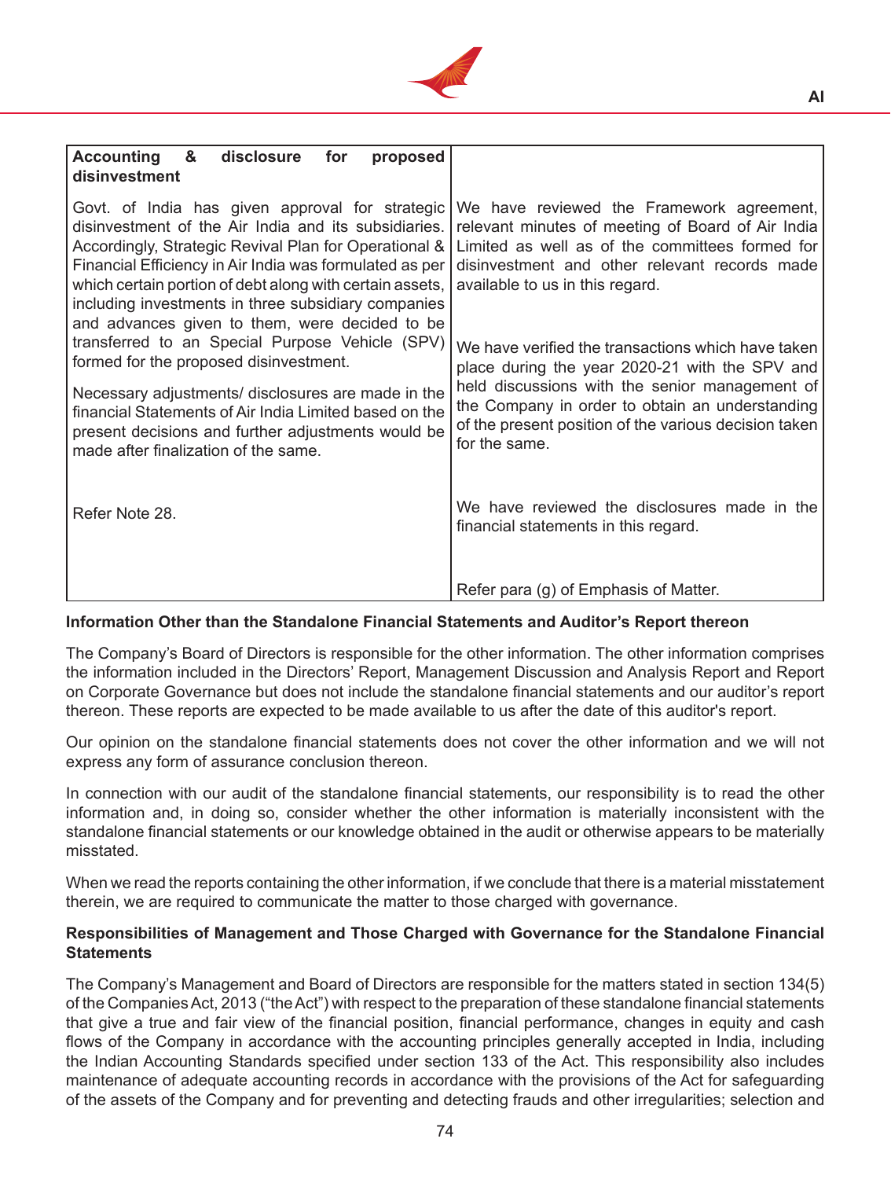| **Accounting & disclosure for proposed disinvestment** | |
|---|---|
| Govt. of India has given approval for strategic disinvestment of the Air India and its subsidiaries. Accordingly, Strategic Revival Plan for Operational & Financial Efficiency in Air India was formulated as per which certain portion of debt along with certain assets, including investments in three subsidiary companies and advances given to them, were decided to be transferred to an Special Purpose Vehicle (SPV) formed for the proposed disinvestment.<br><br>Necessary adjustments/ disclosures are made in the financial Statements of Air India Limited based on the present decisions and further adjustments would be made after finalization of the same. | We have reviewed the Framework agreement, relevant minutes of meeting of Board of Air India Limited as well as of the committees formed for disinvestment and other relevant records made available to us in this regard.<br><br>We have verified the transactions which have taken place during the year 2020-21 with the SPV and held discussions with the senior management of the Company in order to obtain an understanding of the present position of the various decision taken for the same. |
| Refer Note 28. | We have reviewed the disclosures made in the financial statements in this regard.<br><br>Refer para (g) of Emphasis of Matter. |

**Information Other than the Standalone Financial Statements and Auditor's Report thereon**

The Company's Board of Directors is responsible for the other information. The other information comprises the information included in the Directors' Report, Management Discussion and Analysis Report and Report on Corporate Governance but does not include the standalone financial statements and our auditor's report thereon. These reports are expected to be made available to us after the date of this auditor's report.

Our opinion on the standalone financial statements does not cover the other information and we will not express any form of assurance conclusion thereon.

In connection with our audit of the standalone financial statements, our responsibility is to read the other information and, in doing so, consider whether the other information is materially inconsistent with the standalone financial statements or our knowledge obtained in the audit or otherwise appears to be materially misstated.

When we read the reports containing the other information, if we conclude that there is a material misstatement therein, we are required to communicate the matter to those charged with governance.

**Responsibilities of Management and Those Charged with Governance for the Standalone Financial Statements**

The Company's Management and Board of Directors are responsible for the matters stated in section 134(5) of the Companies Act, 2013 ("the Act") with respect to the preparation of these standalone financial statements that give a true and fair view of the financial position, financial performance, changes in equity and cash flows of the Company in accordance with the accounting principles generally accepted in India, including the Indian Accounting Standards specified under section 133 of the Act. This responsibility also includes maintenance of adequate accounting records in accordance with the provisions of the Act for safeguarding of the assets of the Company and for preventing and detecting frauds and other irregularities; selection and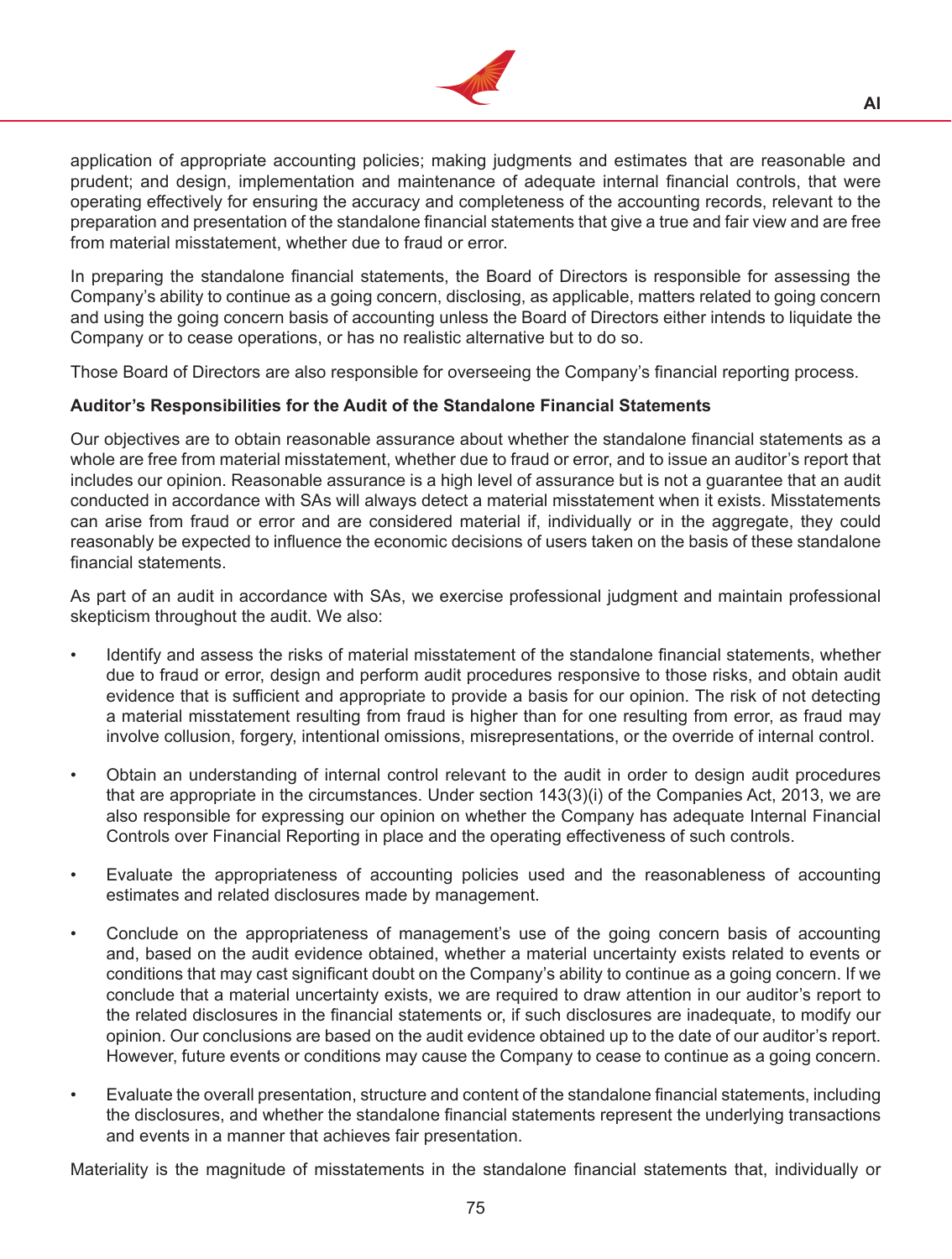application of appropriate accounting policies; making judgments and estimates that are reasonable and prudent; and design, implementation and maintenance of adequate internal financial controls, that were operating effectively for ensuring the accuracy and completeness of the accounting records, relevant to the preparation and presentation of the standalone financial statements that give a true and fair view and are free from material misstatement, whether due to fraud or error.

In preparing the standalone financial statements, the Board of Directors is responsible for assessing the Company's ability to continue as a going concern, disclosing, as applicable, matters related to going concern and using the going concern basis of accounting unless the Board of Directors either intends to liquidate the Company or to cease operations, or has no realistic alternative but to do so.

Those Board of Directors are also responsible for overseeing the Company's financial reporting process.

**Auditor's Responsibilities for the Audit of the Standalone Financial Statements**

Our objectives are to obtain reasonable assurance about whether the standalone financial statements as a whole are free from material misstatement, whether due to fraud or error, and to issue an auditor's report that includes our opinion. Reasonable assurance is a high level of assurance but is not a guarantee that an audit conducted in accordance with SAs will always detect a material misstatement when it exists. Misstatements can arise from fraud or error and are considered material if, individually or in the aggregate, they could reasonably be expected to influence the economic decisions of users taken on the basis of these standalone financial statements.

As part of an audit in accordance with SAs, we exercise professional judgment and maintain professional skepticism throughout the audit. We also:

- Identify and assess the risks of material misstatement of the standalone financial statements, whether due to fraud or error, design and perform audit procedures responsive to those risks, and obtain audit evidence that is sufficient and appropriate to provide a basis for our opinion. The risk of not detecting a material misstatement resulting from fraud is higher than for one resulting from error, as fraud may involve collusion, forgery, intentional omissions, misrepresentations, or the override of internal control.

- Obtain an understanding of internal control relevant to the audit in order to design audit procedures that are appropriate in the circumstances. Under section 143(3)(i) of the Companies Act, 2013, we are also responsible for expressing our opinion on whether the Company has adequate Internal Financial Controls over Financial Reporting in place and the operating effectiveness of such controls.

- Evaluate the appropriateness of accounting policies used and the reasonableness of accounting estimates and related disclosures made by management.

- Conclude on the appropriateness of management's use of the going concern basis of accounting and, based on the audit evidence obtained, whether a material uncertainty exists related to events or conditions that may cast significant doubt on the Company's ability to continue as a going concern. If we conclude that a material uncertainty exists, we are required to draw attention in our auditor's report to the related disclosures in the financial statements or, if such disclosures are inadequate, to modify our opinion. Our conclusions are based on the audit evidence obtained up to the date of our auditor's report. However, future events or conditions may cause the Company to cease to continue as a going concern.

- Evaluate the overall presentation, structure and content of the standalone financial statements, including the disclosures, and whether the standalone financial statements represent the underlying transactions and events in a manner that achieves fair presentation.

Materiality is the magnitude of misstatements in the standalone financial statements that, individually or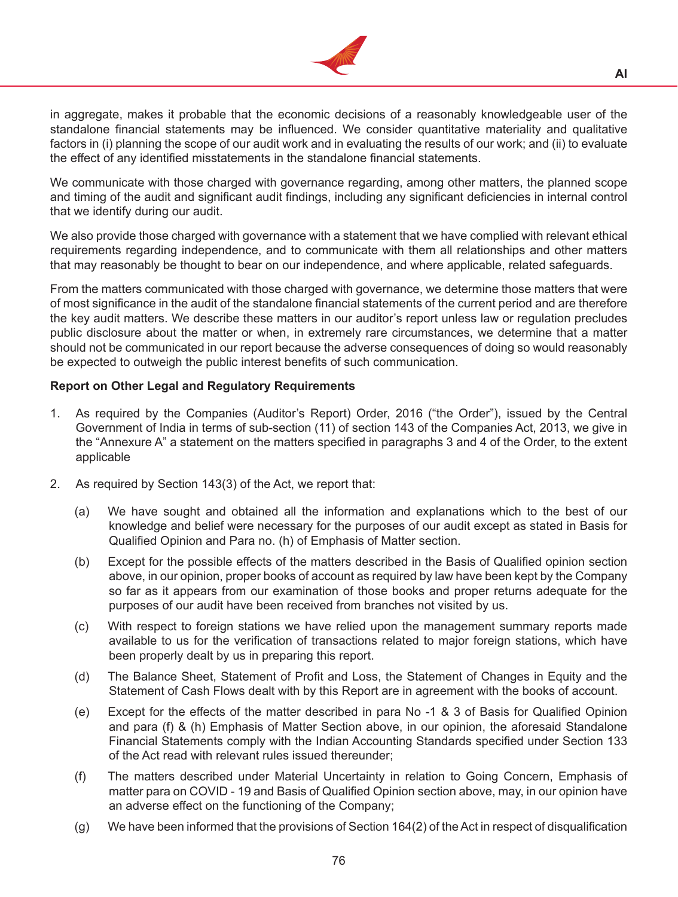in aggregate, makes it probable that the economic decisions of a reasonably knowledgeable user of the standalone financial statements may be influenced. We consider quantitative materiality and qualitative factors in (i) planning the scope of our audit work and in evaluating the results of our work; and (ii) to evaluate the effect of any identified misstatements in the standalone financial statements.

We communicate with those charged with governance regarding, among other matters, the planned scope and timing of the audit and significant audit findings, including any significant deficiencies in internal control that we identify during our audit.

We also provide those charged with governance with a statement that we have complied with relevant ethical requirements regarding independence, and to communicate with them all relationships and other matters that may reasonably be thought to bear on our independence, and where applicable, related safeguards.

From the matters communicated with those charged with governance, we determine those matters that were of most significance in the audit of the standalone financial statements of the current period and are therefore the key audit matters. We describe these matters in our auditor's report unless law or regulation precludes public disclosure about the matter or when, in extremely rare circumstances, we determine that a matter should not be communicated in our report because the adverse consequences of doing so would reasonably be expected to outweigh the public interest benefits of such communication.

**Report on Other Legal and Regulatory Requirements**

1. As required by the Companies (Auditor's Report) Order, 2016 ("the Order"), issued by the Central Government of India in terms of sub-section (11) of section 143 of the Companies Act, 2013, we give in the "Annexure A" a statement on the matters specified in paragraphs 3 and 4 of the Order, to the extent applicable

2. As required by Section 143(3) of the Act, we report that:

   (a) We have sought and obtained all the information and explanations which to the best of our knowledge and belief were necessary for the purposes of our audit except as stated in Basis for Qualified Opinion and Para no. (h) of Emphasis of Matter section.

   (b) Except for the possible effects of the matters described in the Basis of Qualified opinion section above, in our opinion, proper books of account as required by law have been kept by the Company so far as it appears from our examination of those books and proper returns adequate for the purposes of our audit have been received from branches not visited by us.

   (c) With respect to foreign stations we have relied upon the management summary reports made available to us for the verification of transactions related to major foreign stations, which have been properly dealt by us in preparing this report.

   (d) The Balance Sheet, Statement of Profit and Loss, the Statement of Changes in Equity and the Statement of Cash Flows dealt with by this Report are in agreement with the books of account.

   (e) Except for the effects of the matter described in para No -1 & 3 of Basis for Qualified Opinion and para (f) & (h) Emphasis of Matter Section above, in our opinion, the aforesaid Standalone Financial Statements comply with the Indian Accounting Standards specified under Section 133 of the Act read with relevant rules issued thereunder;

   (f) The matters described under Material Uncertainty in relation to Going Concern, Emphasis of matter para on COVID - 19 and Basis of Qualified Opinion section above, may, in our opinion have an adverse effect on the functioning of the Company;

   (g) We have been informed that the provisions of Section 164(2) of the Act in respect of disqualification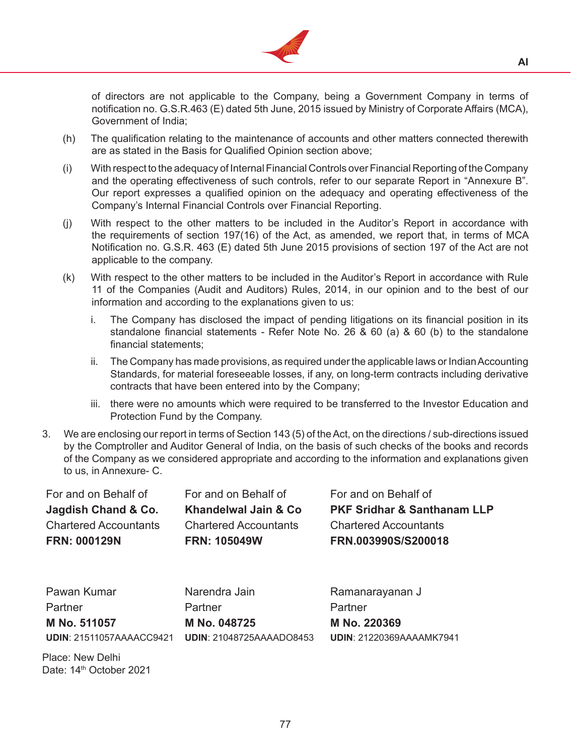of directors are not applicable to the Company, being a Government Company in terms of notification no. G.S.R.463 (E) dated 5th June, 2015 issued by Ministry of Corporate Affairs (MCA), Government of India;

(h) The qualification relating to the maintenance of accounts and other matters connected therewith are as stated in the Basis for Qualified Opinion section above;

(i) With respect to the adequacy of Internal Financial Controls over Financial Reporting of the Company and the operating effectiveness of such controls, refer to our separate Report in "Annexure B". Our report expresses a qualified opinion on the adequacy and operating effectiveness of the Company's Internal Financial Controls over Financial Reporting.

(j) With respect to the other matters to be included in the Auditor's Report in accordance with the requirements of section 197(16) of the Act, as amended, we report that, in terms of MCA Notification no. G.S.R. 463 (E) dated 5th June 2015 provisions of section 197 of the Act are not applicable to the company.

(k) With respect to the other matters to be included in the Auditor's Report in accordance with Rule 11 of the Companies (Audit and Auditors) Rules, 2014, in our opinion and to the best of our information and according to the explanations given to us:

   i. The Company has disclosed the impact of pending litigations on its financial position in its standalone financial statements - Refer Note No. 26 & 60 (a) & 60 (b) to the standalone financial statements;

   ii. The Company has made provisions, as required under the applicable laws or Indian Accounting Standards, for material foreseeable losses, if any, on long-term contracts including derivative contracts that have been entered into by the Company;

   iii. there were no amounts which were required to be transferred to the Investor Education and Protection Fund by the Company.

3. We are enclosing our report in terms of Section 143 (5) of the Act, on the directions / sub-directions issued by the Comptroller and Auditor General of India, on the basis of such checks of the books and records of the Company as we considered appropriate and according to the information and explanations given to us, in Annexure- C.

| For and on Behalf of | For and on Behalf of | For and on Behalf of |
|---|---|---|
| **Jagdish Chand & Co.** | **Khandelwal Jain & Co** | **PKF Sridhar & Santhanam LLP** |
| Chartered Accountants | Chartered Accountants | Chartered Accountants |
| **FRN: 000129N** | **FRN: 105049W** | **FRN.003990S/S200018** |
| | | |
| Pawan Kumar | Narendra Jain | Ramanarayanan J |
| Partner | Partner | Partner |
| **M No. 511057** | **M No. 048725** | **M No. 220369** |
| **UDIN**: 21511057AAAACC9421 | **UDIN**: 21048725AAAADO8453 | **UDIN**: 21220369AAAAMK7941 |

Place: New Delhi
Date: 14th October 2021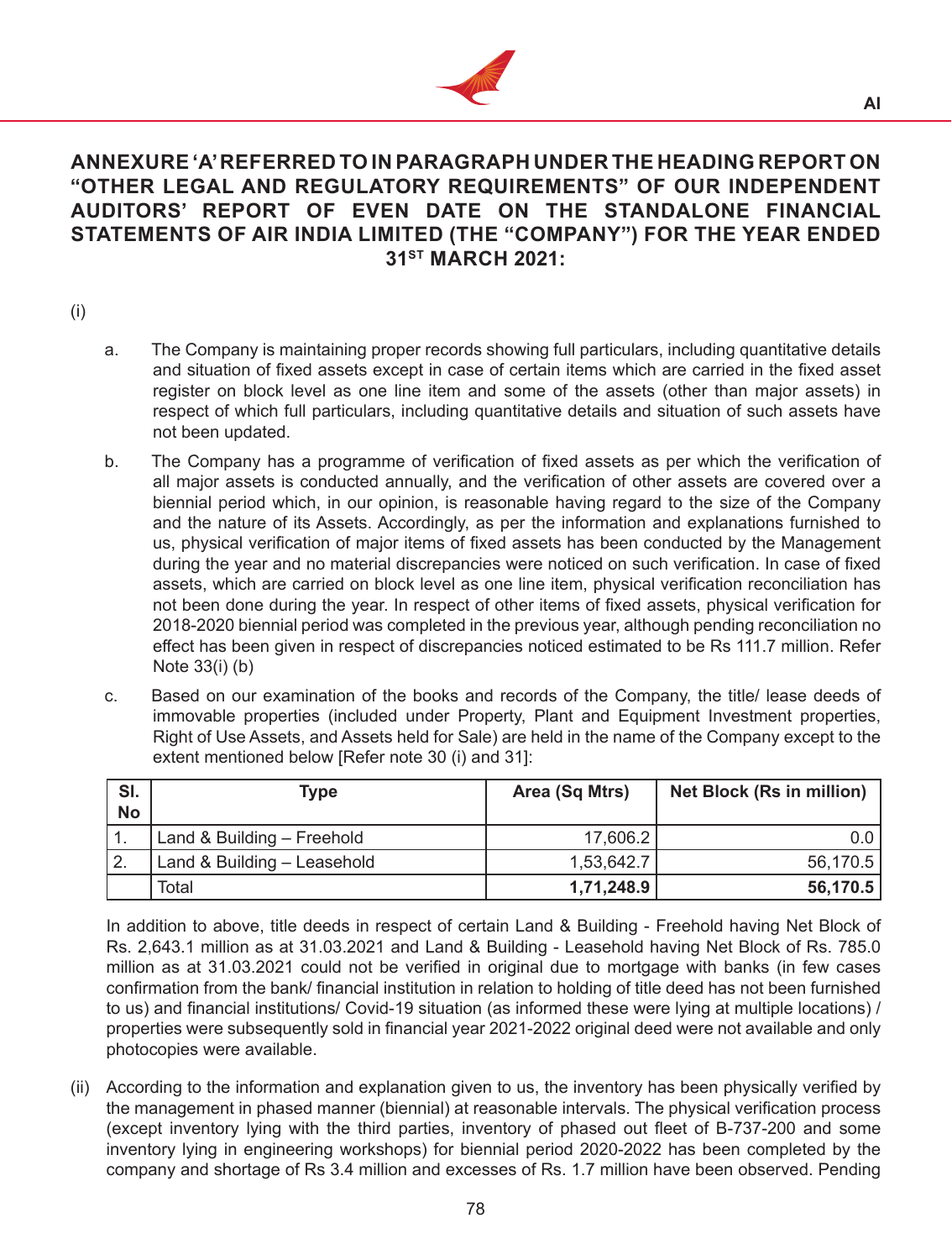## ANNEXURE 'A' REFERRED TO IN PARAGRAPH UNDER THE HEADING REPORT ON "OTHER LEGAL AND REGULATORY REQUIREMENTS" OF OUR INDEPENDENT AUDITORS' REPORT OF EVEN DATE ON THE STANDALONE FINANCIAL STATEMENTS OF AIR INDIA LIMITED (THE "COMPANY") FOR THE YEAR ENDED 31ST MARCH 2021:

(i)

a. The Company is maintaining proper records showing full particulars, including quantitative details and situation of fixed assets except in case of certain items which are carried in the fixed asset register on block level as one line item and some of the assets (other than major assets) in respect of which full particulars, including quantitative details and situation of such assets have not been updated.

b. The Company has a programme of verification of fixed assets as per which the verification of all major assets is conducted annually, and the verification of other assets are covered over a biennial period which, in our opinion, is reasonable having regard to the size of the Company and the nature of its Assets. Accordingly, as per the information and explanations furnished to us, physical verification of major items of fixed assets has been conducted by the Management during the year and no material discrepancies were noticed on such verification. In case of fixed assets, which are carried on block level as one line item, physical verification reconciliation has not been done during the year. In respect of other items of fixed assets, physical verification for 2018-2020 biennial period was completed in the previous year, although pending reconciliation no effect has been given in respect of discrepancies noticed estimated to be Rs 111.7 million. Refer Note 33(i) (b)

c. Based on our examination of the books and records of the Company, the title/ lease deeds of immovable properties (included under Property, Plant and Equipment Investment properties, Right of Use Assets, and Assets held for Sale) are held in the name of the Company except to the extent mentioned below [Refer note 30 (i) and 31]:

| Sl. No | Type | Area (Sq Mtrs) | Net Block (Rs in million) |
|---|---|---|---|
| 1. | Land & Building – Freehold | 17,606.2 | 0.0 |
| 2. | Land & Building – Leasehold | 1,53,642.7 | 56,170.5 |
| | Total | **1,71,248.9** | **56,170.5** |

In addition to above, title deeds in respect of certain Land & Building - Freehold having Net Block of Rs. 2,643.1 million as at 31.03.2021 and Land & Building - Leasehold having Net Block of Rs. 785.0 million as at 31.03.2021 could not be verified in original due to mortgage with banks (in few cases confirmation from the bank/ financial institution in relation to holding of title deed has not been furnished to us) and financial institutions/ Covid-19 situation (as informed these were lying at multiple locations) / properties were subsequently sold in financial year 2021-2022 original deed were not available and only photocopies were available.

(ii) According to the information and explanation given to us, the inventory has been physically verified by the management in phased manner (biennial) at reasonable intervals. The physical verification process (except inventory lying with the third parties, inventory of phased out fleet of B-737-200 and some inventory lying in engineering workshops) for biennial period 2020-2022 has been completed by the company and shortage of Rs 3.4 million and excesses of Rs. 1.7 million have been observed. Pending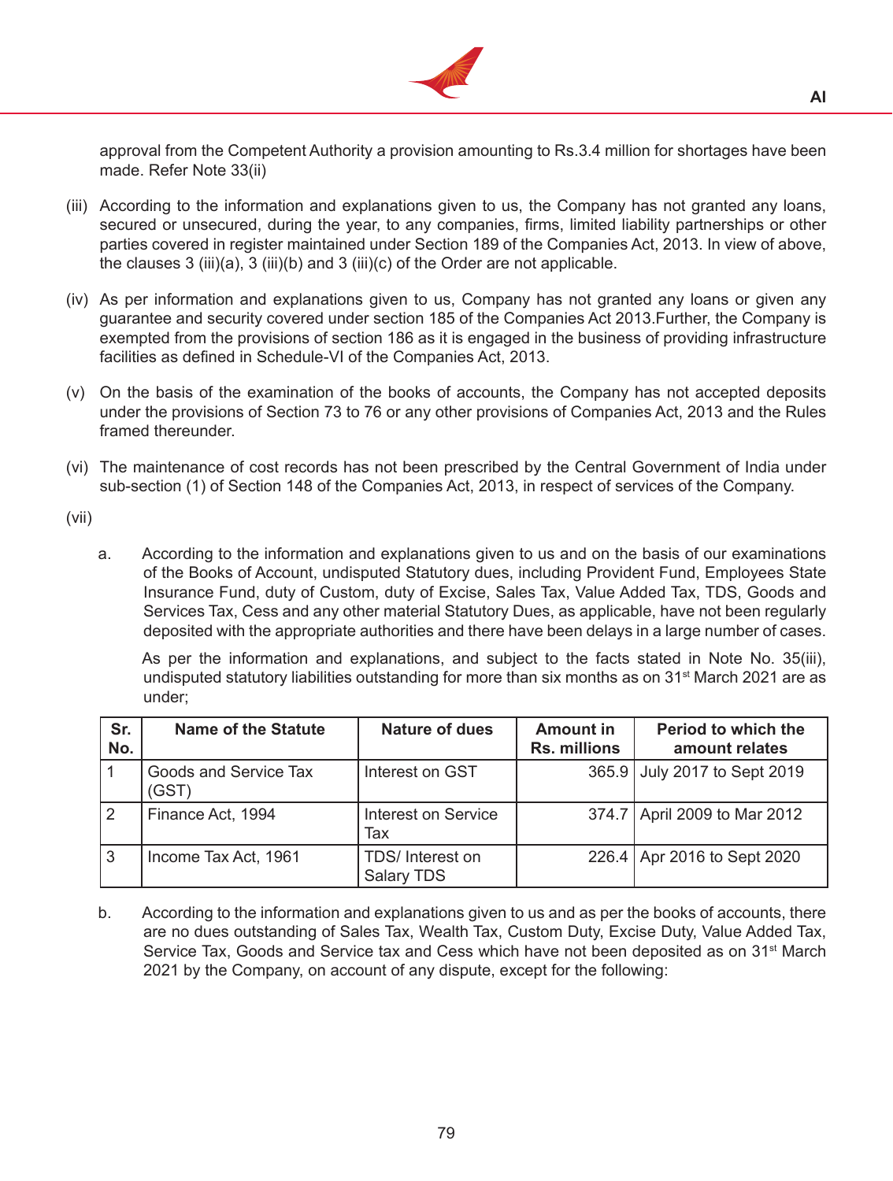approval from the Competent Authority a provision amounting to Rs.3.4 million for shortages have been made. Refer Note 33(ii)

(iii) According to the information and explanations given to us, the Company has not granted any loans, secured or unsecured, during the year, to any companies, firms, limited liability partnerships or other parties covered in register maintained under Section 189 of the Companies Act, 2013. In view of above, the clauses 3 (iii)(a), 3 (iii)(b) and 3 (iii)(c) of the Order are not applicable.

(iv) As per information and explanations given to us, Company has not granted any loans or given any guarantee and security covered under section 185 of the Companies Act 2013.Further, the Company is exempted from the provisions of section 186 as it is engaged in the business of providing infrastructure facilities as defined in Schedule-VI of the Companies Act, 2013.

(v) On the basis of the examination of the books of accounts, the Company has not accepted deposits under the provisions of Section 73 to 76 or any other provisions of Companies Act, 2013 and the Rules framed thereunder.

(vi) The maintenance of cost records has not been prescribed by the Central Government of India under sub-section (1) of Section 148 of the Companies Act, 2013, in respect of services of the Company.

(vii)

a. According to the information and explanations given to us and on the basis of our examinations of the Books of Account, undisputed Statutory dues, including Provident Fund, Employees State Insurance Fund, duty of Custom, duty of Excise, Sales Tax, Value Added Tax, TDS, Goods and Services Tax, Cess and any other material Statutory Dues, as applicable, have not been regularly deposited with the appropriate authorities and there have been delays in a large number of cases.

As per the information and explanations, and subject to the facts stated in Note No. 35(iii), undisputed statutory liabilities outstanding for more than six months as on 31st March 2021 are as under;

| Sr. No. | Name of the Statute | Nature of dues | Amount in Rs. millions | Period to which the amount relates |
|---|---|---|---|---|
| 1 | Goods and Service Tax (GST) | Interest on GST | 365.9 | July 2017 to Sept 2019 |
| 2 | Finance Act, 1994 | Interest on Service Tax | 374.7 | April 2009 to Mar 2012 |
| 3 | Income Tax Act, 1961 | TDS/ Interest on Salary TDS | 226.4 | Apr 2016 to Sept 2020 |

b. According to the information and explanations given to us and as per the books of accounts, there are no dues outstanding of Sales Tax, Wealth Tax, Custom Duty, Excise Duty, Value Added Tax, Service Tax, Goods and Service tax and Cess which have not been deposited as on 31st March 2021 by the Company, on account of any dispute, except for the following: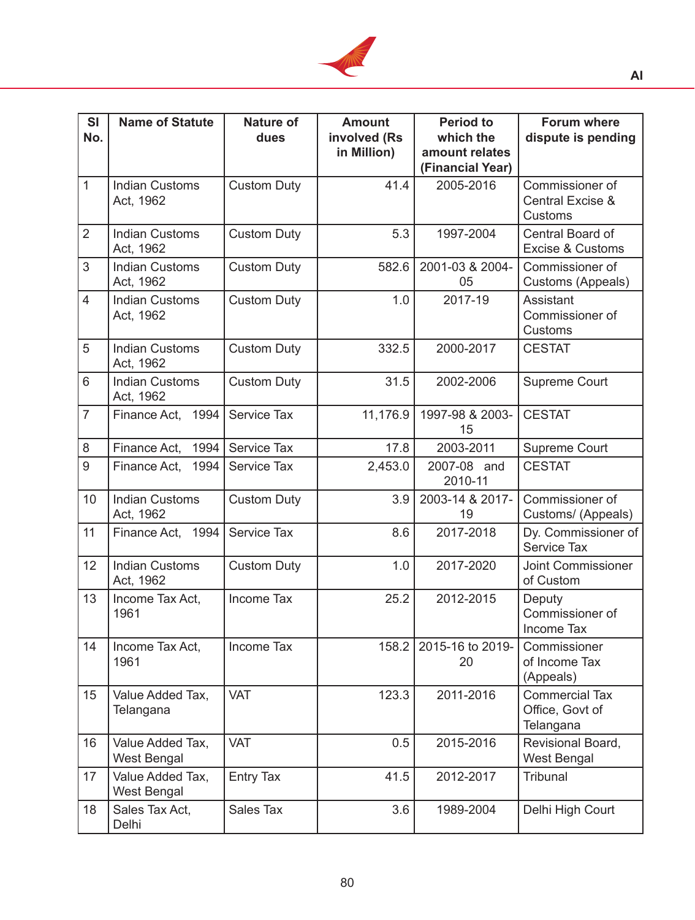| Sl No. | Name of Statute | Nature of dues | Amount involved (Rs in Million) | Period to which the amount relates (Financial Year) | Forum where dispute is pending |
|---|---|---|---|---|---|
| 1 | Indian Customs Act, 1962 | Custom Duty | 41.4 | 2005-2016 | Commissioner of Central Excise & Customs |
| 2 | Indian Customs Act, 1962 | Custom Duty | 5.3 | 1997-2004 | Central Board of Excise & Customs |
| 3 | Indian Customs Act, 1962 | Custom Duty | 582.6 | 2001-03 & 2004-05 | Commissioner of Customs (Appeals) |
| 4 | Indian Customs Act, 1962 | Custom Duty | 1.0 | 2017-19 | Assistant Commissioner of Customs |
| 5 | Indian Customs Act, 1962 | Custom Duty | 332.5 | 2000-2017 | CESTAT |
| 6 | Indian Customs Act, 1962 | Custom Duty | 31.5 | 2002-2006 | Supreme Court |
| 7 | Finance Act, 1994 | Service Tax | 11,176.9 | 1997-98 & 2003-15 | CESTAT |
| 8 | Finance Act, 1994 | Service Tax | 17.8 | 2003-2011 | Supreme Court |
| 9 | Finance Act, 1994 | Service Tax | 2,453.0 | 2007-08 and 2010-11 | CESTAT |
| 10 | Indian Customs Act, 1962 | Custom Duty | 3.9 | 2003-14 & 2017-19 | Commissioner of Customs/ (Appeals) |
| 11 | Finance Act, 1994 | Service Tax | 8.6 | 2017-2018 | Dy. Commissioner of Service Tax |
| 12 | Indian Customs Act, 1962 | Custom Duty | 1.0 | 2017-2020 | Joint Commissioner of Custom |
| 13 | Income Tax Act, 1961 | Income Tax | 25.2 | 2012-2015 | Deputy Commissioner of Income Tax |
| 14 | Income Tax Act, 1961 | Income Tax | 158.2 | 2015-16 to 2019-20 | Commissioner of Income Tax (Appeals) |
| 15 | Value Added Tax, Telangana | VAT | 123.3 | 2011-2016 | Commercial Tax Office, Govt of Telangana |
| 16 | Value Added Tax, West Bengal | VAT | 0.5 | 2015-2016 | Revisional Board, West Bengal |
| 17 | Value Added Tax, West Bengal | Entry Tax | 41.5 | 2012-2017 | Tribunal |
| 18 | Sales Tax Act, Delhi | Sales Tax | 3.6 | 1989-2004 | Delhi High Court |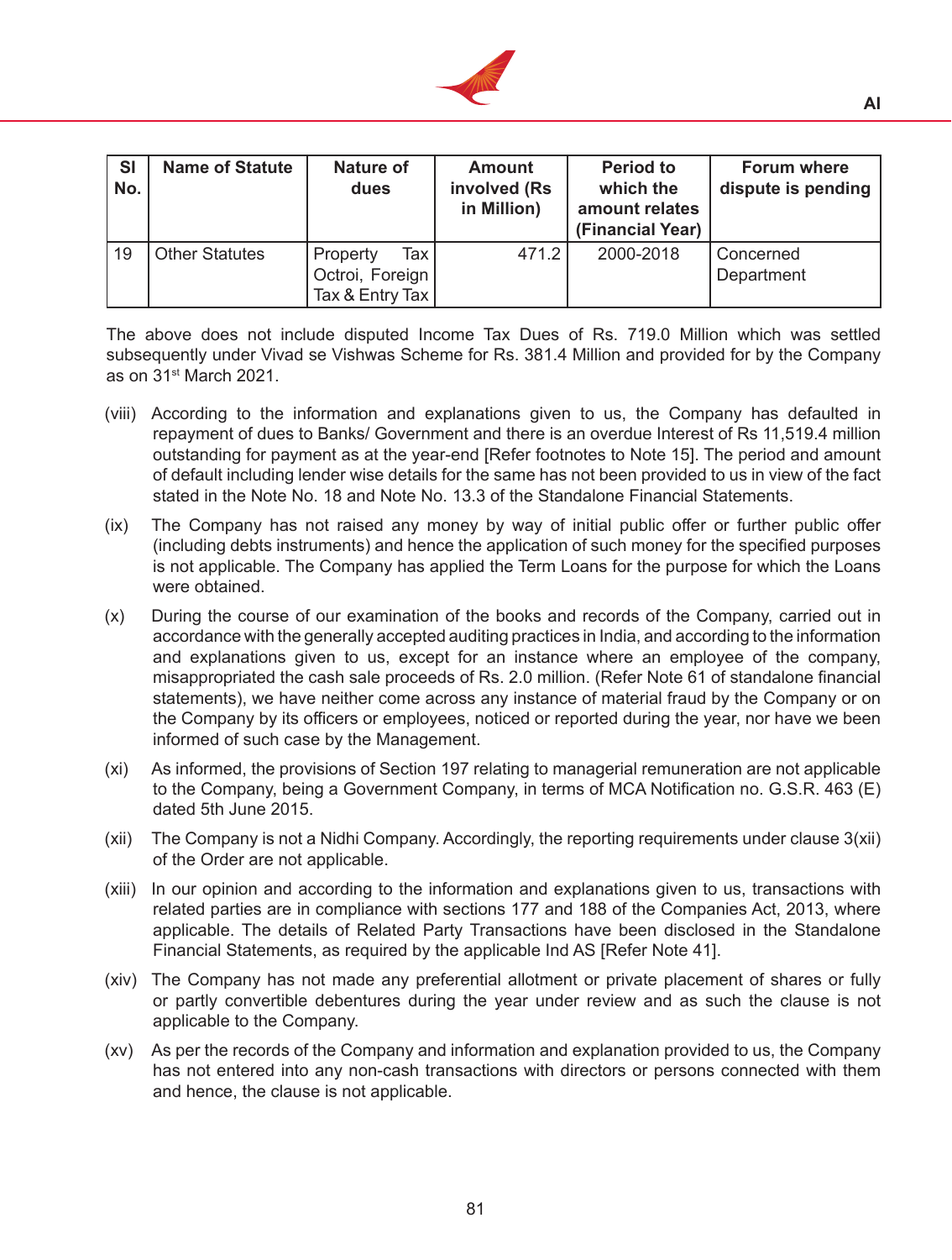| Sl No. | Name of Statute | Nature of dues | Amount involved (Rs in Million) | Period to which the amount relates (Financial Year) | Forum where dispute is pending |
|---|---|---|---|---|---|
| 19 | Other Statutes | Property Tax Octroi, Foreign Tax & Entry Tax | 471.2 | 2000-2018 | Concerned Department |

The above does not include disputed Income Tax Dues of Rs. 719.0 Million which was settled subsequently under Vivad se Vishwas Scheme for Rs. 381.4 Million and provided for by the Company as on 31st March 2021.

(viii) According to the information and explanations given to us, the Company has defaulted in repayment of dues to Banks/ Government and there is an overdue Interest of Rs 11,519.4 million outstanding for payment as at the year-end [Refer footnotes to Note 15]. The period and amount of default including lender wise details for the same has not been provided to us in view of the fact stated in the Note No. 18 and Note No. 13.3 of the Standalone Financial Statements.

(ix) The Company has not raised any money by way of initial public offer or further public offer (including debts instruments) and hence the application of such money for the specified purposes is not applicable. The Company has applied the Term Loans for the purpose for which the Loans were obtained.

(x) During the course of our examination of the books and records of the Company, carried out in accordance with the generally accepted auditing practices in India, and according to the information and explanations given to us, except for an instance where an employee of the company, misappropriated the cash sale proceeds of Rs. 2.0 million. (Refer Note 61 of standalone financial statements), we have neither come across any instance of material fraud by the Company or on the Company by its officers or employees, noticed or reported during the year, nor have we been informed of such case by the Management.

(xi) As informed, the provisions of Section 197 relating to managerial remuneration are not applicable to the Company, being a Government Company, in terms of MCA Notification no. G.S.R. 463 (E) dated 5th June 2015.

(xii) The Company is not a Nidhi Company. Accordingly, the reporting requirements under clause 3(xii) of the Order are not applicable.

(xiii) In our opinion and according to the information and explanations given to us, transactions with related parties are in compliance with sections 177 and 188 of the Companies Act, 2013, where applicable. The details of Related Party Transactions have been disclosed in the Standalone Financial Statements, as required by the applicable Ind AS [Refer Note 41].

(xiv) The Company has not made any preferential allotment or private placement of shares or fully or partly convertible debentures during the year under review and as such the clause is not applicable to the Company.

(xv) As per the records of the Company and information and explanation provided to us, the Company has not entered into any non-cash transactions with directors or persons connected with them and hence, the clause is not applicable.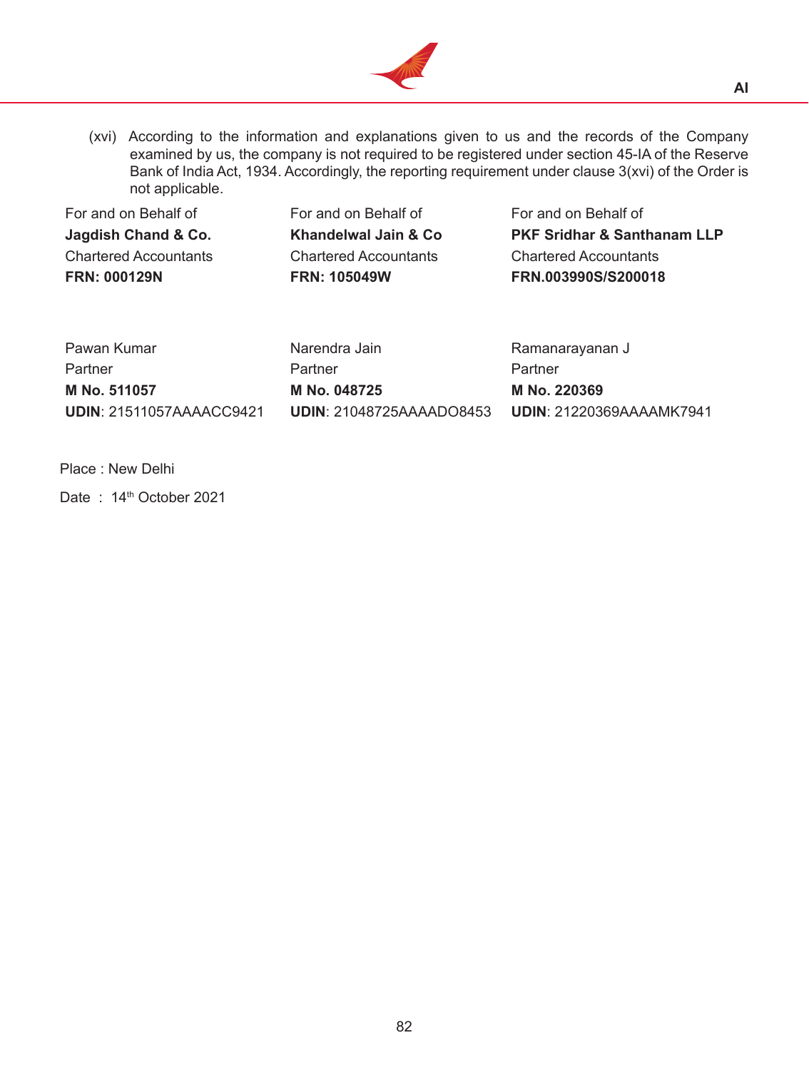(xvi) According to the information and explanations given to us and the records of the Company examined by us, the company is not required to be registered under section 45-IA of the Reserve Bank of India Act, 1934. Accordingly, the reporting requirement under clause 3(xvi) of the Order is not applicable.

| For and on Behalf of | For and on Behalf of | For and on Behalf of |
|---|---|---|
| **Jagdish Chand & Co.** | **Khandelwal Jain & Co** | **PKF Sridhar & Santhanam LLP** |
| Chartered Accountants | Chartered Accountants | Chartered Accountants |
| **FRN: 000129N** | **FRN: 105049W** | **FRN.003990S/S200018** |
| | | |
| Pawan Kumar | Narendra Jain | Ramanarayanan J |
| Partner | Partner | Partner |
| **M No. 511057** | **M No. 048725** | **M No. 220369** |
| **UDIN**: 21511057AAAACC9421 | **UDIN**: 21048725AAAADO8453 | **UDIN**: 21220369AAAAMK7941 |

Place : New Delhi

Date : 14th October 2021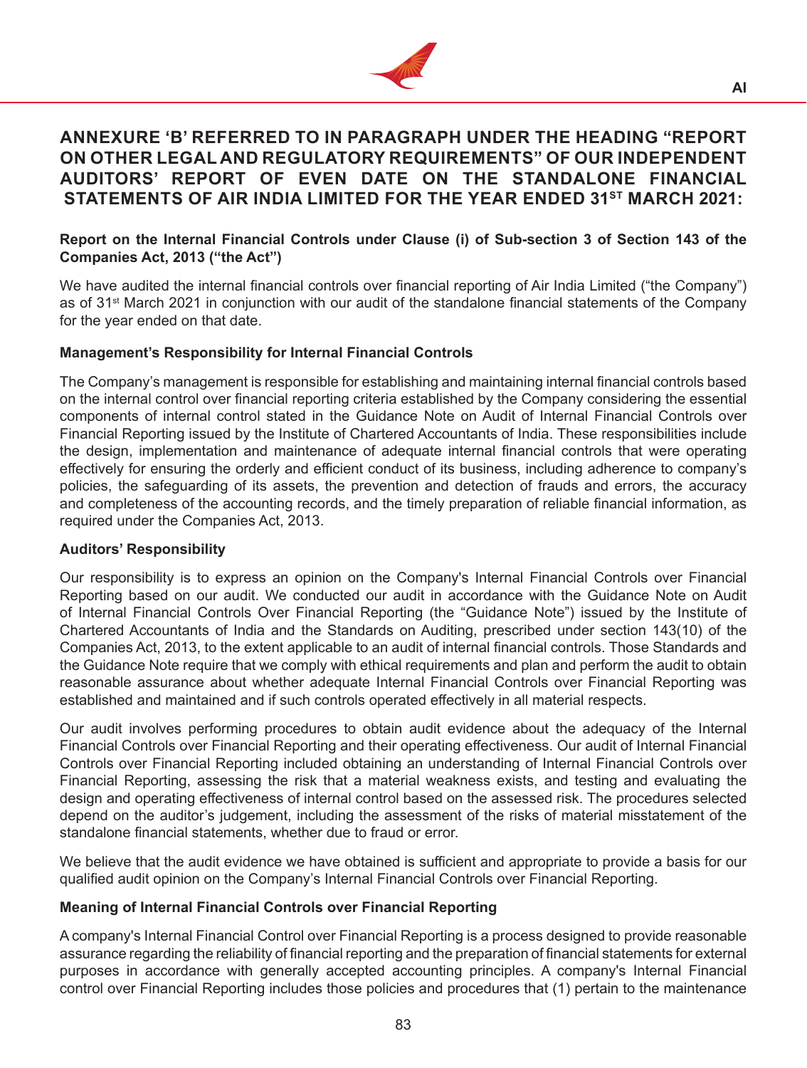# ANNEXURE 'B' REFERRED TO IN PARAGRAPH UNDER THE HEADING "REPORT ON OTHER LEGAL AND REGULATORY REQUIREMENTS" OF OUR INDEPENDENT AUDITORS' REPORT OF EVEN DATE ON THE STANDALONE FINANCIAL STATEMENTS OF AIR INDIA LIMITED FOR THE YEAR ENDED 31ST MARCH 2021:

**Report on the Internal Financial Controls under Clause (i) of Sub-section 3 of Section 143 of the Companies Act, 2013 ("the Act")**

We have audited the internal financial controls over financial reporting of Air India Limited ("the Company") as of 31st March 2021 in conjunction with our audit of the standalone financial statements of the Company for the year ended on that date.

**Management's Responsibility for Internal Financial Controls**

The Company's management is responsible for establishing and maintaining internal financial controls based on the internal control over financial reporting criteria established by the Company considering the essential components of internal control stated in the Guidance Note on Audit of Internal Financial Controls over Financial Reporting issued by the Institute of Chartered Accountants of India. These responsibilities include the design, implementation and maintenance of adequate internal financial controls that were operating effectively for ensuring the orderly and efficient conduct of its business, including adherence to company's policies, the safeguarding of its assets, the prevention and detection of frauds and errors, the accuracy and completeness of the accounting records, and the timely preparation of reliable financial information, as required under the Companies Act, 2013.

**Auditors' Responsibility**

Our responsibility is to express an opinion on the Company's Internal Financial Controls over Financial Reporting based on our audit. We conducted our audit in accordance with the Guidance Note on Audit of Internal Financial Controls Over Financial Reporting (the "Guidance Note") issued by the Institute of Chartered Accountants of India and the Standards on Auditing, prescribed under section 143(10) of the Companies Act, 2013, to the extent applicable to an audit of internal financial controls. Those Standards and the Guidance Note require that we comply with ethical requirements and plan and perform the audit to obtain reasonable assurance about whether adequate Internal Financial Controls over Financial Reporting was established and maintained and if such controls operated effectively in all material respects.

Our audit involves performing procedures to obtain audit evidence about the adequacy of the Internal Financial Controls over Financial Reporting and their operating effectiveness. Our audit of Internal Financial Controls over Financial Reporting included obtaining an understanding of Internal Financial Controls over Financial Reporting, assessing the risk that a material weakness exists, and testing and evaluating the design and operating effectiveness of internal control based on the assessed risk. The procedures selected depend on the auditor's judgement, including the assessment of the risks of material misstatement of the standalone financial statements, whether due to fraud or error.

We believe that the audit evidence we have obtained is sufficient and appropriate to provide a basis for our qualified audit opinion on the Company's Internal Financial Controls over Financial Reporting.

**Meaning of Internal Financial Controls over Financial Reporting**

A company's Internal Financial Control over Financial Reporting is a process designed to provide reasonable assurance regarding the reliability of financial reporting and the preparation of financial statements for external purposes in accordance with generally accepted accounting principles. A company's Internal Financial control over Financial Reporting includes those policies and procedures that (1) pertain to the maintenance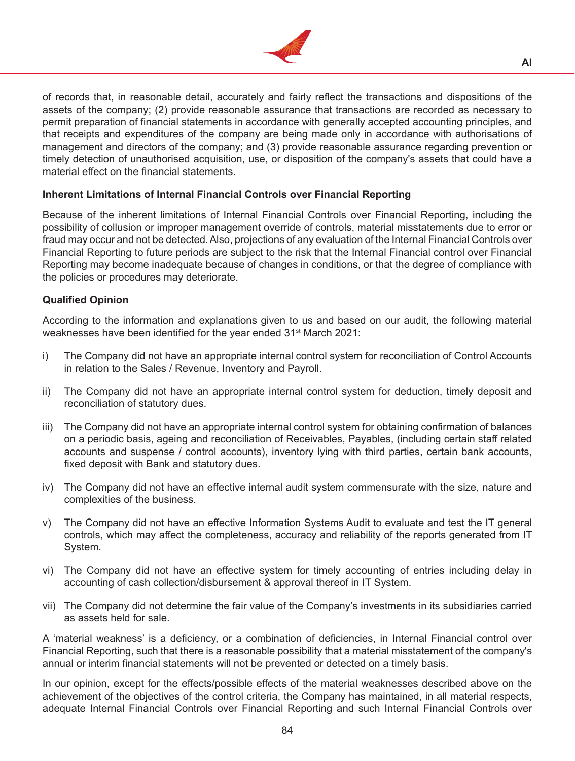of records that, in reasonable detail, accurately and fairly reflect the transactions and dispositions of the assets of the company; (2) provide reasonable assurance that transactions are recorded as necessary to permit preparation of financial statements in accordance with generally accepted accounting principles, and that receipts and expenditures of the company are being made only in accordance with authorisations of management and directors of the company; and (3) provide reasonable assurance regarding prevention or timely detection of unauthorised acquisition, use, or disposition of the company's assets that could have a material effect on the financial statements.

**Inherent Limitations of Internal Financial Controls over Financial Reporting**

Because of the inherent limitations of Internal Financial Controls over Financial Reporting, including the possibility of collusion or improper management override of controls, material misstatements due to error or fraud may occur and not be detected. Also, projections of any evaluation of the Internal Financial Controls over Financial Reporting to future periods are subject to the risk that the Internal Financial control over Financial Reporting may become inadequate because of changes in conditions, or that the degree of compliance with the policies or procedures may deteriorate.

**Qualified Opinion**

According to the information and explanations given to us and based on our audit, the following material weaknesses have been identified for the year ended 31st March 2021:

i) The Company did not have an appropriate internal control system for reconciliation of Control Accounts in relation to the Sales / Revenue, Inventory and Payroll.

ii) The Company did not have an appropriate internal control system for deduction, timely deposit and reconciliation of statutory dues.

iii) The Company did not have an appropriate internal control system for obtaining confirmation of balances on a periodic basis, ageing and reconciliation of Receivables, Payables, (including certain staff related accounts and suspense / control accounts), inventory lying with third parties, certain bank accounts, fixed deposit with Bank and statutory dues.

iv) The Company did not have an effective internal audit system commensurate with the size, nature and complexities of the business.

v) The Company did not have an effective Information Systems Audit to evaluate and test the IT general controls, which may affect the completeness, accuracy and reliability of the reports generated from IT System.

vi) The Company did not have an effective system for timely accounting of entries including delay in accounting of cash collection/disbursement & approval thereof in IT System.

vii) The Company did not determine the fair value of the Company's investments in its subsidiaries carried as assets held for sale.

A 'material weakness' is a deficiency, or a combination of deficiencies, in Internal Financial control over Financial Reporting, such that there is a reasonable possibility that a material misstatement of the company's annual or interim financial statements will not be prevented or detected on a timely basis.

In our opinion, except for the effects/possible effects of the material weaknesses described above on the achievement of the objectives of the control criteria, the Company has maintained, in all material respects, adequate Internal Financial Controls over Financial Reporting and such Internal Financial Controls over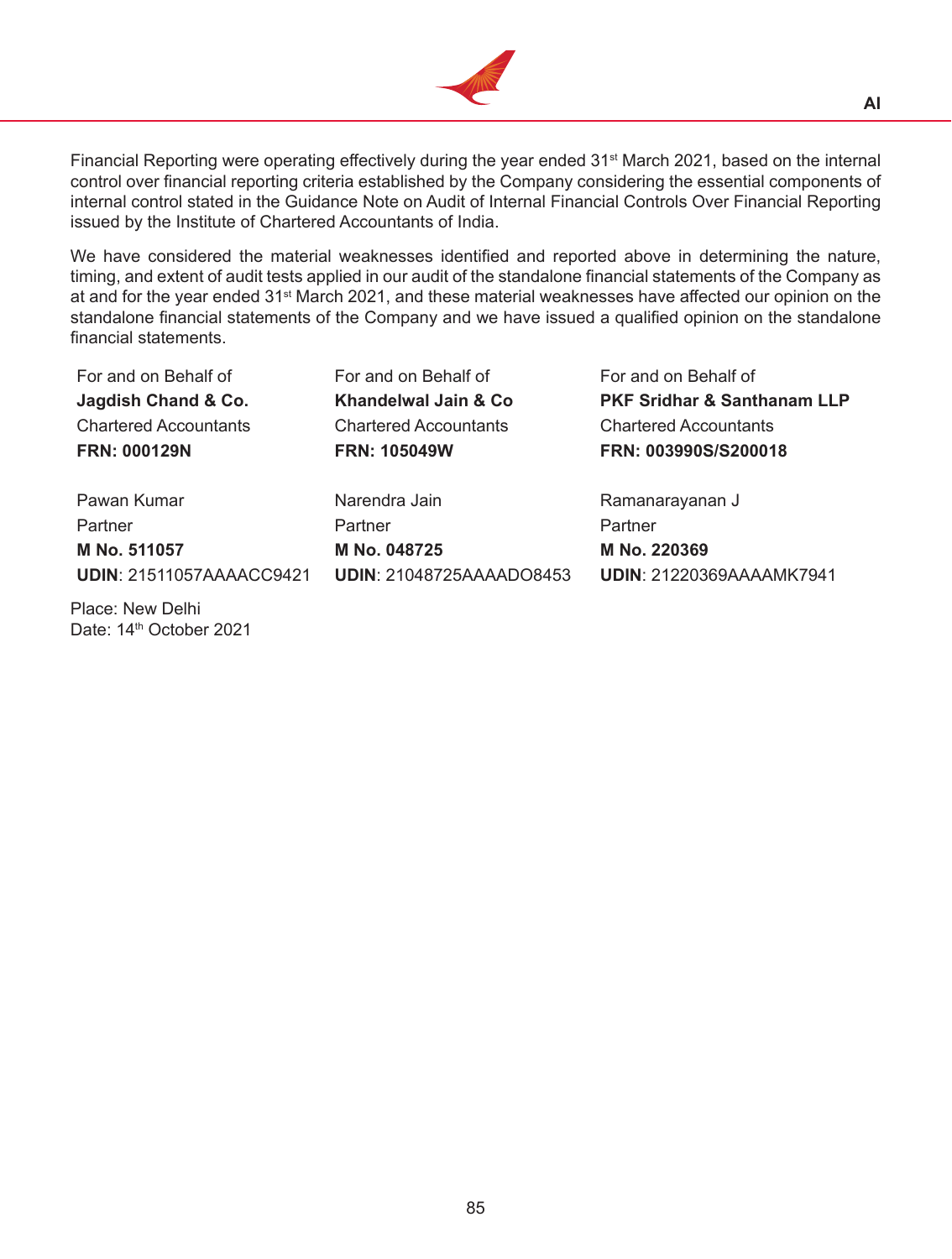Financial Reporting were operating effectively during the year ended 31st March 2021, based on the internal control over financial reporting criteria established by the Company considering the essential components of internal control stated in the Guidance Note on Audit of Internal Financial Controls Over Financial Reporting issued by the Institute of Chartered Accountants of India.

We have considered the material weaknesses identified and reported above in determining the nature, timing, and extent of audit tests applied in our audit of the standalone financial statements of the Company as at and for the year ended 31st March 2021, and these material weaknesses have affected our opinion on the standalone financial statements of the Company and we have issued a qualified opinion on the standalone financial statements.

| | | |
|---|---|---|
| For and on Behalf of | For and on Behalf of | For and on Behalf of |
| **Jagdish Chand & Co.** | **Khandelwal Jain & Co** | **PKF Sridhar & Santhanam LLP** |
| Chartered Accountants | Chartered Accountants | Chartered Accountants |
| **FRN: 000129N** | **FRN: 105049W** | **FRN: 003990S/S200018** |
| | | |
| Pawan Kumar | Narendra Jain | Ramanarayanan J |
| Partner | Partner | Partner |
| **M No. 511057** | **M No. 048725** | **M No. 220369** |
| **UDIN**: 21511057AAAACC9421 | **UDIN**: 21048725AAAADO8453 | **UDIN**: 21220369AAAAMK7941 |

Place: New Delhi
Date: 14th October 2021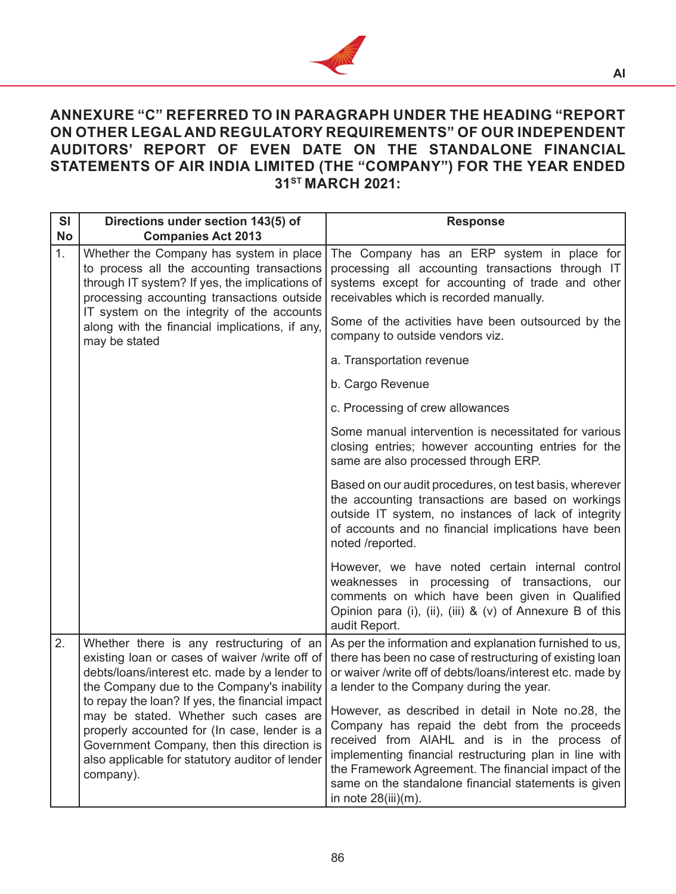# ANNEXURE "C" REFERRED TO IN PARAGRAPH UNDER THE HEADING "REPORT ON OTHER LEGAL AND REGULATORY REQUIREMENTS" OF OUR INDEPENDENT AUDITORS' REPORT OF EVEN DATE ON THE STANDALONE FINANCIAL STATEMENTS OF AIR INDIA LIMITED (THE "COMPANY") FOR THE YEAR ENDED 31ST MARCH 2021:

| Sl No | Directions under section 143(5) of Companies Act 2013 | Response |
|---|---|---|
| 1. | Whether the Company has system in place to process all the accounting transactions through IT system? If yes, the implications of processing accounting transactions outside IT system on the integrity of the accounts along with the financial implications, if any, may be stated | The Company has an ERP system in place for processing all accounting transactions through IT systems except for accounting of trade and other receivables which is recorded manually.<br><br>Some of the activities have been outsourced by the company to outside vendors viz.<br><br>a. Transportation revenue<br><br>b. Cargo Revenue<br><br>c. Processing of crew allowances<br><br>Some manual intervention is necessitated for various closing entries; however accounting entries for the same are also processed through ERP.<br><br>Based on our audit procedures, on test basis, wherever the accounting transactions are based on workings outside IT system, no instances of lack of integrity of accounts and no financial implications have been noted /reported.<br><br>However, we have noted certain internal control weaknesses in processing of transactions, our comments on which have been given in Qualified Opinion para (i), (ii), (iii) & (v) of Annexure B of this audit Report. |
| 2. | Whether there is any restructuring of an existing loan or cases of waiver /write off of debts/loans/interest etc. made by a lender to the Company due to the Company's inability to repay the loan? If yes, the financial impact may be stated. Whether such cases are properly accounted for (In case, lender is a Government Company, then this direction is also applicable for statutory auditor of lender company). | As per the information and explanation furnished to us, there has been no case of restructuring of existing loan or waiver /write off of debts/loans/interest etc. made by a lender to the Company during the year.<br><br>However, as described in detail in Note no.28, the Company has repaid the debt from the proceeds received from AIAHL and is in the process of implementing financial restructuring plan in line with the Framework Agreement. The financial impact of the same on the standalone financial statements is given in note 28(iii)(m). |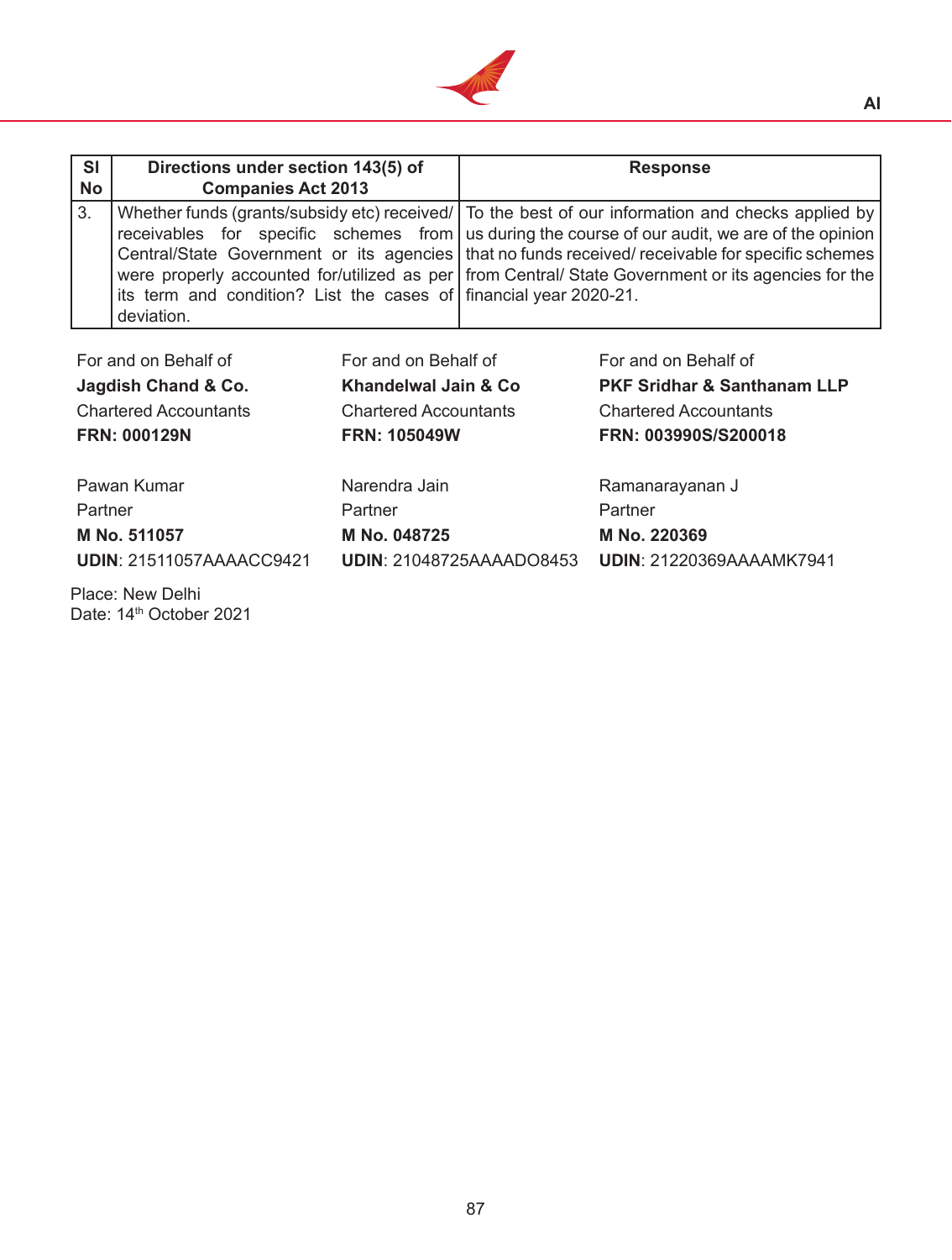| Sl No | Directions under section 143(5) of Companies Act 2013 | Response |
|---|---|---|
| 3. | Whether funds (grants/subsidy etc) received/ receivables for specific schemes from Central/State Government or its agencies were properly accounted for/utilized as per its term and condition? List the cases of deviation. | To the best of our information and checks applied by us during the course of our audit, we are of the opinion that no funds received/ receivable for specific schemes from Central/ State Government or its agencies for the financial year 2020-21. |

For and on Behalf of
**Jagdish Chand & Co.**
Chartered Accountants
**FRN: 000129N**

Pawan Kumar
Partner
**M No. 511057**
**UDIN**: 21511057AAAACC9421

For and on Behalf of
**Khandelwal Jain & Co**
Chartered Accountants
**FRN: 105049W**

Narendra Jain
Partner
**M No. 048725**
**UDIN**: 21048725AAAADO8453

For and on Behalf of
**PKF Sridhar & Santhanam LLP**
Chartered Accountants
**FRN: 003990S/S200018**

Ramanarayanan J
Partner
**M No. 220369**
**UDIN**: 21220369AAAAMK7941

Place: New Delhi
Date: 14th October 2021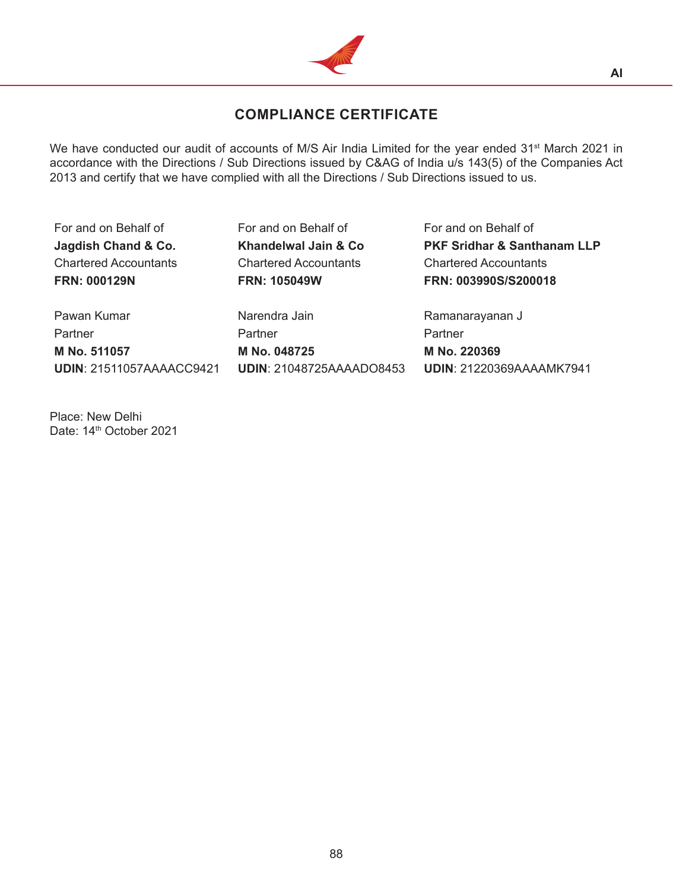# COMPLIANCE CERTIFICATE

We have conducted our audit of accounts of M/S Air India Limited for the year ended 31st March 2021 in accordance with the Directions / Sub Directions issued by C&AG of India u/s 143(5) of the Companies Act 2013 and certify that we have complied with all the Directions / Sub Directions issued to us.

For and on Behalf of
**Jagdish Chand & Co.**
Chartered Accountants
**FRN: 000129N**

Pawan Kumar
Partner
**M No. 511057**
**UDIN**: 21511057AAAACC9421

For and on Behalf of
**Khandelwal Jain & Co**
Chartered Accountants
**FRN: 105049W**

Narendra Jain
Partner
**M No. 048725**
**UDIN**: 21048725AAAADO8453

For and on Behalf of
**PKF Sridhar & Santhanam LLP**
Chartered Accountants
**FRN: 003990S/S200018**

Ramanarayanan J
Partner
**M No. 220369**
**UDIN**: 21220369AAAAMK7941

Place: New Delhi
Date: 14th October 2021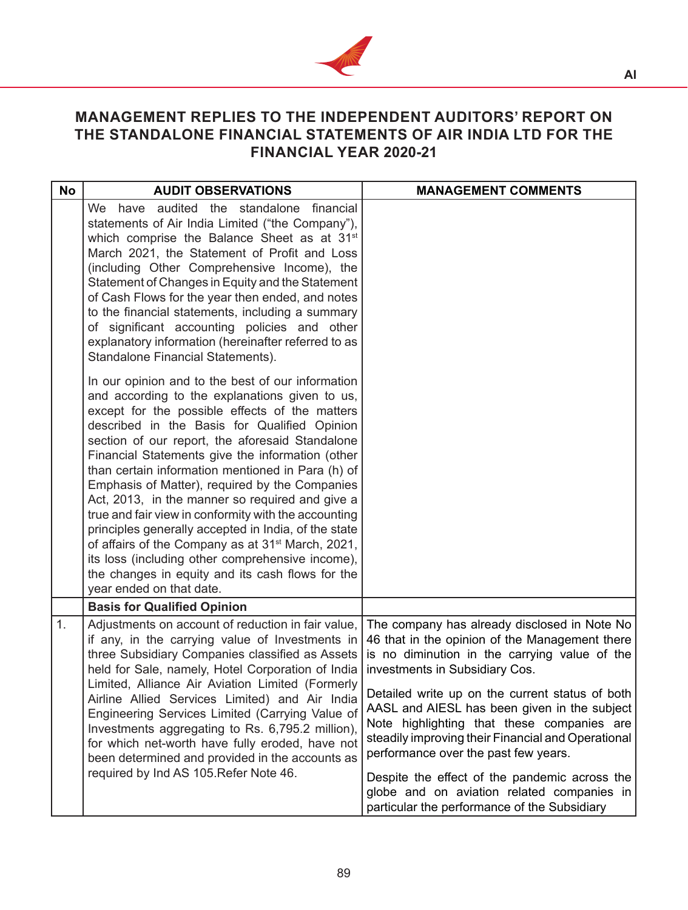# MANAGEMENT REPLIES TO THE INDEPENDENT AUDITORS' REPORT ON THE STANDALONE FINANCIAL STATEMENTS OF AIR INDIA LTD FOR THE FINANCIAL YEAR 2020-21

| No | AUDIT OBSERVATIONS | MANAGEMENT COMMENTS |
|---|---|---|
| | We have audited the standalone financial statements of Air India Limited ("the Company"), which comprise the Balance Sheet as at 31st March 2021, the Statement of Profit and Loss (including Other Comprehensive Income), the Statement of Changes in Equity and the Statement of Cash Flows for the year then ended, and notes to the financial statements, including a summary of significant accounting policies and other explanatory information (hereinafter referred to as Standalone Financial Statements).<br><br>In our opinion and to the best of our information and according to the explanations given to us, except for the possible effects of the matters described in the Basis for Qualified Opinion section of our report, the aforesaid Standalone Financial Statements give the information (other than certain information mentioned in Para (h) of Emphasis of Matter), required by the Companies Act, 2013, in the manner so required and give a true and fair view in conformity with the accounting principles generally accepted in India, of the state of affairs of the Company as at 31st March, 2021, its loss (including other comprehensive income), the changes in equity and its cash flows for the year ended on that date. | |
| | **Basis for Qualified Opinion** | |
| 1. | Adjustments on account of reduction in fair value, if any, in the carrying value of Investments in three Subsidiary Companies classified as Assets held for Sale, namely, Hotel Corporation of India Limited, Alliance Air Aviation Limited (Formerly Airline Allied Services Limited) and Air India Engineering Services Limited (Carrying Value of Investments aggregating to Rs. 6,795.2 million), for which net-worth have fully eroded, have not been determined and provided in the accounts as required by Ind AS 105.Refer Note 46. | The company has already disclosed in Note No 46 that in the opinion of the Management there is no diminution in the carrying value of the investments in Subsidiary Cos.<br><br>Detailed write up on the current status of both AASL and AIESL has been given in the subject Note highlighting that these companies are steadily improving their Financial and Operational performance over the past few years.<br><br>Despite the effect of the pandemic across the globe and on aviation related companies in particular the performance of the Subsidiary |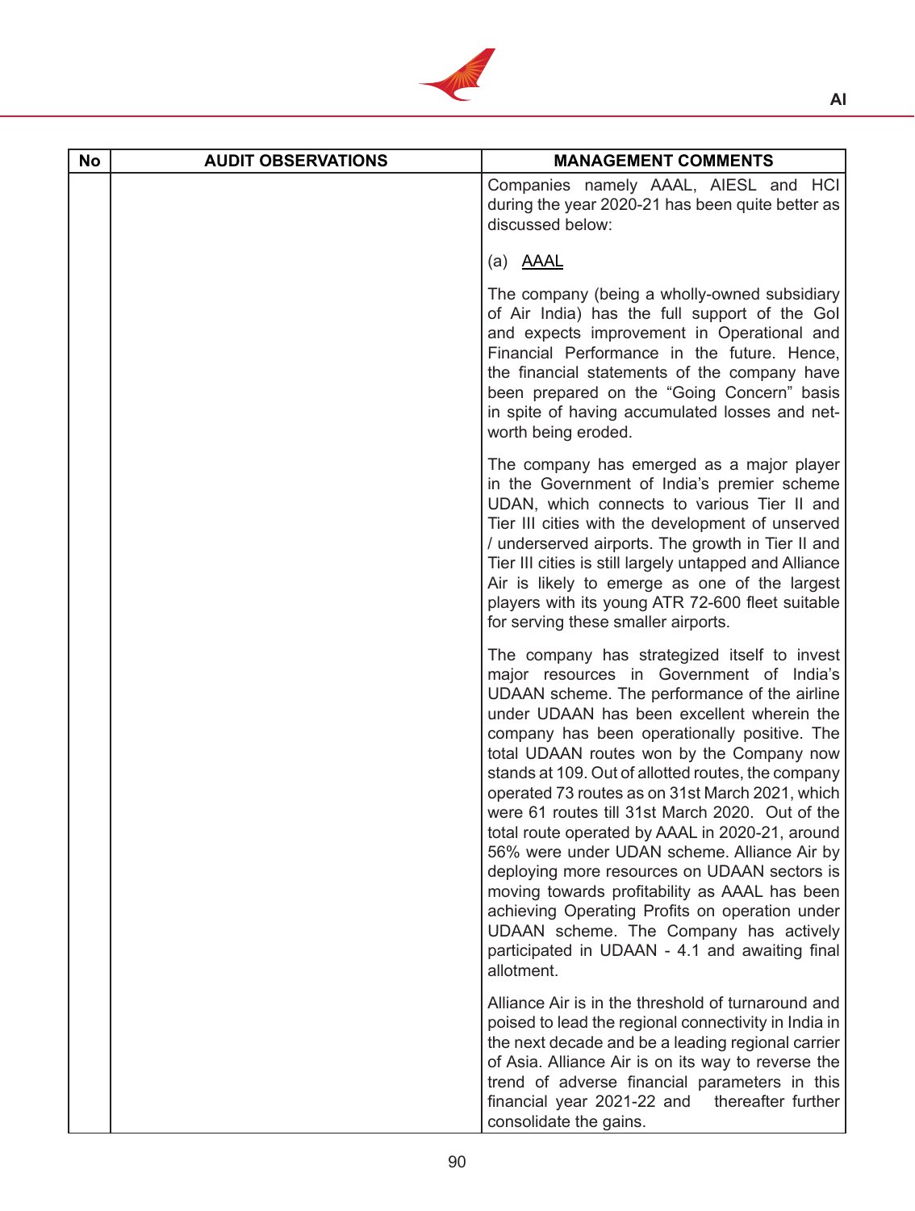| No | AUDIT OBSERVATIONS | MANAGEMENT COMMENTS |
|---|---|---|
| | | Companies namely AAAL, AIESL and HCI during the year 2020-21 has been quite better as discussed below:<br><br>(a) AAAL<br><br>The company (being a wholly-owned subsidiary of Air India) has the full support of the GoI and expects improvement in Operational and Financial Performance in the future. Hence, the financial statements of the company have been prepared on the "Going Concern" basis in spite of having accumulated losses and net-worth being eroded.<br><br>The company has emerged as a major player in the Government of India's premier scheme UDAN, which connects to various Tier II and Tier III cities with the development of unserved / underserved airports. The growth in Tier II and Tier III cities is still largely untapped and Alliance Air is likely to emerge as one of the largest players with its young ATR 72-600 fleet suitable for serving these smaller airports.<br><br>The company has strategized itself to invest major resources in Government of India's UDAAN scheme. The performance of the airline under UDAAN has been excellent wherein the company has been operationally positive. The total UDAAN routes won by the Company now stands at 109. Out of allotted routes, the company operated 73 routes as on 31st March 2021, which were 61 routes till 31st March 2020. Out of the total route operated by AAAL in 2020-21, around 56% were under UDAN scheme. Alliance Air by deploying more resources on UDAAN sectors is moving towards profitability as AAAL has been achieving Operating Profits on operation under UDAAN scheme. The Company has actively participated in UDAAN - 4.1 and awaiting final allotment.<br><br>Alliance Air is in the threshold of turnaround and poised to lead the regional connectivity in India in the next decade and be a leading regional carrier of Asia. Alliance Air is on its way to reverse the trend of adverse financial parameters in this financial year 2021-22 and thereafter further consolidate the gains. |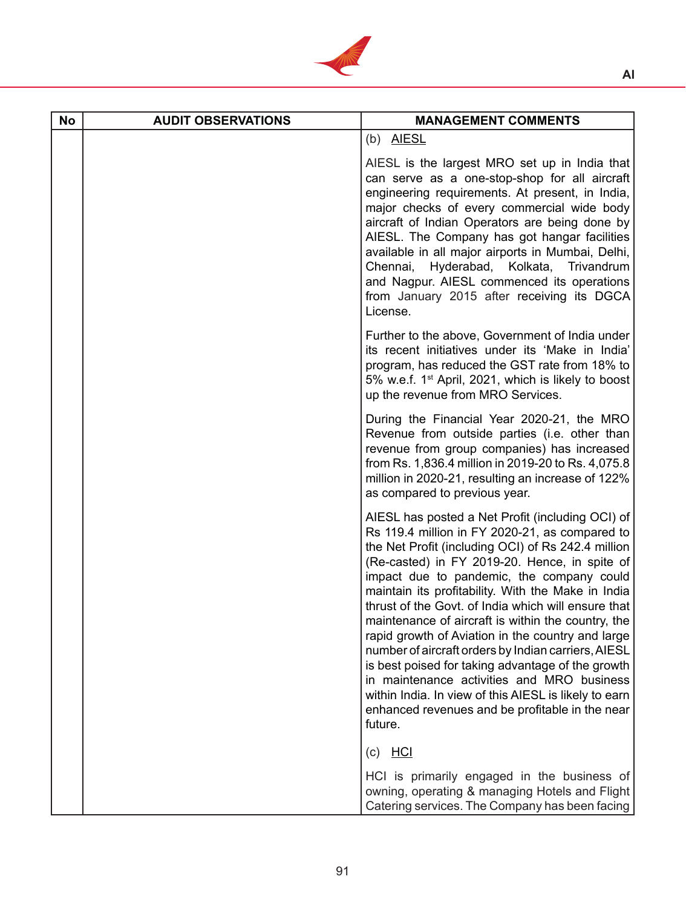| No | AUDIT OBSERVATIONS | MANAGEMENT COMMENTS |
|---|---|---|
| | | (b) AIESL<br><br>AIESL is the largest MRO set up in India that can serve as a one-stop-shop for all aircraft engineering requirements. At present, in India, major checks of every commercial wide body aircraft of Indian Operators are being done by AIESL. The Company has got hangar facilities available in all major airports in Mumbai, Delhi, Chennai, Hyderabad, Kolkata, Trivandrum and Nagpur. AIESL commenced its operations from January 2015 after receiving its DGCA License.<br><br>Further to the above, Government of India under its recent initiatives under its 'Make in India' program, has reduced the GST rate from 18% to 5% w.e.f. 1st April, 2021, which is likely to boost up the revenue from MRO Services.<br><br>During the Financial Year 2020-21, the MRO Revenue from outside parties (i.e. other than revenue from group companies) has increased from Rs. 1,836.4 million in 2019-20 to Rs. 4,075.8 million in 2020-21, resulting an increase of 122% as compared to previous year.<br><br>AIESL has posted a Net Profit (including OCI) of Rs 119.4 million in FY 2020-21, as compared to the Net Profit (including OCI) of Rs 242.4 million (Re-casted) in FY 2019-20. Hence, in spite of impact due to pandemic, the company could maintain its profitability. With the Make in India thrust of the Govt. of India which will ensure that maintenance of aircraft is within the country, the rapid growth of Aviation in the country and large number of aircraft orders by Indian carriers, AIESL is best poised for taking advantage of the growth in maintenance activities and MRO business within India. In view of this AIESL is likely to earn enhanced revenues and be profitable in the near future.<br><br>(c) HCI<br><br>HCI is primarily engaged in the business of owning, operating & managing Hotels and Flight Catering services. The Company has been facing |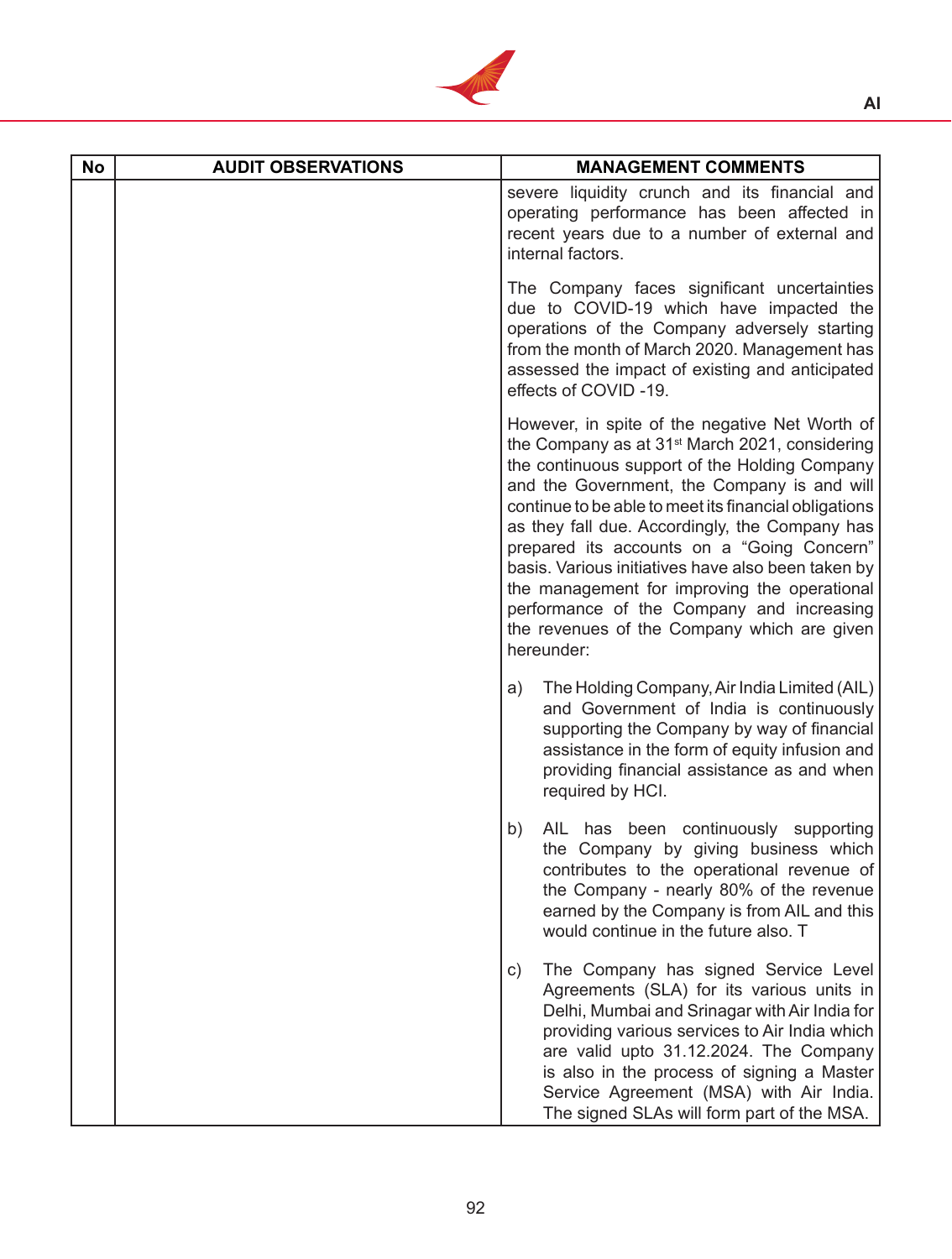| No | AUDIT OBSERVATIONS | MANAGEMENT COMMENTS |
|---|---|---|
| | | severe liquidity crunch and its financial and operating performance has been affected in recent years due to a number of external and internal factors.<br><br>The Company faces significant uncertainties due to COVID-19 which have impacted the operations of the Company adversely starting from the month of March 2020. Management has assessed the impact of existing and anticipated effects of COVID -19.<br><br>However, in spite of the negative Net Worth of the Company as at 31st March 2021, considering the continuous support of the Holding Company and the Government, the Company is and will continue to be able to meet its financial obligations as they fall due. Accordingly, the Company has prepared its accounts on a "Going Concern" basis. Various initiatives have also been taken by the management for improving the operational performance of the Company and increasing the revenues of the Company which are given hereunder:<br><br>a) The Holding Company, Air India Limited (AIL) and Government of India is continuously supporting the Company by way of financial assistance in the form of equity infusion and providing financial assistance as and when required by HCI.<br><br>b) AIL has been continuously supporting the Company by giving business which contributes to the operational revenue of the Company - nearly 80% of the revenue earned by the Company is from AIL and this would continue in the future also. T<br><br>c) The Company has signed Service Level Agreements (SLA) for its various units in Delhi, Mumbai and Srinagar with Air India for providing various services to Air India which are valid upto 31.12.2024. The Company is also in the process of signing a Master Service Agreement (MSA) with Air India. The signed SLAs will form part of the MSA. |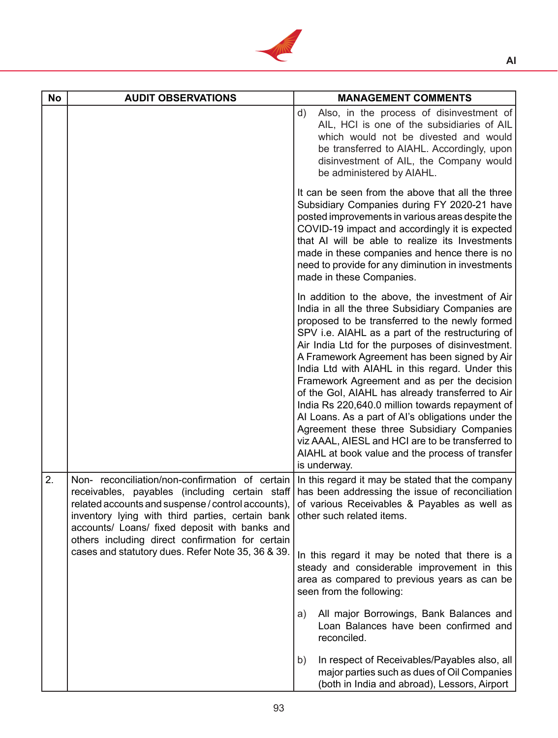| No | AUDIT OBSERVATIONS | MANAGEMENT COMMENTS |
|---|---|---|
| | | d) Also, in the process of disinvestment of AIL, HCI is one of the subsidiaries of AIL which would not be divested and would be transferred to AIAHL. Accordingly, upon disinvestment of AIL, the Company would be administered by AIAHL.<br><br>It can be seen from the above that all the three Subsidiary Companies during FY 2020-21 have posted improvements in various areas despite the COVID-19 impact and accordingly it is expected that AI will be able to realize its Investments made in these companies and hence there is no need to provide for any diminution in investments made in these Companies.<br><br>In addition to the above, the investment of Air India in all the three Subsidiary Companies are proposed to be transferred to the newly formed SPV i.e. AIAHL as a part of the restructuring of Air India Ltd for the purposes of disinvestment. A Framework Agreement has been signed by Air India Ltd with AIAHL in this regard. Under this Framework Agreement and as per the decision of the GoI, AIAHL has already transferred to Air India Rs 220,640.0 million towards repayment of AI Loans. As a part of AI's obligations under the Agreement these three Subsidiary Companies viz AAAL, AIESL and HCI are to be transferred to AIAHL at book value and the process of transfer is underway. |
| 2. | Non- reconciliation/non-confirmation of certain receivables, payables (including certain staff related accounts and suspense / control accounts), inventory lying with third parties, certain bank accounts/ Loans/ fixed deposit with banks and others including direct confirmation for certain cases and statutory dues. Refer Note 35, 36 & 39. | In this regard it may be stated that the company has been addressing the issue of reconciliation of various Receivables & Payables as well as other such related items.<br><br>In this regard it may be noted that there is a steady and considerable improvement in this area as compared to previous years as can be seen from the following:<br><br>a) All major Borrowings, Bank Balances and Loan Balances have been confirmed and reconciled.<br><br>b) In respect of Receivables/Payables also, all major parties such as dues of Oil Companies (both in India and abroad), Lessors, Airport |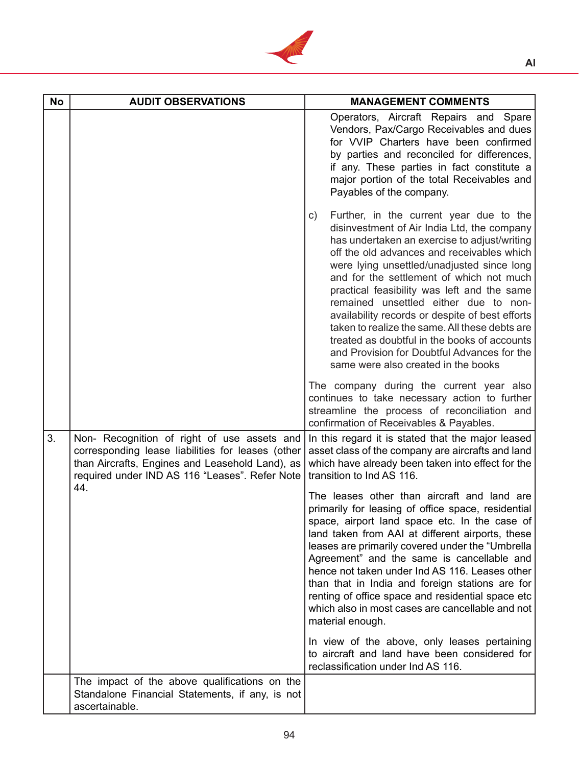| No | AUDIT OBSERVATIONS | MANAGEMENT COMMENTS |
|---|---|---|
| | | Operators, Aircraft Repairs and Spare Vendors, Pax/Cargo Receivables and dues for VVIP Charters have been confirmed by parties and reconciled for differences, if any. These parties in fact constitute a major portion of the total Receivables and Payables of the company.<br><br>c) Further, in the current year due to the disinvestment of Air India Ltd, the company has undertaken an exercise to adjust/writing off the old advances and receivables which were lying unsettled/unadjusted since long and for the settlement of which not much practical feasibility was left and the same remained unsettled either due to non-availability records or despite of best efforts taken to realize the same. All these debts are treated as doubtful in the books of accounts and Provision for Doubtful Advances for the same were also created in the books<br><br>The company during the current year also continues to take necessary action to further streamline the process of reconciliation and confirmation of Receivables & Payables. |
| 3. | Non- Recognition of right of use assets and corresponding lease liabilities for leases (other than Aircrafts, Engines and Leasehold Land), as required under IND AS 116 "Leases". Refer Note 44. | In this regard it is stated that the major leased asset class of the company are aircrafts and land which have already been taken into effect for the transition to Ind AS 116.<br><br>The leases other than aircraft and land are primarily for leasing of office space, residential space, airport land space etc. In the case of land taken from AAI at different airports, these leases are primarily covered under the "Umbrella Agreement" and the same is cancellable and hence not taken under Ind AS 116. Leases other than that in India and foreign stations are for renting of office space and residential space etc which also in most cases are cancellable and not material enough.<br><br>In view of the above, only leases pertaining to aircraft and land have been considered for reclassification under Ind AS 116. |
| | The impact of the above qualifications on the Standalone Financial Statements, if any, is not ascertainable. | |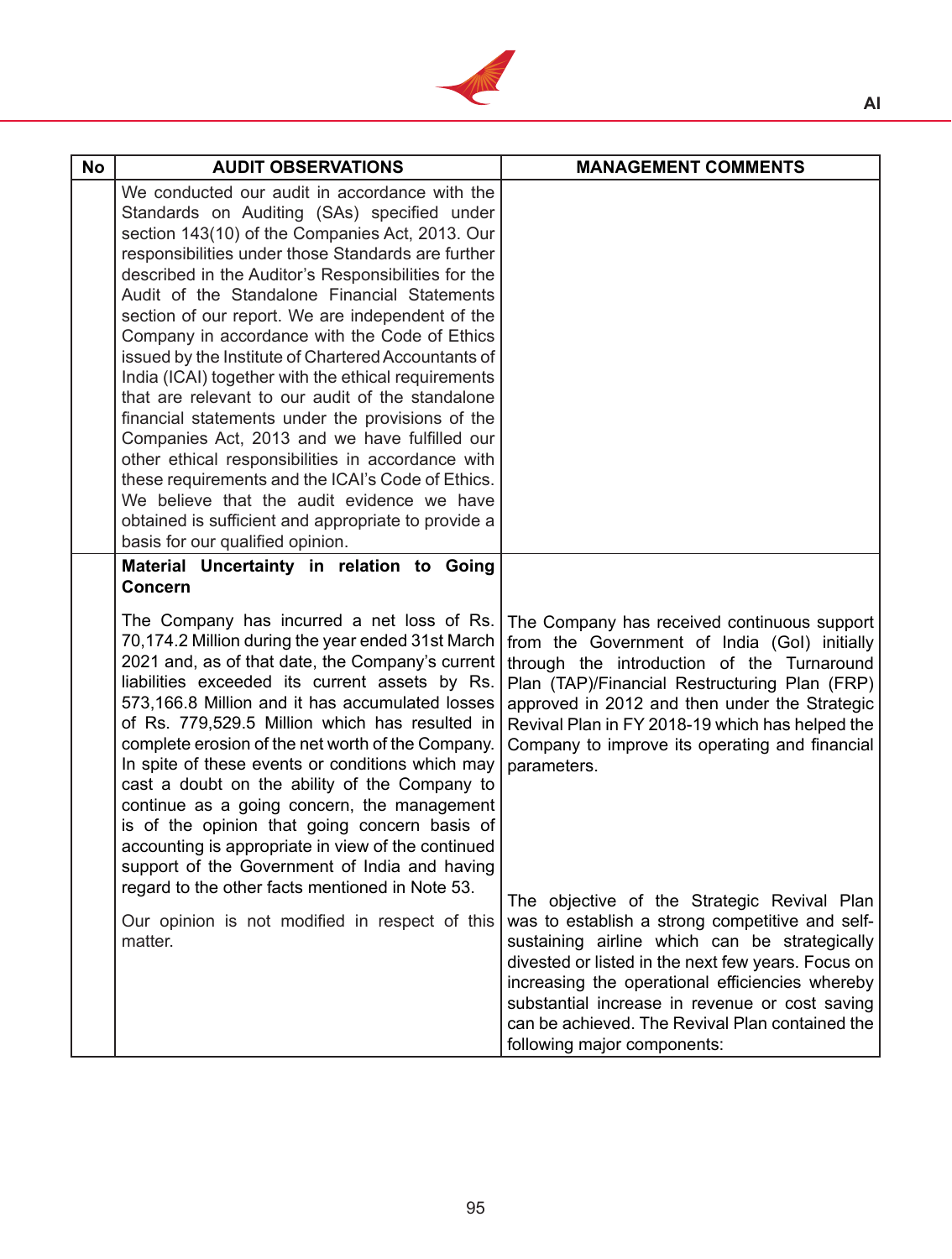| No | AUDIT OBSERVATIONS | MANAGEMENT COMMENTS |
|---|---|---|
| | We conducted our audit in accordance with the Standards on Auditing (SAs) specified under section 143(10) of the Companies Act, 2013. Our responsibilities under those Standards are further described in the Auditor's Responsibilities for the Audit of the Standalone Financial Statements section of our report. We are independent of the Company in accordance with the Code of Ethics issued by the Institute of Chartered Accountants of India (ICAI) together with the ethical requirements that are relevant to our audit of the standalone financial statements under the provisions of the Companies Act, 2013 and we have fulfilled our other ethical responsibilities in accordance with these requirements and the ICAI's Code of Ethics. We believe that the audit evidence we have obtained is sufficient and appropriate to provide a basis for our qualified opinion. | |
| | **Material Uncertainty in relation to Going Concern**<br><br>The Company has incurred a net loss of Rs. 70,174.2 Million during the year ended 31st March 2021 and, as of that date, the Company's current liabilities exceeded its current assets by Rs. 573,166.8 Million and it has accumulated losses of Rs. 779,529.5 Million which has resulted in complete erosion of the net worth of the Company. In spite of these events or conditions which may cast a doubt on the ability of the Company to continue as a going concern, the management is of the opinion that going concern basis of accounting is appropriate in view of the continued support of the Government of India and having regard to the other facts mentioned in Note 53.<br><br>Our opinion is not modified in respect of this matter. | The Company has received continuous support from the Government of India (GoI) initially through the introduction of the Turnaround Plan (TAP)/Financial Restructuring Plan (FRP) approved in 2012 and then under the Strategic Revival Plan in FY 2018-19 which has helped the Company to improve its operating and financial parameters.<br><br>The objective of the Strategic Revival Plan was to establish a strong competitive and self-sustaining airline which can be strategically divested or listed in the next few years. Focus on increasing the operational efficiencies whereby substantial increase in revenue or cost saving can be achieved. The Revival Plan contained the following major components: |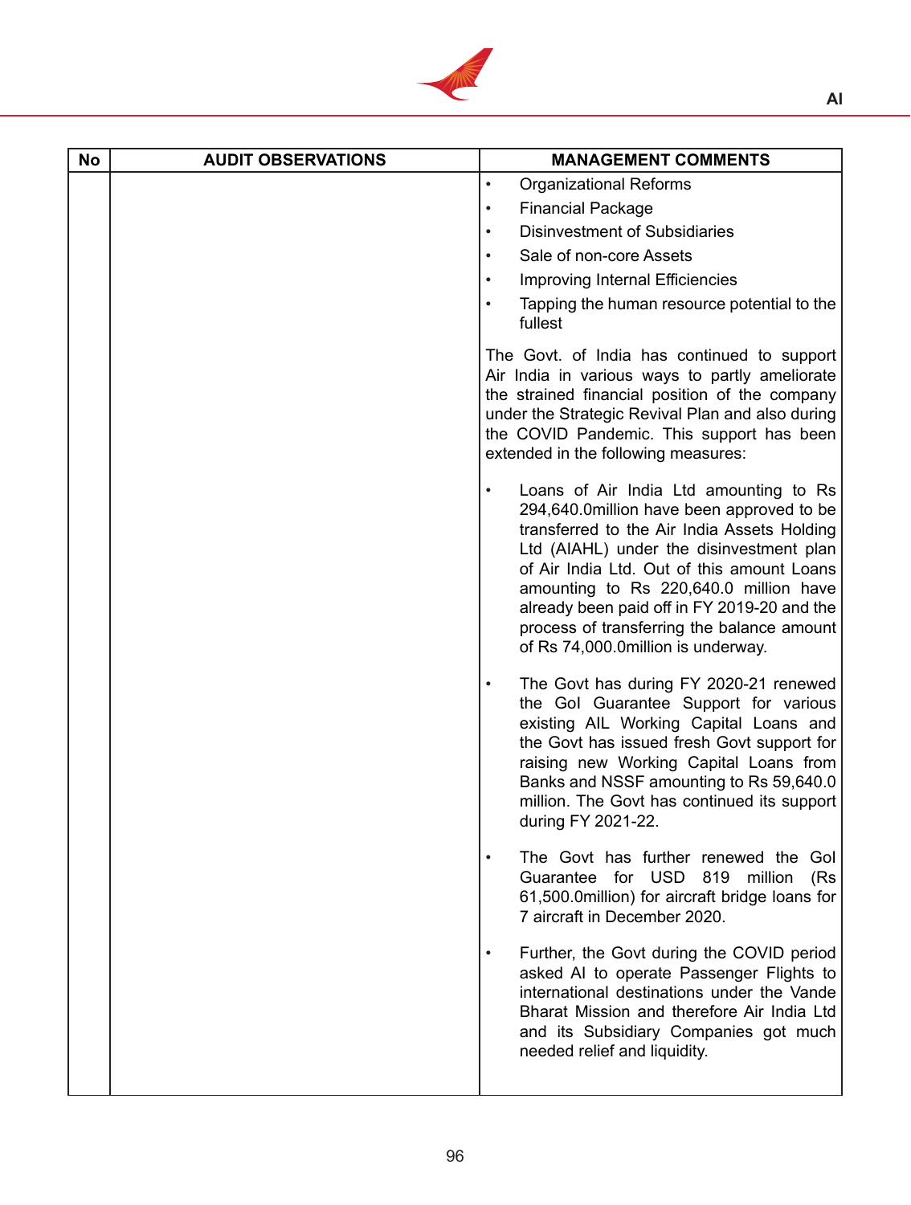| No | AUDIT OBSERVATIONS | MANAGEMENT COMMENTS |
|---|---|---|
| | | • Organizational Reforms<br>• Financial Package<br>• Disinvestment of Subsidiaries<br>• Sale of non-core Assets<br>• Improving Internal Efficiencies<br>• Tapping the human resource potential to the fullest<br><br>The Govt. of India has continued to support Air India in various ways to partly ameliorate the strained financial position of the company under the Strategic Revival Plan and also during the COVID Pandemic. This support has been extended in the following measures:<br><br>• Loans of Air India Ltd amounting to Rs 294,640.0million have been approved to be transferred to the Air India Assets Holding Ltd (AIAHL) under the disinvestment plan of Air India Ltd. Out of this amount Loans amounting to Rs 220,640.0 million have already been paid off in FY 2019-20 and the process of transferring the balance amount of Rs 74,000.0million is underway.<br><br>• The Govt has during FY 2020-21 renewed the GoI Guarantee Support for various existing AIL Working Capital Loans and the Govt has issued fresh Govt support for raising new Working Capital Loans from Banks and NSSF amounting to Rs 59,640.0 million. The Govt has continued its support during FY 2021-22.<br><br>• The Govt has further renewed the GoI Guarantee for USD 819 million (Rs 61,500.0million) for aircraft bridge loans for 7 aircraft in December 2020.<br><br>• Further, the Govt during the COVID period asked AI to operate Passenger Flights to international destinations under the Vande Bharat Mission and therefore Air India Ltd and its Subsidiary Companies got much needed relief and liquidity. |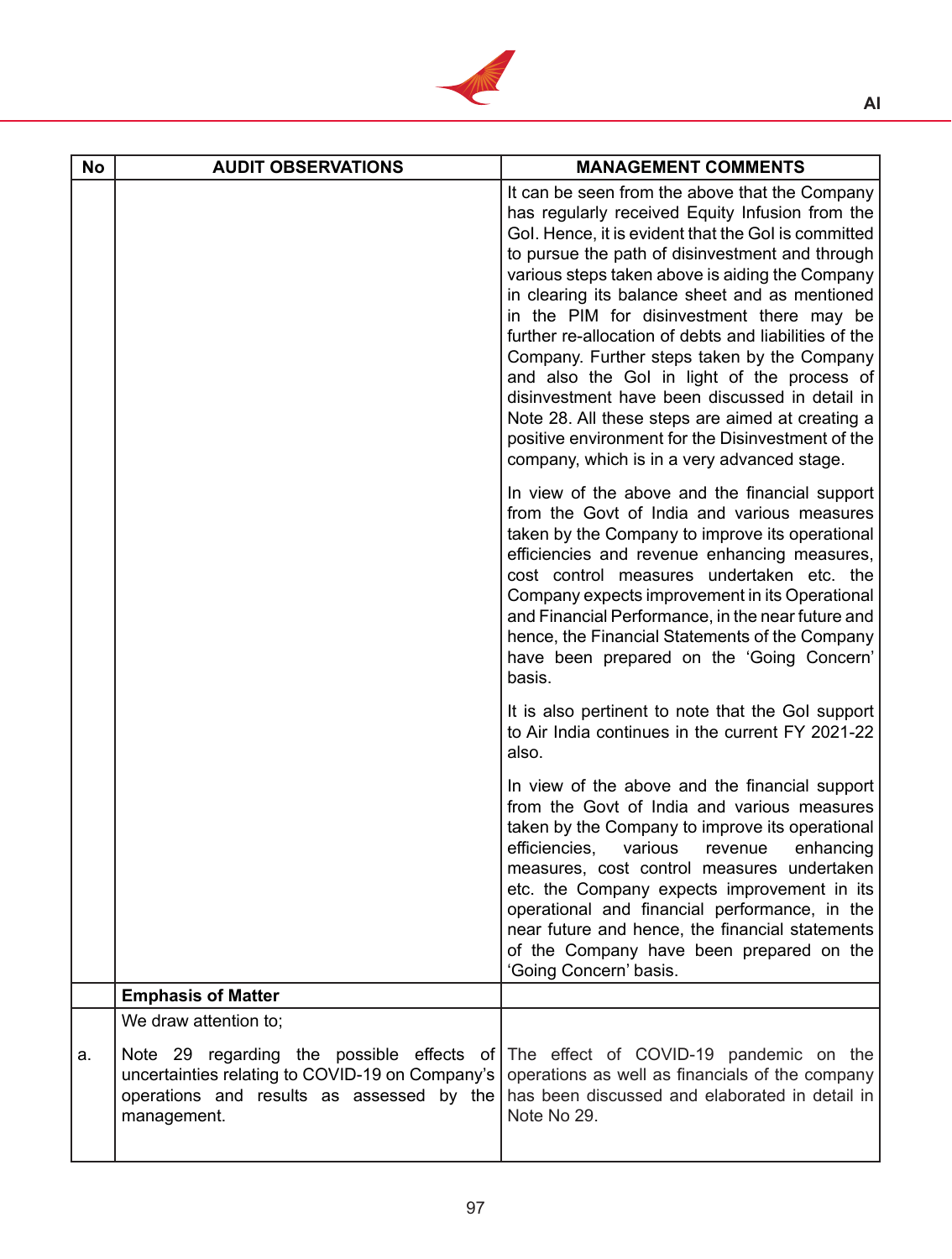| No | AUDIT OBSERVATIONS | MANAGEMENT COMMENTS |
|---|---|---|
| | | It can be seen from the above that the Company has regularly received Equity Infusion from the GoI. Hence, it is evident that the GoI is committed to pursue the path of disinvestment and through various steps taken above is aiding the Company in clearing its balance sheet and as mentioned in the PIM for disinvestment there may be further re-allocation of debts and liabilities of the Company. Further steps taken by the Company and also the GoI in light of the process of disinvestment have been discussed in detail in Note 28. All these steps are aimed at creating a positive environment for the Disinvestment of the company, which is in a very advanced stage.<br><br>In view of the above and the financial support from the Govt of India and various measures taken by the Company to improve its operational efficiencies and revenue enhancing measures, cost control measures undertaken etc. the Company expects improvement in its Operational and Financial Performance, in the near future and hence, the Financial Statements of the Company have been prepared on the 'Going Concern' basis.<br><br>It is also pertinent to note that the GoI support to Air India continues in the current FY 2021-22 also.<br><br>In view of the above and the financial support from the Govt of India and various measures taken by the Company to improve its operational efficiencies, various revenue enhancing measures, cost control measures undertaken etc. the Company expects improvement in its operational and financial performance, in the near future and hence, the financial statements of the Company have been prepared on the 'Going Concern' basis. |
| | **Emphasis of Matter** | |
| | We draw attention to; | |
| a. | Note 29 regarding the possible effects of uncertainties relating to COVID-19 on Company's operations and results as assessed by the management. | The effect of COVID-19 pandemic on the operations as well as financials of the company has been discussed and elaborated in detail in Note No 29. |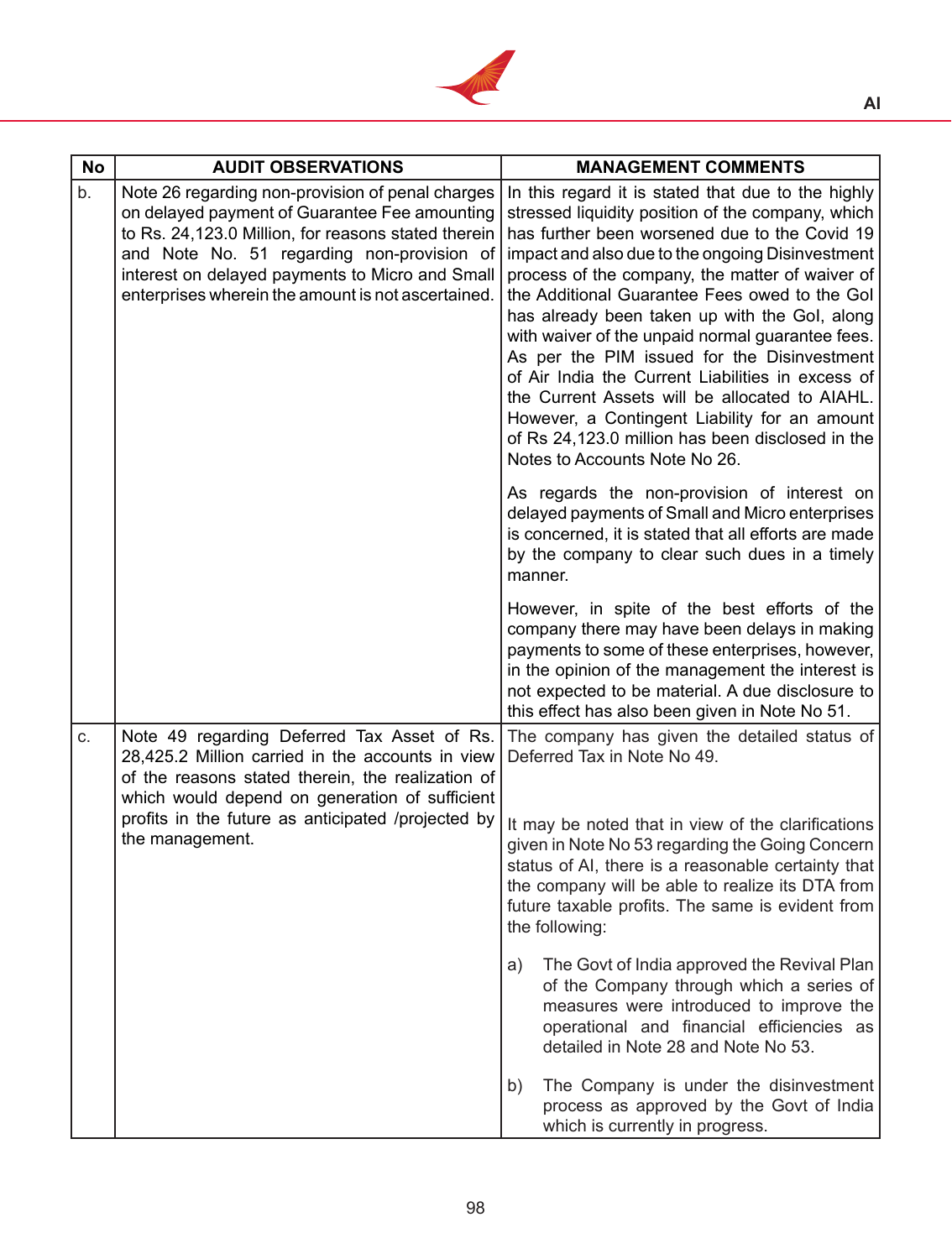| No | AUDIT OBSERVATIONS | MANAGEMENT COMMENTS |
|---|---|---|
| b. | Note 26 regarding non-provision of penal charges on delayed payment of Guarantee Fee amounting to Rs. 24,123.0 Million, for reasons stated therein and Note No. 51 regarding non-provision of interest on delayed payments to Micro and Small enterprises wherein the amount is not ascertained. | In this regard it is stated that due to the highly stressed liquidity position of the company, which has further been worsened due to the Covid 19 impact and also due to the ongoing Disinvestment process of the company, the matter of waiver of the Additional Guarantee Fees owed to the GoI has already been taken up with the GoI, along with waiver of the unpaid normal guarantee fees. As per the PIM issued for the Disinvestment of Air India the Current Liabilities in excess of the Current Assets will be allocated to AIAHL. However, a Contingent Liability for an amount of Rs 24,123.0 million has been disclosed in the Notes to Accounts Note No 26.<br><br>As regards the non-provision of interest on delayed payments of Small and Micro enterprises is concerned, it is stated that all efforts are made by the company to clear such dues in a timely manner.<br><br>However, in spite of the best efforts of the company there may have been delays in making payments to some of these enterprises, however, in the opinion of the management the interest is not expected to be material. A due disclosure to this effect has also been given in Note No 51. |
| c. | Note 49 regarding Deferred Tax Asset of Rs. 28,425.2 Million carried in the accounts in view of the reasons stated therein, the realization of which would depend on generation of sufficient profits in the future as anticipated /projected by the management. | The company has given the detailed status of Deferred Tax in Note No 49.<br><br>It may be noted that in view of the clarifications given in Note No 53 regarding the Going Concern status of AI, there is a reasonable certainty that the company will be able to realize its DTA from future taxable profits. The same is evident from the following:<br><br>a) The Govt of India approved the Revival Plan of the Company through which a series of measures were introduced to improve the operational and financial efficiencies as detailed in Note 28 and Note No 53.<br><br>b) The Company is under the disinvestment process as approved by the Govt of India which is currently in progress. |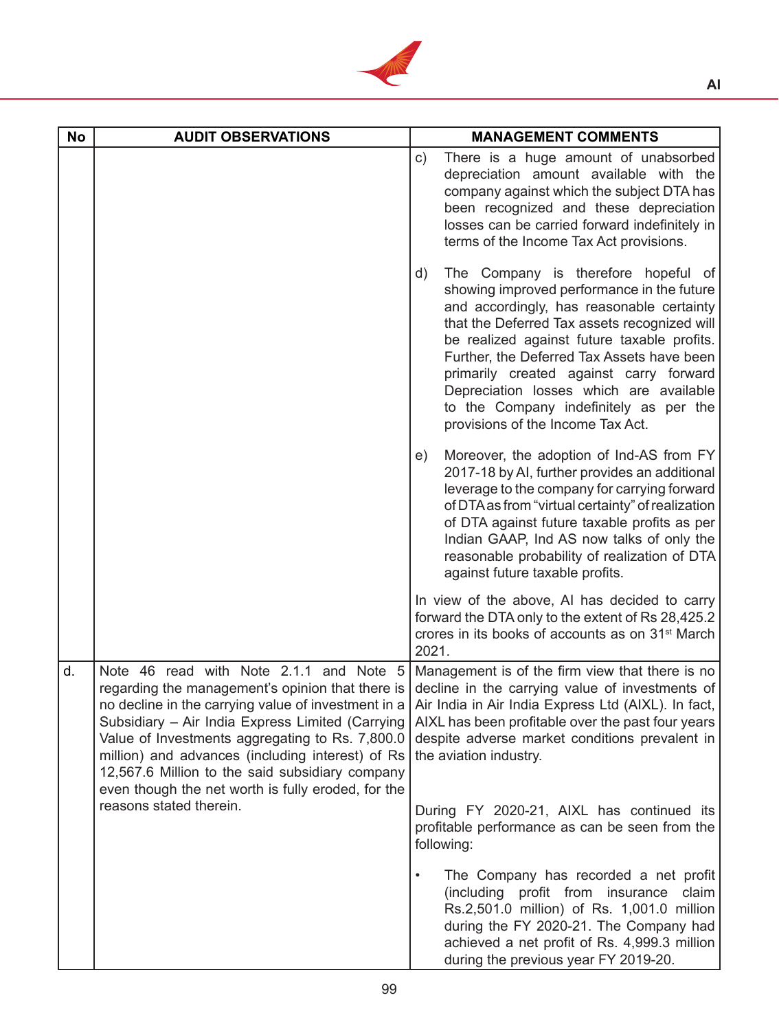| No | AUDIT OBSERVATIONS | MANAGEMENT COMMENTS |
|---|---|---|
| | | c) There is a huge amount of unabsorbed depreciation amount available with the company against which the subject DTA has been recognized and these depreciation losses can be carried forward indefinitely in terms of the Income Tax Act provisions.<br><br>d) The Company is therefore hopeful of showing improved performance in the future and accordingly, has reasonable certainty that the Deferred Tax assets recognized will be realized against future taxable profits. Further, the Deferred Tax Assets have been primarily created against carry forward Depreciation losses which are available to the Company indefinitely as per the provisions of the Income Tax Act.<br><br>e) Moreover, the adoption of Ind-AS from FY 2017-18 by AI, further provides an additional leverage to the company for carrying forward of DTA as from "virtual certainty" of realization of DTA against future taxable profits as per Indian GAAP, Ind AS now talks of only the reasonable probability of realization of DTA against future taxable profits.<br><br>In view of the above, AI has decided to carry forward the DTA only to the extent of Rs 28,425.2 crores in its books of accounts as on 31st March 2021. |
| d. | Note 46 read with Note 2.1.1 and Note 5 regarding the management's opinion that there is no decline in the carrying value of investment in a Subsidiary – Air India Express Limited (Carrying Value of Investments aggregating to Rs. 7,800.0 million) and advances (including interest) of Rs 12,567.6 Million to the said subsidiary company even though the net worth is fully eroded, for the reasons stated therein. | Management is of the firm view that there is no decline in the carrying value of investments of Air India in Air India Express Ltd (AIXL). In fact, AIXL has been profitable over the past four years despite adverse market conditions prevalent in the aviation industry.<br><br>During FY 2020-21, AIXL has continued its profitable performance as can be seen from the following:<br><br>• The Company has recorded a net profit (including profit from insurance claim Rs.2,501.0 million) of Rs. 1,001.0 million during the FY 2020-21. The Company had achieved a net profit of Rs. 4,999.3 million during the previous year FY 2019-20. |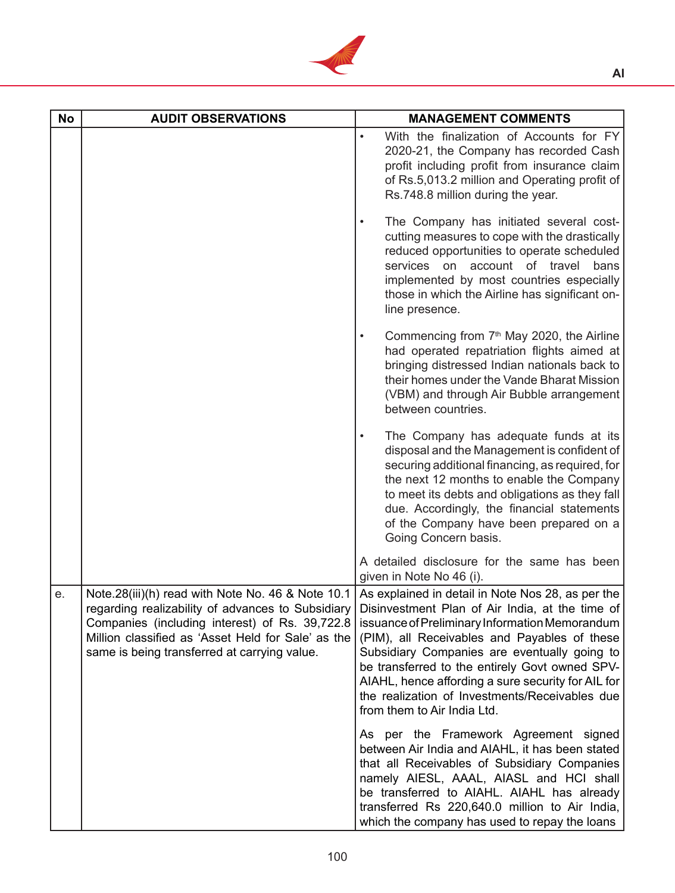| No | AUDIT OBSERVATIONS | MANAGEMENT COMMENTS |
|---|---|---|
| | | • With the finalization of Accounts for FY 2020-21, the Company has recorded Cash profit including profit from insurance claim of Rs.5,013.2 million and Operating profit of Rs.748.8 million during the year.<br><br>• The Company has initiated several cost-cutting measures to cope with the drastically reduced opportunities to operate scheduled services on account of travel bans implemented by most countries especially those in which the Airline has significant on-line presence.<br><br>• Commencing from 7th May 2020, the Airline had operated repatriation flights aimed at bringing distressed Indian nationals back to their homes under the Vande Bharat Mission (VBM) and through Air Bubble arrangement between countries.<br><br>• The Company has adequate funds at its disposal and the Management is confident of securing additional financing, as required, for the next 12 months to enable the Company to meet its debts and obligations as they fall due. Accordingly, the financial statements of the Company have been prepared on a Going Concern basis.<br><br>A detailed disclosure for the same has been given in Note No 46 (i). |
| e. | Note.28(iii)(h) read with Note No. 46 & Note 10.1 regarding realizability of advances to Subsidiary Companies (including interest) of Rs. 39,722.8 Million classified as 'Asset Held for Sale' as the same is being transferred at carrying value. | As explained in detail in Note Nos 28, as per the Disinvestment Plan of Air India, at the time of issuance of Preliminary Information Memorandum (PIM), all Receivables and Payables of these Subsidiary Companies are eventually going to be transferred to the entirely Govt owned SPV-AIAHL, hence affording a sure security for AIL for the realization of Investments/Receivables due from them to Air India Ltd.<br><br>As per the Framework Agreement signed between Air India and AIAHL, it has been stated that all Receivables of Subsidiary Companies namely AIESL, AAAL, AIASL and HCI shall be transferred to AIAHL. AIAHL has already transferred Rs 220,640.0 million to Air India, which the company has used to repay the loans |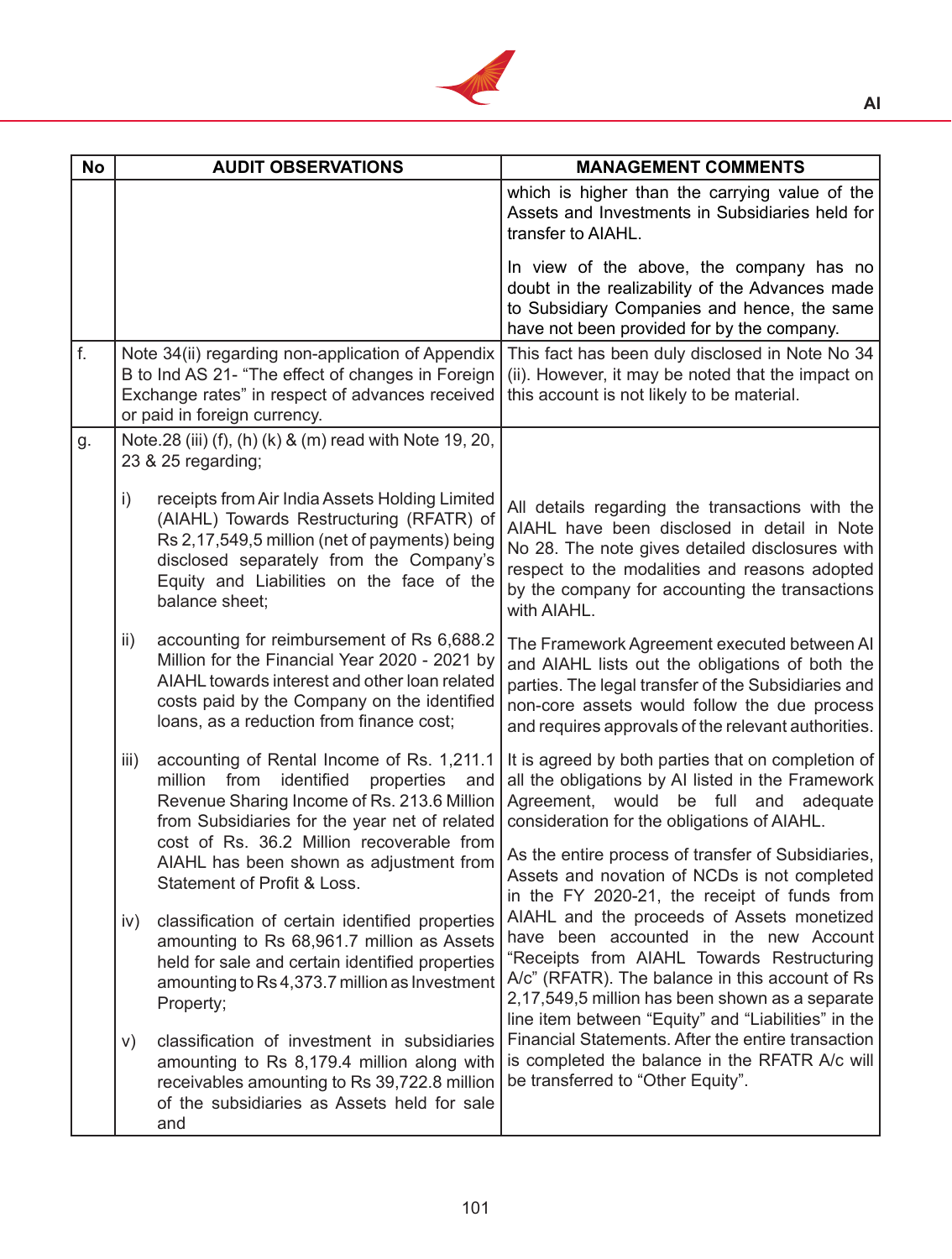| No | AUDIT OBSERVATIONS | MANAGEMENT COMMENTS |
|---|---|---|
| | | which is higher than the carrying value of the Assets and Investments in Subsidiaries held for transfer to AIAHL.<br><br>In view of the above, the company has no doubt in the realizability of the Advances made to Subsidiary Companies and hence, the same have not been provided for by the company. |
| f. | Note 34(ii) regarding non-application of Appendix B to Ind AS 21- "The effect of changes in Foreign Exchange rates" in respect of advances received or paid in foreign currency. | This fact has been duly disclosed in Note No 34 (ii). However, it may be noted that the impact on this account is not likely to be material. |
| g. | Note.28 (iii) (f), (h) (k) & (m) read with Note 19, 20, 23 & 25 regarding;<br><br>i) receipts from Air India Assets Holding Limited (AIAHL) Towards Restructuring (RFATR) of Rs 2,17,549,5 million (net of payments) being disclosed separately from the Company's Equity and Liabilities on the face of the balance sheet;<br><br>ii) accounting for reimbursement of Rs 6,688.2 Million for the Financial Year 2020 - 2021 by AIAHL towards interest and other loan related costs paid by the Company on the identified loans, as a reduction from finance cost;<br><br>iii) accounting of Rental Income of Rs. 1,211.1 million from identified properties and Revenue Sharing Income of Rs. 213.6 Million from Subsidiaries for the year net of related cost of Rs. 36.2 Million recoverable from AIAHL has been shown as adjustment from Statement of Profit & Loss.<br><br>iv) classification of certain identified properties amounting to Rs 68,961.7 million as Assets held for sale and certain identified properties amounting to Rs 4,373.7 million as Investment Property;<br><br>v) classification of investment in subsidiaries amounting to Rs 8,179.4 million along with receivables amounting to Rs 39,722.8 million of the subsidiaries as Assets held for sale and | All details regarding the transactions with the AIAHL have been disclosed in detail in Note No 28. The note gives detailed disclosures with respect to the modalities and reasons adopted by the company for accounting the transactions with AIAHL.<br><br>The Framework Agreement executed between AI and AIAHL lists out the obligations of both the parties. The legal transfer of the Subsidiaries and non-core assets would follow the due process and requires approvals of the relevant authorities.<br><br>It is agreed by both parties that on completion of all the obligations by AI listed in the Framework Agreement, would be full and adequate consideration for the obligations of AIAHL.<br><br>As the entire process of transfer of Subsidiaries, Assets and novation of NCDs is not completed in the FY 2020-21, the receipt of funds from AIAHL and the proceeds of Assets monetized have been accounted in the new Account "Receipts from AIAHL Towards Restructuring A/c" (RFATR). The balance in this account of Rs 2,17,549,5 million has been shown as a separate line item between "Equity" and "Liabilities" in the Financial Statements. After the entire transaction is completed the balance in the RFATR A/c will be transferred to "Other Equity". |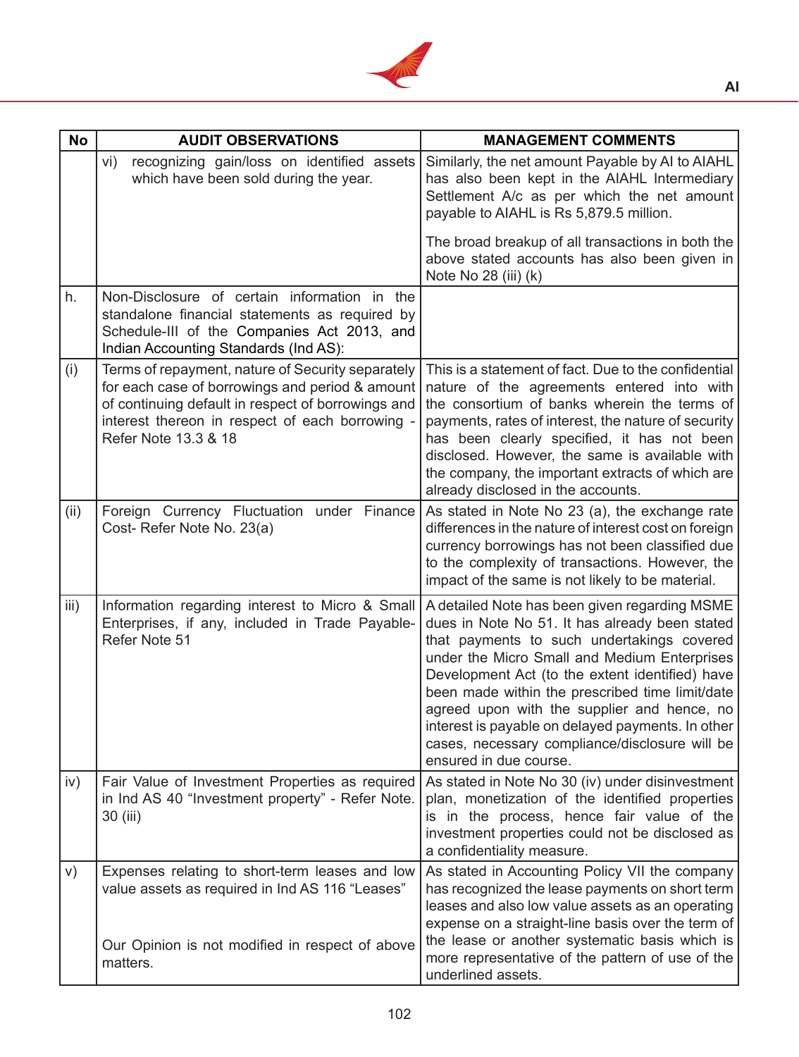| No | AUDIT OBSERVATIONS | MANAGEMENT COMMENTS |
|---|---|---|
| | vi) recognizing gain/loss on identified assets which have been sold during the year. | Similarly, the net amount Payable by AI to AIAHL has also been kept in the AIAHL Intermediary Settlement A/c as per which the net amount payable to AIAHL is Rs 5,879.5 million.<br><br>The broad breakup of all transactions in both the above stated accounts has also been given in Note No 28 (iii) (k) |
| h. | Non-Disclosure of certain information in the standalone financial statements as required by Schedule-III of the Companies Act 2013, and Indian Accounting Standards (Ind AS): | |
| (i) | Terms of repayment, nature of Security separately for each case of borrowings and period & amount of continuing default in respect of borrowings and interest thereon in respect of each borrowing - Refer Note 13.3 & 18 | This is a statement of fact. Due to the confidential nature of the agreements entered into with the consortium of banks wherein the terms of payments, rates of interest, the nature of security has been clearly specified, it has not been disclosed. However, the same is available with the company, the important extracts of which are already disclosed in the accounts. |
| (ii) | Foreign Currency Fluctuation under Finance Cost- Refer Note No. 23(a) | As stated in Note No 23 (a), the exchange rate differences in the nature of interest cost on foreign currency borrowings has not been classified due to the complexity of transactions. However, the impact of the same is not likely to be material. |
| iii) | Information regarding interest to Micro & Small Enterprises, if any, included in Trade Payable- Refer Note 51 | A detailed Note has been given regarding MSME dues in Note No 51. It has already been stated that payments to such undertakings covered under the Micro Small and Medium Enterprises Development Act (to the extent identified) have been made within the prescribed time limit/date agreed upon with the supplier and hence, no interest is payable on delayed payments. In other cases, necessary compliance/disclosure will be ensured in due course. |
| iv) | Fair Value of Investment Properties as required in Ind AS 40 "Investment property" - Refer Note. 30 (iii) | As stated in Note No 30 (iv) under disinvestment plan, monetization of the identified properties is in the process, hence fair value of the investment properties could not be disclosed as a confidentiality measure. |
| v) | Expenses relating to short-term leases and low value assets as required in Ind AS 116 "Leases"<br><br>Our Opinion is not modified in respect of above matters. | As stated in Accounting Policy VII the company has recognized the lease payments on short term leases and also low value assets as an operating expense on a straight-line basis over the term of the lease or another systematic basis which is more representative of the pattern of use of the underlined assets. |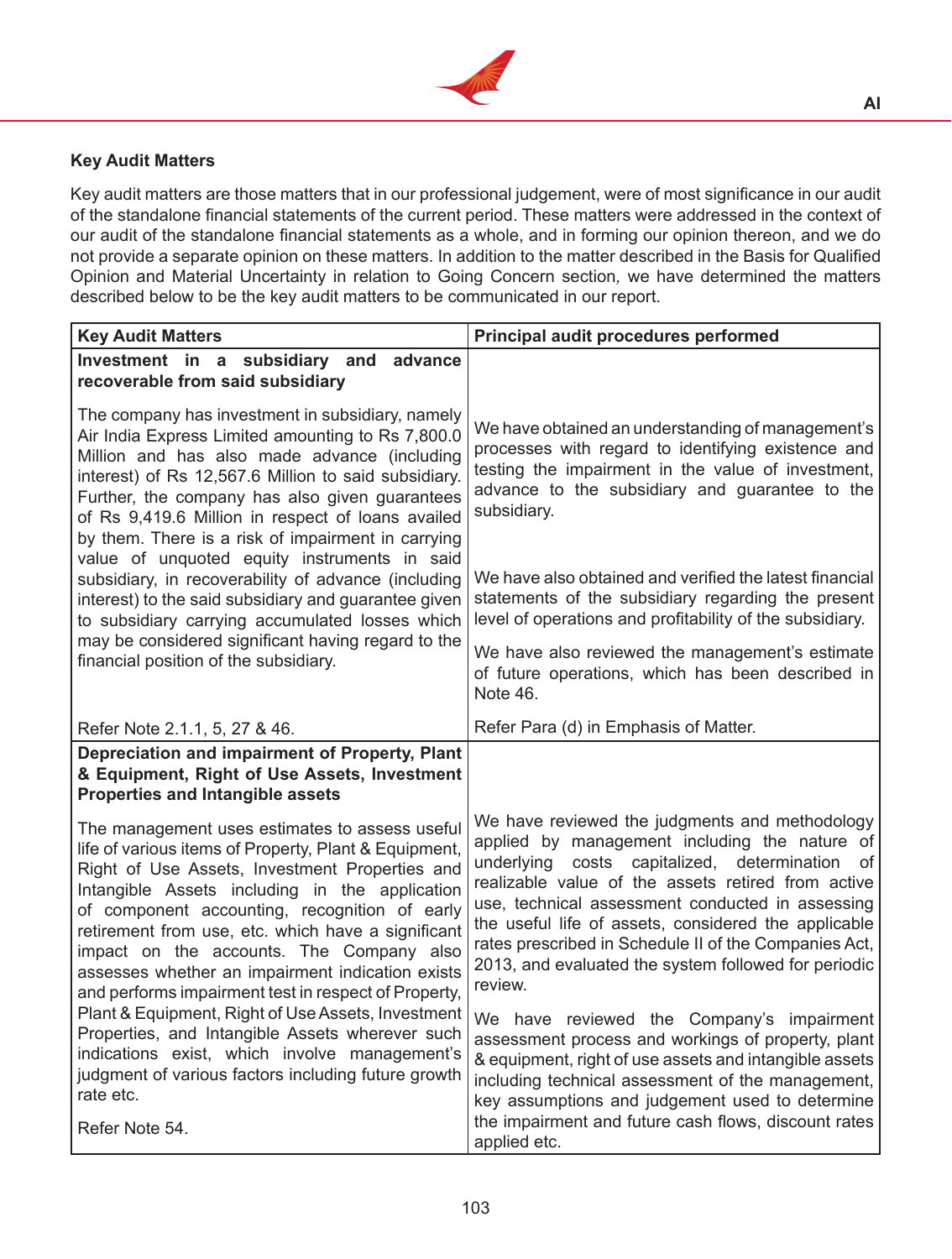## Key Audit Matters

Key audit matters are those matters that in our professional judgement, were of most significance in our audit of the standalone financial statements of the current period. These matters were addressed in the context of our audit of the standalone financial statements as a whole, and in forming our opinion thereon, and we do not provide a separate opinion on these matters. In addition to the matter described in the Basis for Qualified Opinion and Material Uncertainty in relation to Going Concern section, we have determined the matters described below to be the key audit matters to be communicated in our report.

| Key Audit Matters | Principal audit procedures performed |
|---|---|
| **Investment in a subsidiary and advance recoverable from said subsidiary**<br><br>The company has investment in subsidiary, namely Air India Express Limited amounting to Rs 7,800.0 Million and has also made advance (including interest) of Rs 12,567.6 Million to said subsidiary. Further, the company has also given guarantees of Rs 9,419.6 Million in respect of loans availed by them. There is a risk of impairment in carrying value of unquoted equity instruments in said subsidiary, in recoverability of advance (including interest) to the said subsidiary and guarantee given to subsidiary carrying accumulated losses which may be considered significant having regard to the financial position of the subsidiary.<br><br>Refer Note 2.1.1, 5, 27 & 46. | We have obtained an understanding of management's processes with regard to identifying existence and testing the impairment in the value of investment, advance to the subsidiary and guarantee to the subsidiary.<br><br>We have also obtained and verified the latest financial statements of the subsidiary regarding the present level of operations and profitability of the subsidiary.<br><br>We have also reviewed the management's estimate of future operations, which has been described in Note 46.<br><br>Refer Para (d) in Emphasis of Matter. |
| **Depreciation and impairment of Property, Plant & Equipment, Right of Use Assets, Investment Properties and Intangible assets**<br><br>The management uses estimates to assess useful life of various items of Property, Plant & Equipment, Right of Use Assets, Investment Properties and Intangible Assets including in the application of component accounting, recognition of early retirement from use, etc. which have a significant impact on the accounts. The Company also assesses whether an impairment indication exists and performs impairment test in respect of Property, Plant & Equipment, Right of Use Assets, Investment Properties, and Intangible Assets wherever such indications exist, which involve management's judgment of various factors including future growth rate etc.<br><br>Refer Note 54. | We have reviewed the judgments and methodology applied by management including the nature of underlying costs capitalized, determination of realizable value of the assets retired from active use, technical assessment conducted in assessing the useful life of assets, considered the applicable rates prescribed in Schedule II of the Companies Act, 2013, and evaluated the system followed for periodic review.<br><br>We have reviewed the Company's impairment assessment process and workings of property, plant & equipment, right of use assets and intangible assets including technical assessment of the management, key assumptions and judgement used to determine the impairment and future cash flows, discount rates applied etc. |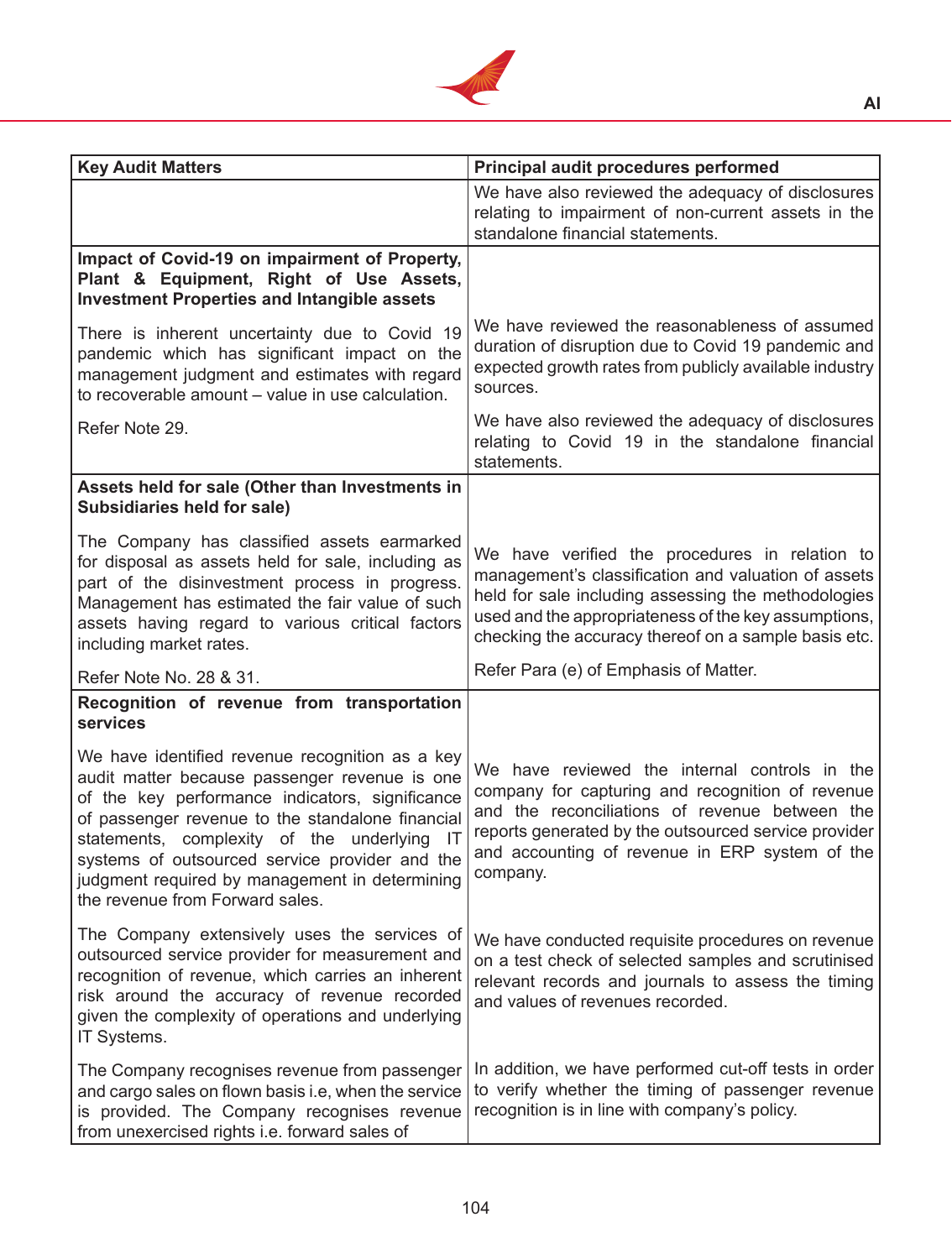| Key Audit Matters | Principal audit procedures performed |
|---|---|
| | We have also reviewed the adequacy of disclosures relating to impairment of non-current assets in the standalone financial statements. |
| **Impact of Covid-19 on impairment of Property, Plant & Equipment, Right of Use Assets, Investment Properties and Intangible assets**<br><br>There is inherent uncertainty due to Covid 19 pandemic which has significant impact on the management judgment and estimates with regard to recoverable amount – value in use calculation.<br><br>Refer Note 29. | We have reviewed the reasonableness of assumed duration of disruption due to Covid 19 pandemic and expected growth rates from publicly available industry sources.<br><br>We have also reviewed the adequacy of disclosures relating to Covid 19 in the standalone financial statements. |
| **Assets held for sale (Other than Investments in Subsidiaries held for sale)**<br><br>The Company has classified assets earmarked for disposal as assets held for sale, including as part of the disinvestment process in progress. Management has estimated the fair value of such assets having regard to various critical factors including market rates.<br><br>Refer Note No. 28 & 31. | We have verified the procedures in relation to management's classification and valuation of assets held for sale including assessing the methodologies used and the appropriateness of the key assumptions, checking the accuracy thereof on a sample basis etc.<br><br>Refer Para (e) of Emphasis of Matter. |
| **Recognition of revenue from transportation services**<br><br>We have identified revenue recognition as a key audit matter because passenger revenue is one of the key performance indicators, significance of passenger revenue to the standalone financial statements, complexity of the underlying IT systems of outsourced service provider and the judgment required by management in determining the revenue from Forward sales.<br><br>The Company extensively uses the services of outsourced service provider for measurement and recognition of revenue, which carries an inherent risk around the accuracy of revenue recorded given the complexity of operations and underlying IT Systems.<br><br>The Company recognises revenue from passenger and cargo sales on flown basis i.e, when the service is provided. The Company recognises revenue from unexercised rights i.e. forward sales of | We have reviewed the internal controls in the company for capturing and recognition of revenue and the reconciliations of revenue between the reports generated by the outsourced service provider and accounting of revenue in ERP system of the company.<br><br>We have conducted requisite procedures on revenue on a test check of selected samples and scrutinised relevant records and journals to assess the timing and values of revenues recorded.<br><br>In addition, we have performed cut-off tests in order to verify whether the timing of passenger revenue recognition is in line with company's policy. |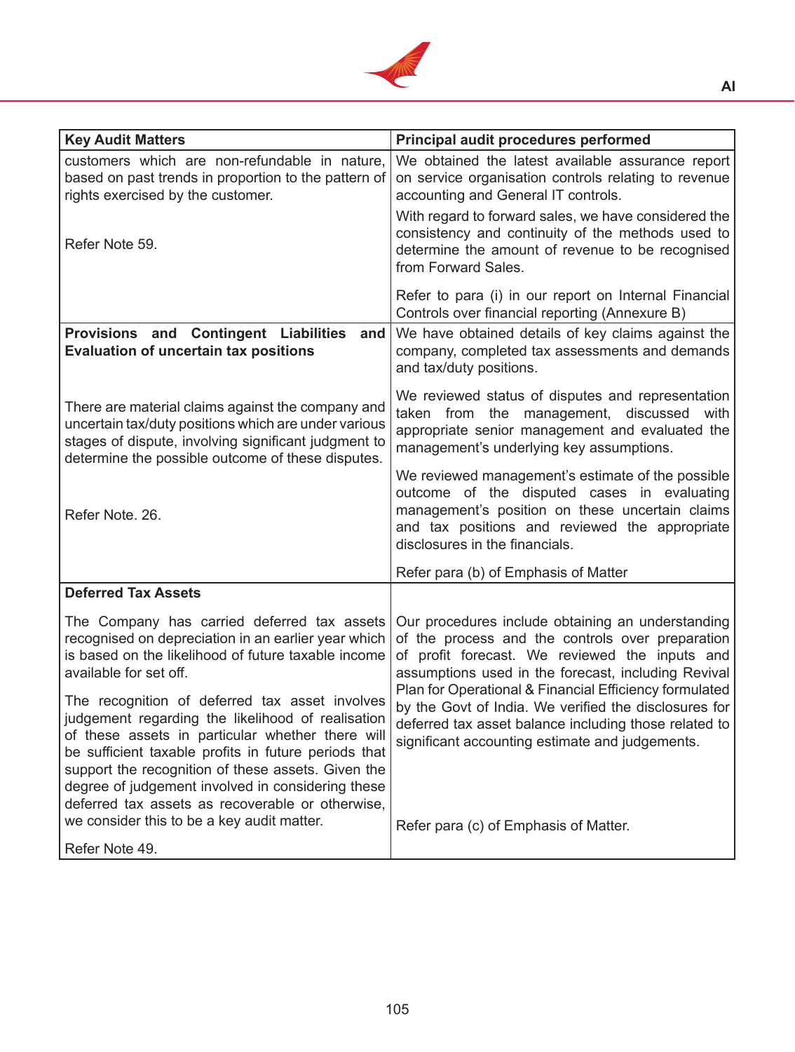| Key Audit Matters | Principal audit procedures performed |
|---|---|
| customers which are non-refundable in nature, based on past trends in proportion to the pattern of rights exercised by the customer.<br><br>Refer Note 59. | We obtained the latest available assurance report on service organisation controls relating to revenue accounting and General IT controls.<br><br>With regard to forward sales, we have considered the consistency and continuity of the methods used to determine the amount of revenue to be recognised from Forward Sales.<br><br>Refer to para (i) in our report on Internal Financial Controls over financial reporting (Annexure B) |
| **Provisions and Contingent Liabilities and Evaluation of uncertain tax positions**<br><br>There are material claims against the company and uncertain tax/duty positions which are under various stages of dispute, involving significant judgment to determine the possible outcome of these disputes.<br><br>Refer Note. 26. | We have obtained details of key claims against the company, completed tax assessments and demands and tax/duty positions.<br><br>We reviewed status of disputes and representation taken from the management, discussed with appropriate senior management and evaluated the management's underlying key assumptions.<br><br>We reviewed management's estimate of the possible outcome of the disputed cases in evaluating management's position on these uncertain claims and tax positions and reviewed the appropriate disclosures in the financials.<br><br>Refer para (b) of Emphasis of Matter |
| **Deferred Tax Assets**<br><br>The Company has carried deferred tax assets recognised on depreciation in an earlier year which is based on the likelihood of future taxable income available for set off.<br><br>The recognition of deferred tax asset involves judgement regarding the likelihood of realisation of these assets in particular whether there will be sufficient taxable profits in future periods that support the recognition of these assets. Given the degree of judgement involved in considering these deferred tax assets as recoverable or otherwise, we consider this to be a key audit matter.<br><br>Refer Note 49. | Our procedures include obtaining an understanding of the process and the controls over preparation of profit forecast. We reviewed the inputs and assumptions used in the forecast, including Revival Plan for Operational & Financial Efficiency formulated by the Govt of India. We verified the disclosures for deferred tax asset balance including those related to significant accounting estimate and judgements.<br><br>Refer para (c) of Emphasis of Matter. |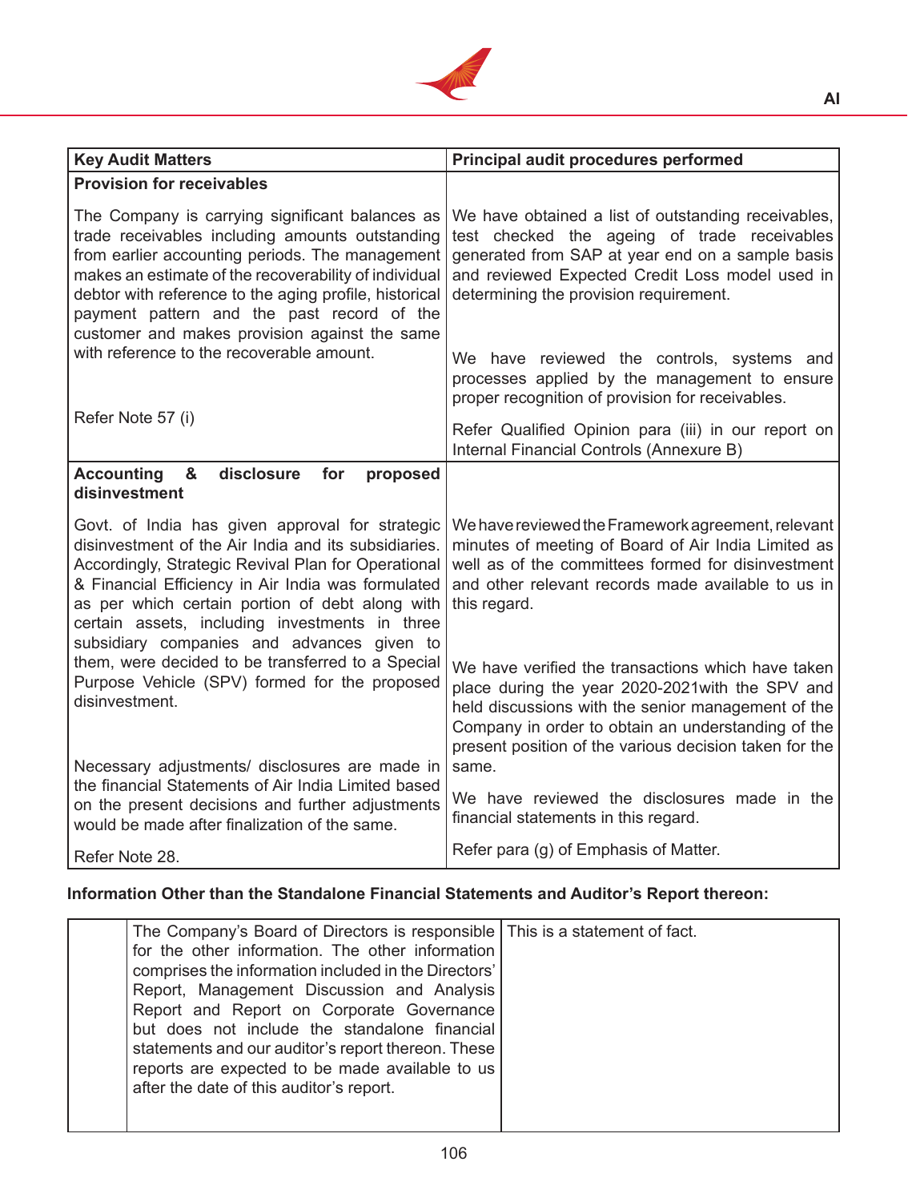| Key Audit Matters | Principal audit procedures performed |
|---|---|
| **Provision for receivables** | |
| The Company is carrying significant balances as trade receivables including amounts outstanding from earlier accounting periods. The management makes an estimate of the recoverability of individual debtor with reference to the aging profile, historical payment pattern and the past record of the customer and makes provision against the same with reference to the recoverable amount.<br><br>Refer Note 57 (i) | We have obtained a list of outstanding receivables, test checked the ageing of trade receivables generated from SAP at year end on a sample basis and reviewed Expected Credit Loss model used in determining the provision requirement.<br><br>We have reviewed the controls, systems and processes applied by the management to ensure proper recognition of provision for receivables.<br><br>Refer Qualified Opinion para (iii) in our report on Internal Financial Controls (Annexure B) |
| **Accounting & disclosure for proposed disinvestment** | |
| Govt. of India has given approval for strategic disinvestment of the Air India and its subsidiaries. Accordingly, Strategic Revival Plan for Operational & Financial Efficiency in Air India was formulated as per which certain portion of debt along with certain assets, including investments in three subsidiary companies and advances given to them, were decided to be transferred to a Special Purpose Vehicle (SPV) formed for the proposed disinvestment.<br><br>Necessary adjustments/ disclosures are made in the financial Statements of Air India Limited based on the present decisions and further adjustments would be made after finalization of the same.<br><br>Refer Note 28. | We have reviewed the Framework agreement, relevant minutes of meeting of Board of Air India Limited as well as of the committees formed for disinvestment and other relevant records made available to us in this regard.<br><br>We have verified the transactions which have taken place during the year 2020-2021with the SPV and held discussions with the senior management of the Company in order to obtain an understanding of the present position of the various decision taken for the same.<br><br>We have reviewed the disclosures made in the financial statements in this regard.<br><br>Refer para (g) of Emphasis of Matter. |

**Information Other than the Standalone Financial Statements and Auditor's Report thereon:**

| | | |
|---|---|---|
| | The Company's Board of Directors is responsible for the other information. The other information comprises the information included in the Directors' Report, Management Discussion and Analysis Report and Report on Corporate Governance but does not include the standalone financial statements and our auditor's report thereon. These reports are expected to be made available to us after the date of this auditor's report. | This is a statement of fact. |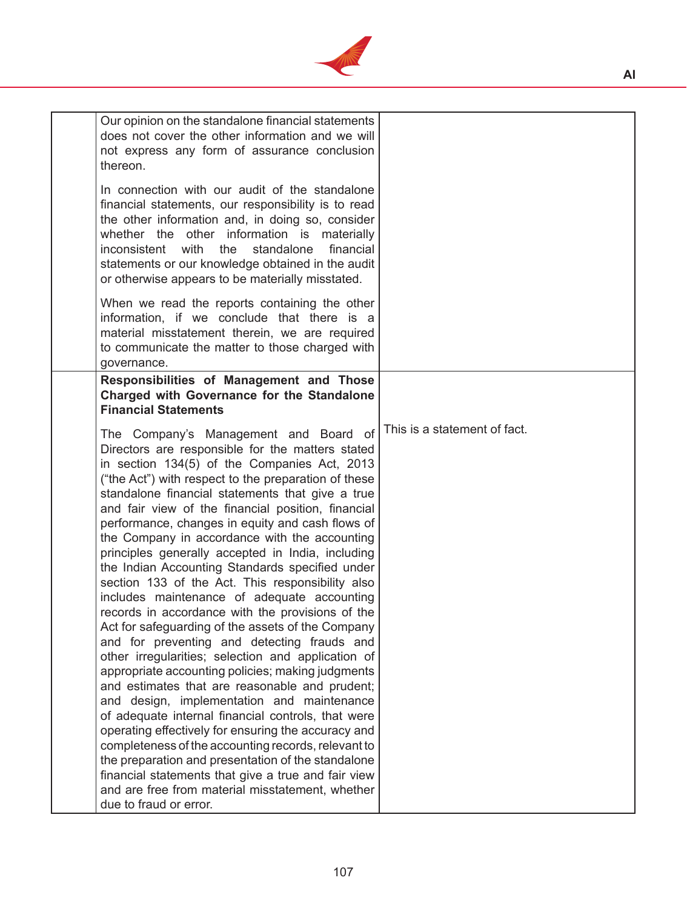| | | |
|---|---|---|
| | Our opinion on the standalone financial statements does not cover the other information and we will not express any form of assurance conclusion thereon.<br><br>In connection with our audit of the standalone financial statements, our responsibility is to read the other information and, in doing so, consider whether the other information is materially inconsistent with the standalone financial statements or our knowledge obtained in the audit or otherwise appears to be materially misstated.<br><br>When we read the reports containing the other information, if we conclude that there is a material misstatement therein, we are required to communicate the matter to those charged with governance. | |
| | **Responsibilities of Management and Those Charged with Governance for the Standalone Financial Statements**<br><br>The Company's Management and Board of Directors are responsible for the matters stated in section 134(5) of the Companies Act, 2013 ("the Act") with respect to the preparation of these standalone financial statements that give a true and fair view of the financial position, financial performance, changes in equity and cash flows of the Company in accordance with the accounting principles generally accepted in India, including the Indian Accounting Standards specified under section 133 of the Act. This responsibility also includes maintenance of adequate accounting records in accordance with the provisions of the Act for safeguarding of the assets of the Company and for preventing and detecting frauds and other irregularities; selection and application of appropriate accounting policies; making judgments and estimates that are reasonable and prudent; and design, implementation and maintenance of adequate internal financial controls, that were operating effectively for ensuring the accuracy and completeness of the accounting records, relevant to the preparation and presentation of the standalone financial statements that give a true and fair view and are free from material misstatement, whether due to fraud or error. | This is a statement of fact. |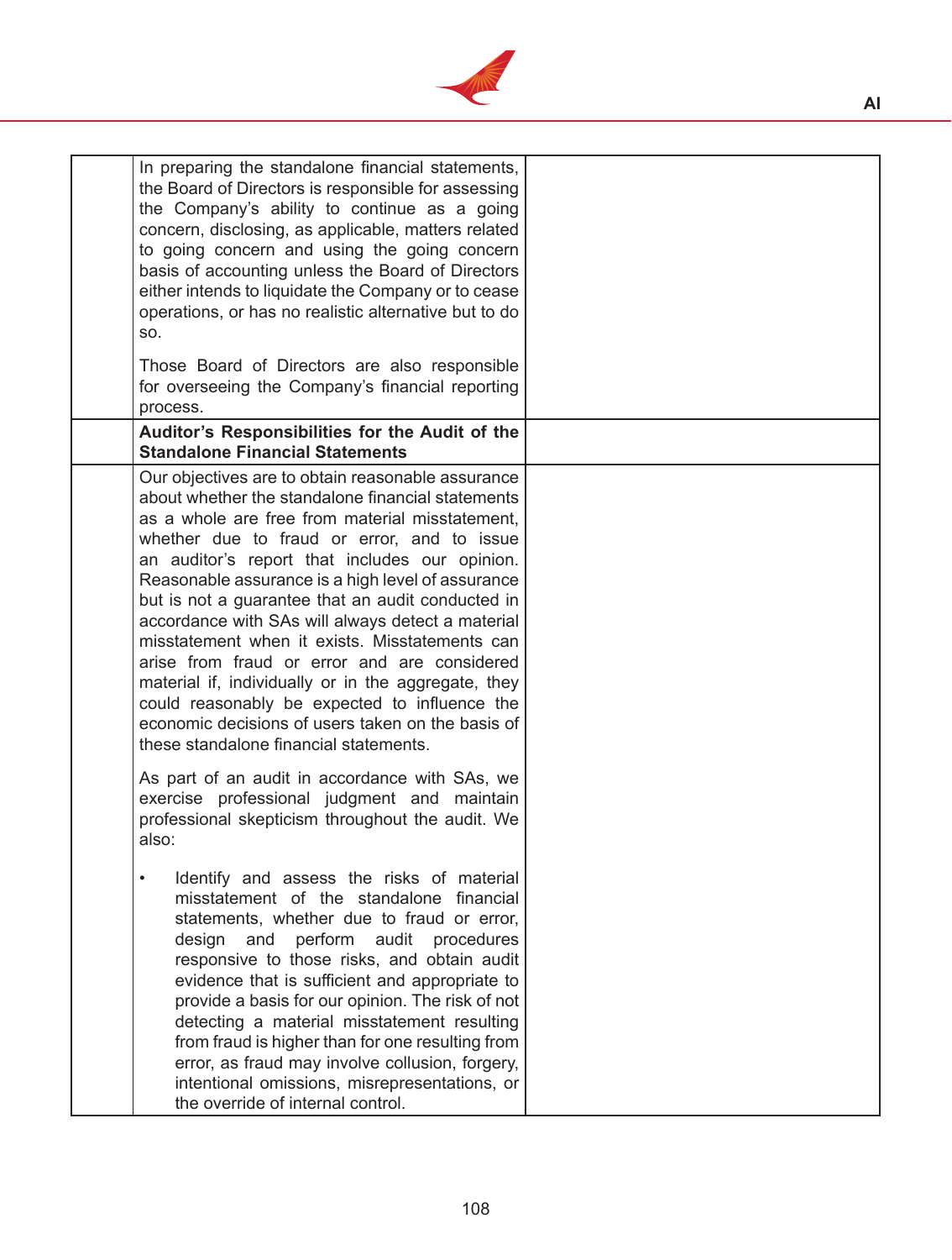| | | |
|---|---|---|
| | In preparing the standalone financial statements, the Board of Directors is responsible for assessing the Company's ability to continue as a going concern, disclosing, as applicable, matters related to going concern and using the going concern basis of accounting unless the Board of Directors either intends to liquidate the Company or to cease operations, or has no realistic alternative but to do so.<br><br>Those Board of Directors are also responsible for overseeing the Company's financial reporting process. | |
| | **Auditor's Responsibilities for the Audit of the Standalone Financial Statements** | |
| | Our objectives are to obtain reasonable assurance about whether the standalone financial statements as a whole are free from material misstatement, whether due to fraud or error, and to issue an auditor's report that includes our opinion. Reasonable assurance is a high level of assurance but is not a guarantee that an audit conducted in accordance with SAs will always detect a material misstatement when it exists. Misstatements can arise from fraud or error and are considered material if, individually or in the aggregate, they could reasonably be expected to influence the economic decisions of users taken on the basis of these standalone financial statements.<br><br>As part of an audit in accordance with SAs, we exercise professional judgment and maintain professional skepticism throughout the audit. We also:<br><br>• Identify and assess the risks of material misstatement of the standalone financial statements, whether due to fraud or error, design and perform audit procedures responsive to those risks, and obtain audit evidence that is sufficient and appropriate to provide a basis for our opinion. The risk of not detecting a material misstatement resulting from fraud is higher than for one resulting from error, as fraud may involve collusion, forgery, intentional omissions, misrepresentations, or the override of internal control. | |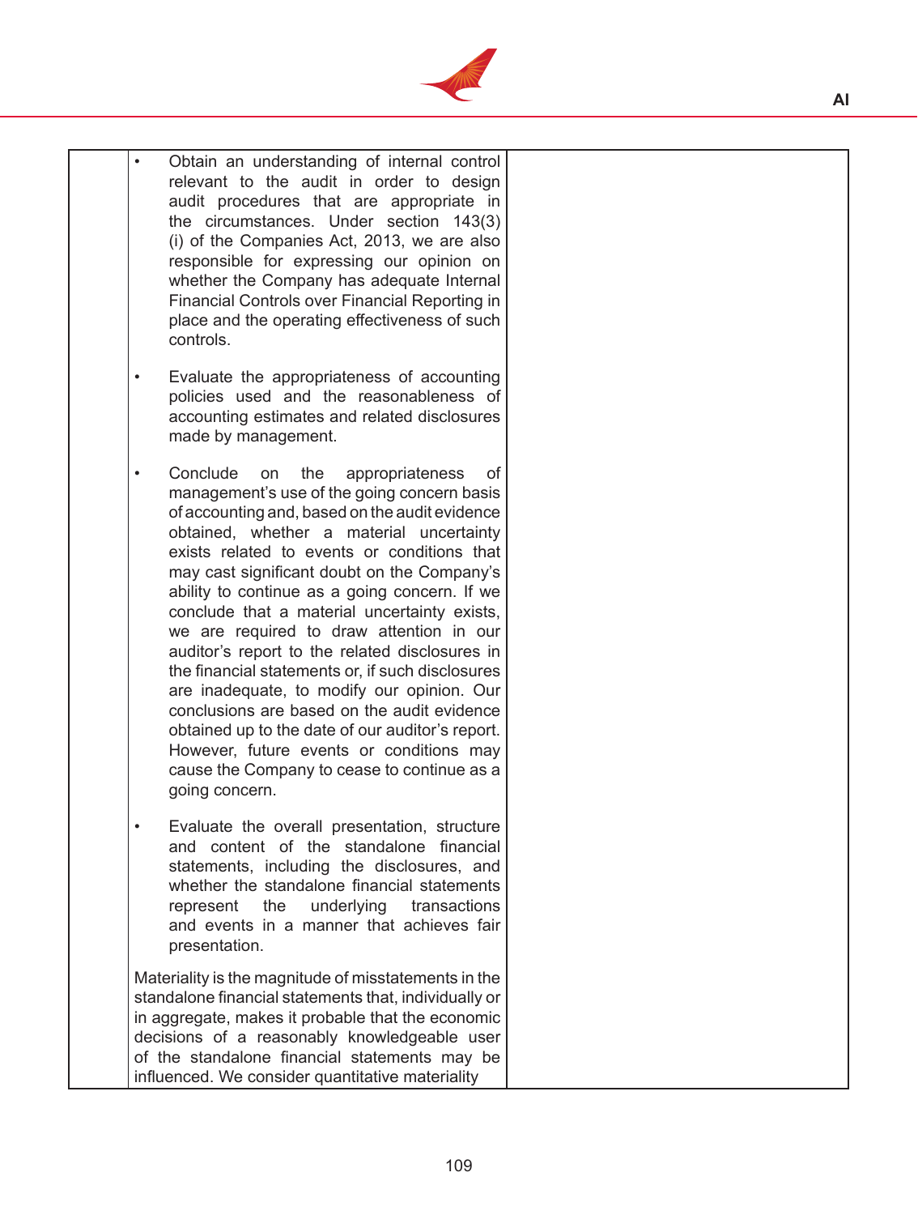| | | |
|---|---|---|
| | • Obtain an understanding of internal control relevant to the audit in order to design audit procedures that are appropriate in the circumstances. Under section 143(3)(i) of the Companies Act, 2013, we are also responsible for expressing our opinion on whether the Company has adequate Internal Financial Controls over Financial Reporting in place and the operating effectiveness of such controls.<br><br>• Evaluate the appropriateness of accounting policies used and the reasonableness of accounting estimates and related disclosures made by management.<br><br>• Conclude on the appropriateness of management's use of the going concern basis of accounting and, based on the audit evidence obtained, whether a material uncertainty exists related to events or conditions that may cast significant doubt on the Company's ability to continue as a going concern. If we conclude that a material uncertainty exists, we are required to draw attention in our auditor's report to the related disclosures in the financial statements or, if such disclosures are inadequate, to modify our opinion. Our conclusions are based on the audit evidence obtained up to the date of our auditor's report. However, future events or conditions may cause the Company to cease to continue as a going concern.<br><br>• Evaluate the overall presentation, structure and content of the standalone financial statements, including the disclosures, and whether the standalone financial statements represent the underlying transactions and events in a manner that achieves fair presentation.<br><br>Materiality is the magnitude of misstatements in the standalone financial statements that, individually or in aggregate, makes it probable that the economic decisions of a reasonably knowledgeable user of the standalone financial statements may be influenced. We consider quantitative materiality | |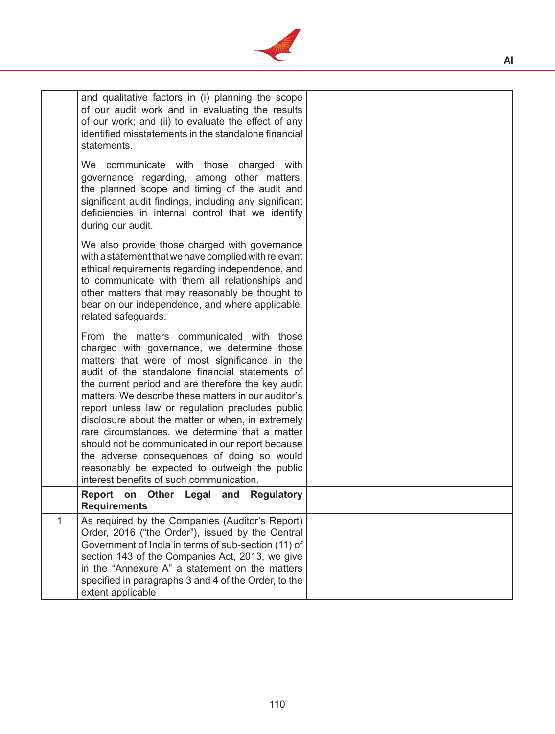| | | |
|---|---|---|
| | and qualitative factors in (i) planning the scope of our audit work and in evaluating the results of our work; and (ii) to evaluate the effect of any identified misstatements in the standalone financial statements.<br><br>We communicate with those charged with governance regarding, among other matters, the planned scope and timing of the audit and significant audit findings, including any significant deficiencies in internal control that we identify during our audit.<br><br>We also provide those charged with governance with a statement that we have complied with relevant ethical requirements regarding independence, and to communicate with them all relationships and other matters that may reasonably be thought to bear on our independence, and where applicable, related safeguards.<br><br>From the matters communicated with those charged with governance, we determine those matters that were of most significance in the audit of the standalone financial statements of the current period and are therefore the key audit matters. We describe these matters in our auditor's report unless law or regulation precludes public disclosure about the matter or when, in extremely rare circumstances, we determine that a matter should not be communicated in our report because the adverse consequences of doing so would reasonably be expected to outweigh the public interest benefits of such communication. | |
| | **Report on Other Legal and Regulatory Requirements** | |
| 1 | As required by the Companies (Auditor's Report) Order, 2016 ("the Order"), issued by the Central Government of India in terms of sub-section (11) of section 143 of the Companies Act, 2013, we give in the "Annexure A" a statement on the matters specified in paragraphs 3 and 4 of the Order, to the extent applicable | |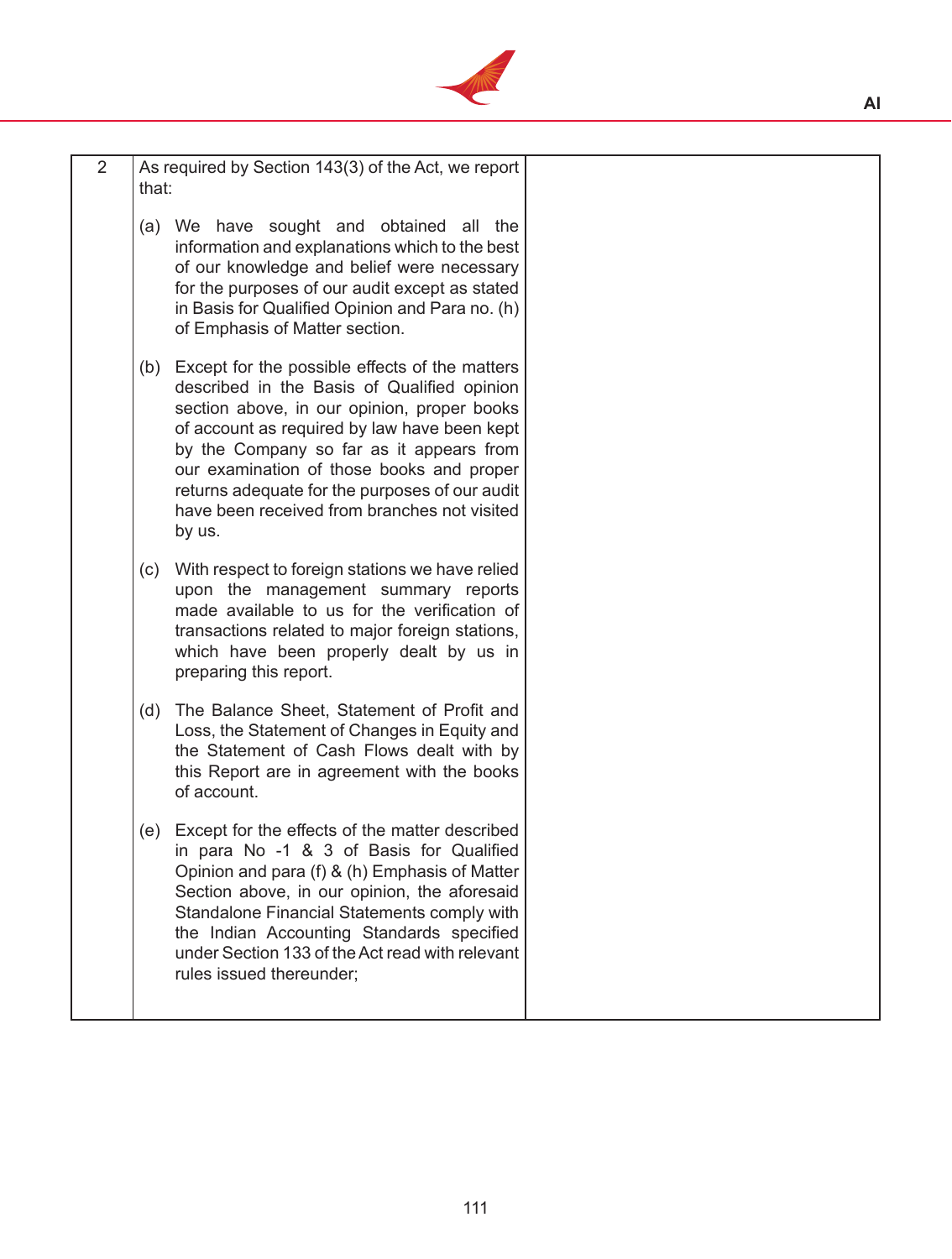| | | |
|---|---|---|
| 2 | As required by Section 143(3) of the Act, we report that:<br><br>(a) We have sought and obtained all the information and explanations which to the best of our knowledge and belief were necessary for the purposes of our audit except as stated in Basis for Qualified Opinion and Para no. (h) of Emphasis of Matter section.<br><br>(b) Except for the possible effects of the matters described in the Basis of Qualified opinion section above, in our opinion, proper books of account as required by law have been kept by the Company so far as it appears from our examination of those books and proper returns adequate for the purposes of our audit have been received from branches not visited by us.<br><br>(c) With respect to foreign stations we have relied upon the management summary reports made available to us for the verification of transactions related to major foreign stations, which have been properly dealt by us in preparing this report.<br><br>(d) The Balance Sheet, Statement of Profit and Loss, the Statement of Changes in Equity and the Statement of Cash Flows dealt with by this Report are in agreement with the books of account.<br><br>(e) Except for the effects of the matter described in para No -1 & 3 of Basis for Qualified Opinion and para (f) & (h) Emphasis of Matter Section above, in our opinion, the aforesaid Standalone Financial Statements comply with the Indian Accounting Standards specified under Section 133 of the Act read with relevant rules issued thereunder; | |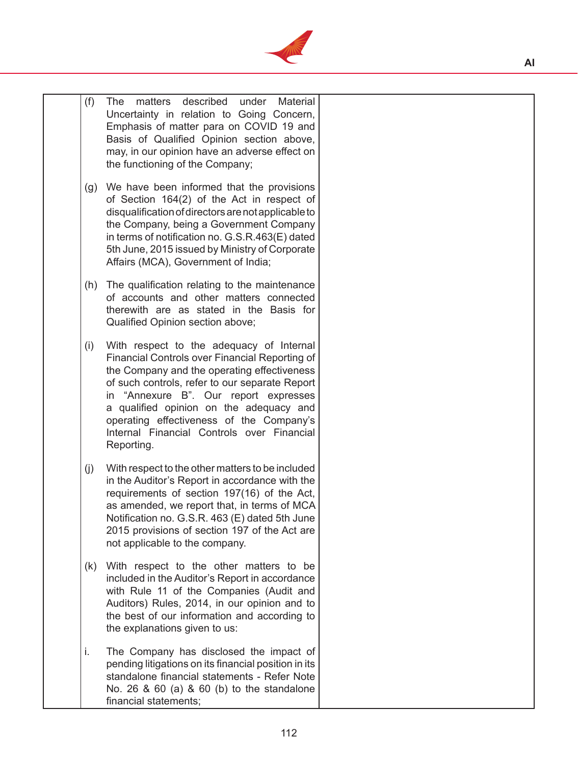(f) The matters described under Material Uncertainty in relation to Going Concern, Emphasis of matter para on COVID 19 and Basis of Qualified Opinion section above, may, in our opinion have an adverse effect on the functioning of the Company;

(g) We have been informed that the provisions of Section 164(2) of the Act in respect of disqualification of directors are not applicable to the Company, being a Government Company in terms of notification no. G.S.R.463(E) dated 5th June, 2015 issued by Ministry of Corporate Affairs (MCA), Government of India;

(h) The qualification relating to the maintenance of accounts and other matters connected therewith are as stated in the Basis for Qualified Opinion section above;

(i) With respect to the adequacy of Internal Financial Controls over Financial Reporting of the Company and the operating effectiveness of such controls, refer to our separate Report in "Annexure B". Our report expresses a qualified opinion on the adequacy and operating effectiveness of the Company's Internal Financial Controls over Financial Reporting.

(j) With respect to the other matters to be included in the Auditor's Report in accordance with the requirements of section 197(16) of the Act, as amended, we report that, in terms of MCA Notification no. G.S.R. 463 (E) dated 5th June 2015 provisions of section 197 of the Act are not applicable to the company.

(k) With respect to the other matters to be included in the Auditor's Report in accordance with Rule 11 of the Companies (Audit and Auditors) Rules, 2014, in our opinion and to the best of our information and according to the explanations given to us:

i. The Company has disclosed the impact of pending litigations on its financial position in its standalone financial statements - Refer Note No. 26 & 60 (a) & 60 (b) to the standalone financial statements;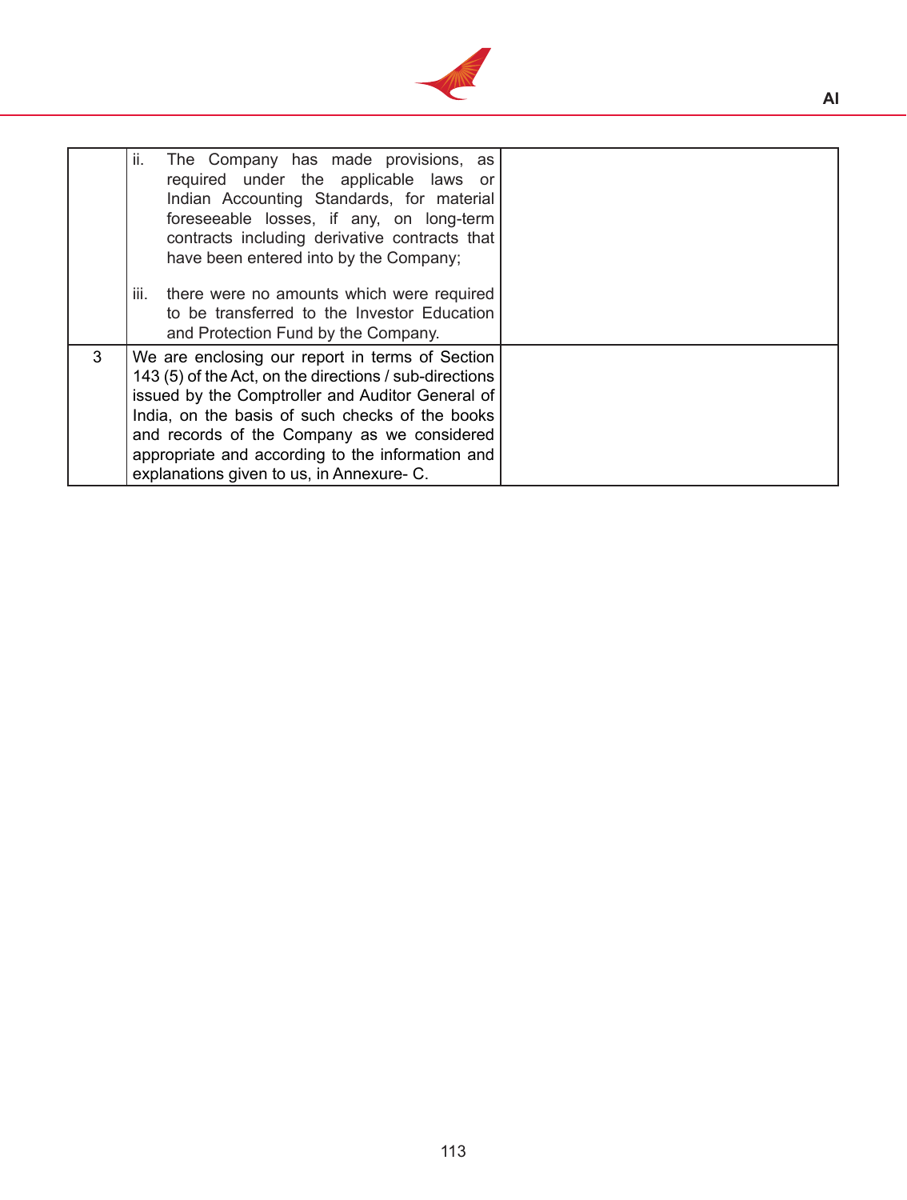| | | |
|---|---|---|
| | ii. The Company has made provisions, as required under the applicable laws or Indian Accounting Standards, for material foreseeable losses, if any, on long-term contracts including derivative contracts that have been entered into by the Company;<br><br>iii. there were no amounts which were required to be transferred to the Investor Education and Protection Fund by the Company. | |
| 3 | We are enclosing our report in terms of Section 143 (5) of the Act, on the directions / sub-directions issued by the Comptroller and Auditor General of India, on the basis of such checks of the books and records of the Company as we considered appropriate and according to the information and explanations given to us, in Annexure- C. | |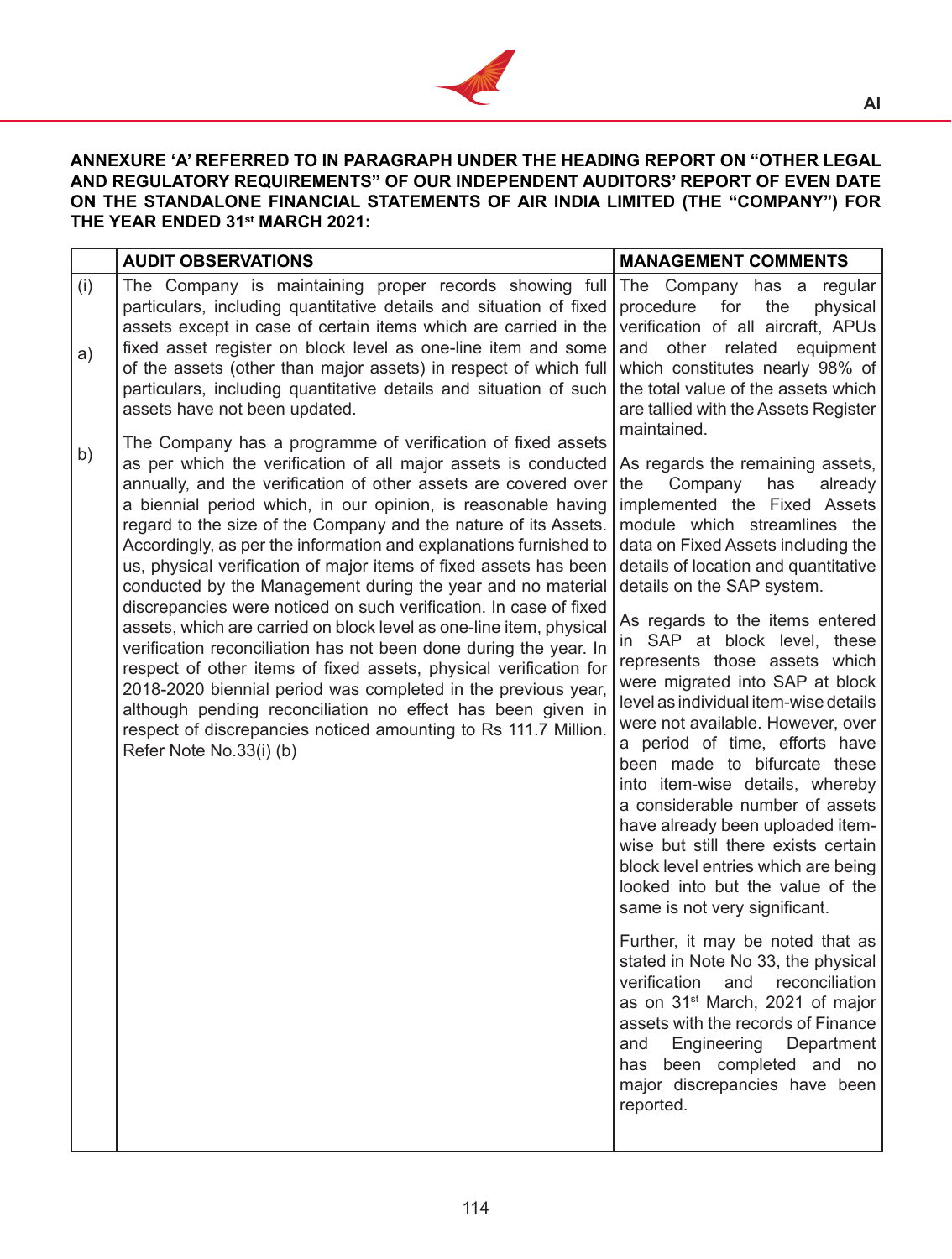**ANNEXURE 'A' REFERRED TO IN PARAGRAPH UNDER THE HEADING REPORT ON "OTHER LEGAL AND REGULATORY REQUIREMENTS" OF OUR INDEPENDENT AUDITORS' REPORT OF EVEN DATE ON THE STANDALONE FINANCIAL STATEMENTS OF AIR INDIA LIMITED (THE "COMPANY") FOR THE YEAR ENDED 31st MARCH 2021:**

| | AUDIT OBSERVATIONS | MANAGEMENT COMMENTS |
|---|---|---|
| (i)<br><br>a) | The Company is maintaining proper records showing full particulars, including quantitative details and situation of fixed assets except in case of certain items which are carried in the fixed asset register on block level as one-line item and some of the assets (other than major assets) in respect of which full particulars, including quantitative details and situation of such assets have not been updated. | The Company has a regular procedure for the physical verification of all aircraft, APUs and other related equipment which constitutes nearly 98% of the total value of the assets which are tallied with the Assets Register maintained.<br><br>As regards the remaining assets, the Company has already implemented the Fixed Assets module which streamlines the data on Fixed Assets including the details of location and quantitative details on the SAP system. |
| b) | The Company has a programme of verification of fixed assets as per which the verification of all major assets is conducted annually, and the verification of other assets are covered over a biennial period which, in our opinion, is reasonable having regard to the size of the Company and the nature of its Assets. Accordingly, as per the information and explanations furnished to us, physical verification of major items of fixed assets has been conducted by the Management during the year and no material discrepancies were noticed on such verification. In case of fixed assets, which are carried on block level as one-line item, physical verification reconciliation has not been done during the year. In respect of other items of fixed assets, physical verification for 2018-2020 biennial period was completed in the previous year, although pending reconciliation no effect has been given in respect of discrepancies noticed amounting to Rs 111.7 Million. Refer Note No.33(i) (b) | As regards to the items entered in SAP at block level, these represents those assets which were migrated into SAP at block level as individual item-wise details were not available. However, over a period of time, efforts have been made to bifurcate these into item-wise details, whereby a considerable number of assets have already been uploaded item-wise but still there exists certain block level entries which are being looked into but the value of the same is not very significant.<br><br>Further, it may be noted that as stated in Note No 33, the physical verification and reconciliation as on 31st March, 2021 of major assets with the records of Finance and Engineering Department has been completed and no major discrepancies have been reported. |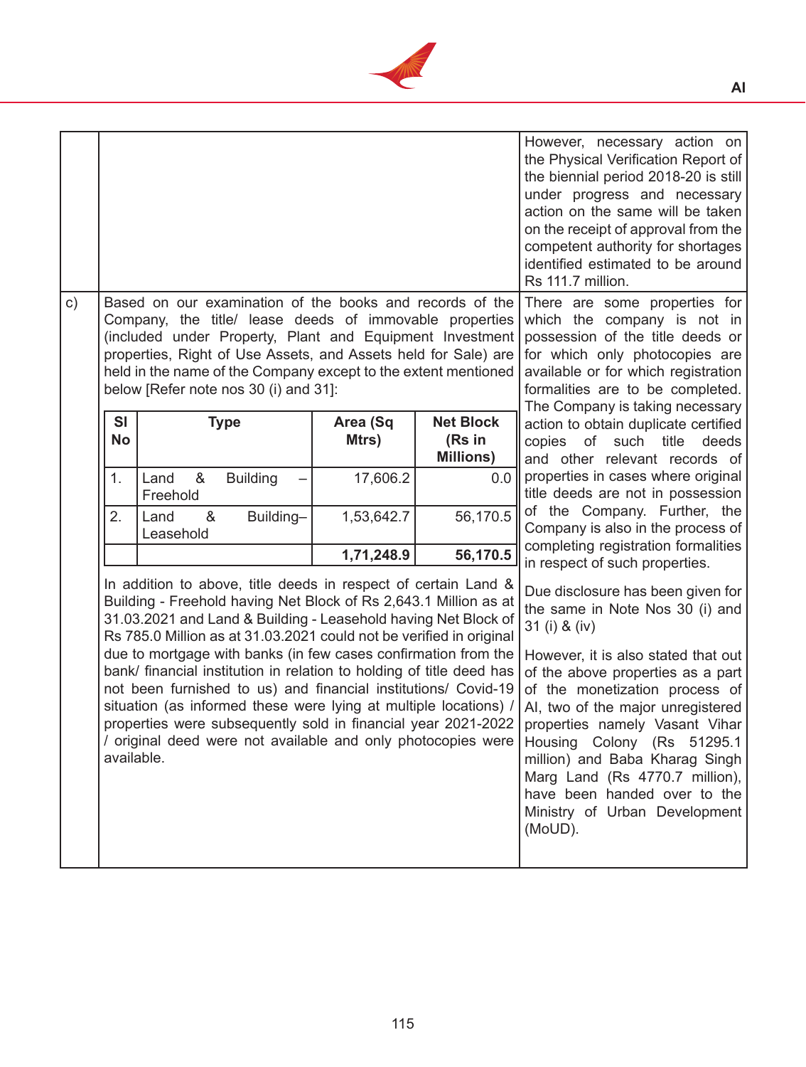| | | |
|---|---|---|
| | | However, necessary action on the Physical Verification Report of the biennial period 2018-20 is still under progress and necessary action on the same will be taken on the receipt of approval from the competent authority for shortages identified estimated to be around Rs 111.7 million. |
| c) | Based on our examination of the books and records of the Company, the title/ lease deeds of immovable properties (included under Property, Plant and Equipment Investment properties, Right of Use Assets, and Assets held for Sale) are held in the name of the Company except to the extent mentioned below [Refer note nos 30 (i) and 31]: | There are some properties for which the company is not in possession of the title deeds or for which only photocopies are available or for which registration formalities are to be completed. The Company is taking necessary action to obtain duplicate certified copies of such title deeds and other relevant records of properties in cases where original title deeds are not in possession of the Company. Further, the Company is also in the process of completing registration formalities in respect of such properties. |

| Sl No | Type | Area (Sq Mtrs) | Net Block (Rs in Millions) |
|---|---|---|---|
| 1. | Land & Building – Freehold | 17,606.2 | 0.0 |
| 2. | Land & Building– Leasehold | 1,53,642.7 | 56,170.5 |
| | | **1,71,248.9** | **56,170.5** |

In addition to above, title deeds in respect of certain Land & Building - Freehold having Net Block of Rs 2,643.1 Million as at 31.03.2021 and Land & Building - Leasehold having Net Block of Rs 785.0 Million as at 31.03.2021 could not be verified in original due to mortgage with banks (in few cases confirmation from the bank/ financial institution in relation to holding of title deed has not been furnished to us) and financial institutions/ Covid-19 situation (as informed these were lying at multiple locations) / properties were subsequently sold in financial year 2021-2022 / original deed were not available and only photocopies were available.

Due disclosure has been given for the same in Note Nos 30 (i) and 31 (i) & (iv)

However, it is also stated that out of the above properties as a part of the monetization process of AI, two of the major unregistered properties namely Vasant Vihar Housing Colony (Rs 51295.1 million) and Baba Kharag Singh Marg Land (Rs 4770.7 million), have been handed over to the Ministry of Urban Development (MoUD).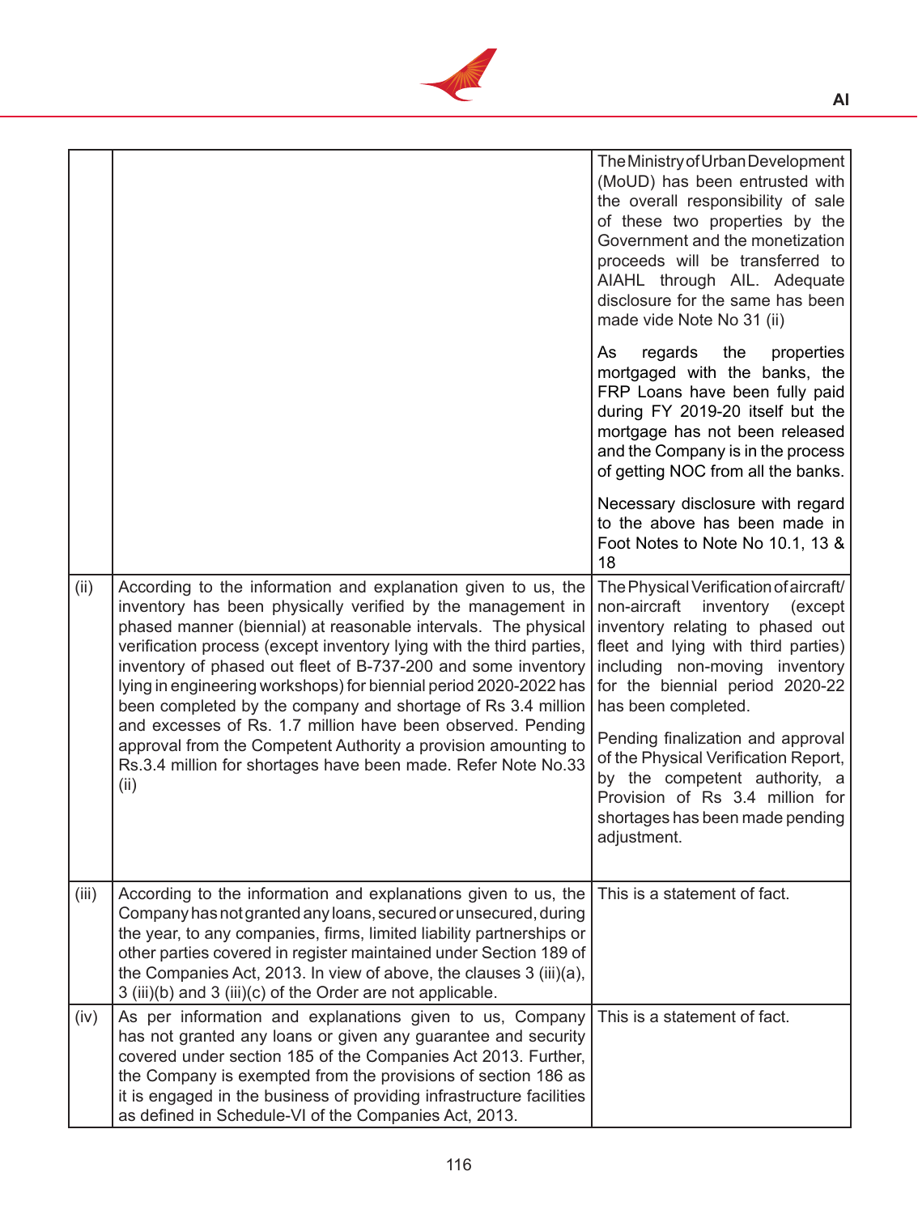| | | |
|---|---|---|
| | | The Ministry of Urban Development (MoUD) has been entrusted with the overall responsibility of sale of these two properties by the Government and the monetization proceeds will be transferred to AIAHL through AIL. Adequate disclosure for the same has been made vide Note No 31 (ii)<br><br>As regards the properties mortgaged with the banks, the FRP Loans have been fully paid during FY 2019-20 itself but the mortgage has not been released and the Company is in the process of getting NOC from all the banks.<br><br>Necessary disclosure with regard to the above has been made in Foot Notes to Note No 10.1, 13 & 18 |
| (ii) | According to the information and explanation given to us, the inventory has been physically verified by the management in phased manner (biennial) at reasonable intervals. The physical verification process (except inventory lying with the third parties, inventory of phased out fleet of B-737-200 and some inventory lying in engineering workshops) for biennial period 2020-2022 has been completed by the company and shortage of Rs 3.4 million and excesses of Rs. 1.7 million have been observed. Pending approval from the Competent Authority a provision amounting to Rs.3.4 million for shortages have been made. Refer Note No.33 (ii) | The Physical Verification of aircraft/ non-aircraft inventory (except inventory relating to phased out fleet and lying with third parties) including non-moving inventory for the biennial period 2020-22 has been completed.<br><br>Pending finalization and approval of the Physical Verification Report, by the competent authority, a Provision of Rs 3.4 million for shortages has been made pending adjustment. |
| (iii) | According to the information and explanations given to us, the Company has not granted any loans, secured or unsecured, during the year, to any companies, firms, limited liability partnerships or other parties covered in register maintained under Section 189 of the Companies Act, 2013. In view of above, the clauses 3 (iii)(a), 3 (iii)(b) and 3 (iii)(c) of the Order are not applicable. | This is a statement of fact. |
| (iv) | As per information and explanations given to us, Company has not granted any loans or given any guarantee and security covered under section 185 of the Companies Act 2013. Further, the Company is exempted from the provisions of section 186 as it is engaged in the business of providing infrastructure facilities as defined in Schedule-VI of the Companies Act, 2013. | This is a statement of fact. |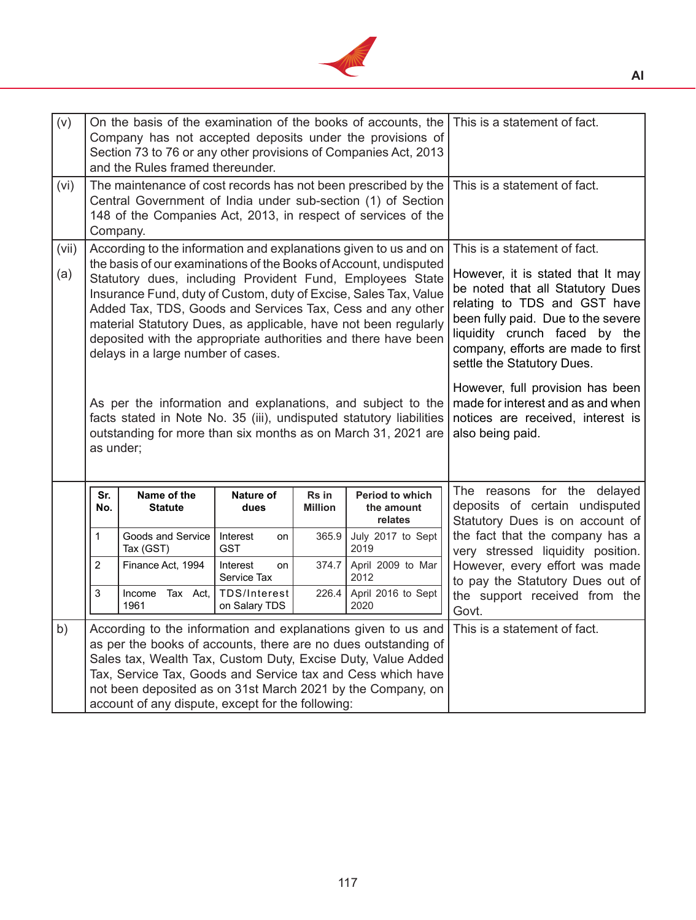| | | |
|---|---|---|
| (v) | On the basis of the examination of the books of accounts, the Company has not accepted deposits under the provisions of Section 73 to 76 or any other provisions of Companies Act, 2013 and the Rules framed thereunder. | This is a statement of fact. |
| (vi) | The maintenance of cost records has not been prescribed by the Central Government of India under sub-section (1) of Section 148 of the Companies Act, 2013, in respect of services of the Company. | This is a statement of fact. |
| (vii) (a) | According to the information and explanations given to us and on the basis of our examinations of the Books of Account, undisputed Statutory dues, including Provident Fund, Employees State Insurance Fund, duty of Custom, duty of Excise, Sales Tax, Value Added Tax, TDS, Goods and Services Tax, Cess and any other material Statutory Dues, as applicable, have not been regularly deposited with the appropriate authorities and there have been delays in a large number of cases.<br><br>As per the information and explanations, and subject to the facts stated in Note No. 35 (iii), undisputed statutory liabilities outstanding for more than six months as on March 31, 2021 are as under; | This is a statement of fact.<br><br>However, it is stated that It may be noted that all Statutory Dues relating to TDS and GST have been fully paid. Due to the severe liquidity crunch faced by the company, efforts are made to first settle the Statutory Dues.<br><br>However, full provision has been made for interest and as and when notices are received, interest is also being paid. |
| | (see table below) | The reasons for the delayed deposits of certain undisputed Statutory Dues is on account of the fact that the company has a very stressed liquidity position. However, every effort was made to pay the Statutory Dues out of the support received from the Govt. |
| b) | According to the information and explanations given to us and as per the books of accounts, there are no dues outstanding of Sales tax, Wealth Tax, Custom Duty, Excise Duty, Value Added Tax, Service Tax, Goods and Service tax and Cess which have not been deposited as on 31st March 2021 by the Company, on account of any dispute, except for the following: | This is a statement of fact. |

| Sr. No. | Name of the Statute | Nature of dues | Rs in Million | Period to which the amount relates |
|---|---|---|---|---|
| 1 | Goods and Service Tax (GST) | Interest on GST | 365.9 | July 2017 to Sept 2019 |
| 2 | Finance Act, 1994 | Interest on Service Tax | 374.7 | April 2009 to Mar 2012 |
| 3 | Income Tax Act, 1961 | TDS/Interest on Salary TDS | 226.4 | April 2016 to Sept 2020 |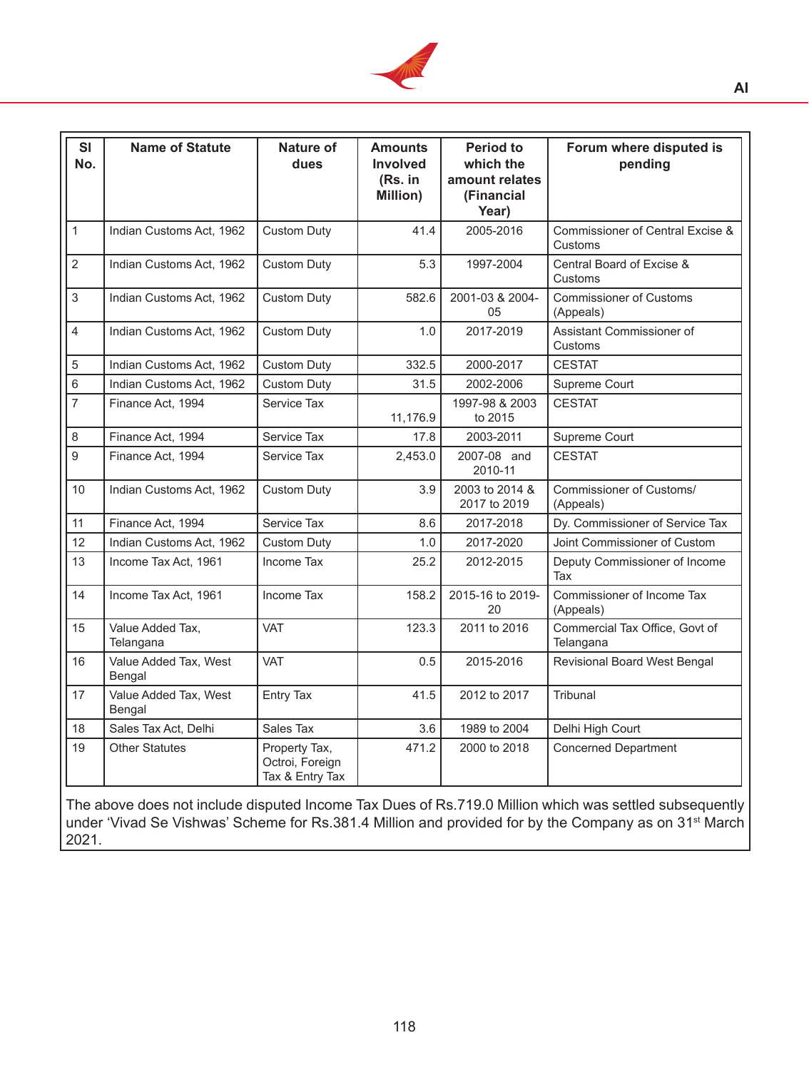| Sl No. | Name of Statute | Nature of dues | Amounts Involved (Rs. in Million) | Period to which the amount relates (Financial Year) | Forum where disputed is pending |
|---|---|---|---|---|---|
| 1 | Indian Customs Act, 1962 | Custom Duty | 41.4 | 2005-2016 | Commissioner of Central Excise & Customs |
| 2 | Indian Customs Act, 1962 | Custom Duty | 5.3 | 1997-2004 | Central Board of Excise & Customs |
| 3 | Indian Customs Act, 1962 | Custom Duty | 582.6 | 2001-03 & 2004-05 | Commissioner of Customs (Appeals) |
| 4 | Indian Customs Act, 1962 | Custom Duty | 1.0 | 2017-2019 | Assistant Commissioner of Customs |
| 5 | Indian Customs Act, 1962 | Custom Duty | 332.5 | 2000-2017 | CESTAT |
| 6 | Indian Customs Act, 1962 | Custom Duty | 31.5 | 2002-2006 | Supreme Court |
| 7 | Finance Act, 1994 | Service Tax | 11,176.9 | 1997-98 & 2003 to 2015 | CESTAT |
| 8 | Finance Act, 1994 | Service Tax | 17.8 | 2003-2011 | Supreme Court |
| 9 | Finance Act, 1994 | Service Tax | 2,453.0 | 2007-08 and 2010-11 | CESTAT |
| 10 | Indian Customs Act, 1962 | Custom Duty | 3.9 | 2003 to 2014 & 2017 to 2019 | Commissioner of Customs/ (Appeals) |
| 11 | Finance Act, 1994 | Service Tax | 8.6 | 2017-2018 | Dy. Commissioner of Service Tax |
| 12 | Indian Customs Act, 1962 | Custom Duty | 1.0 | 2017-2020 | Joint Commissioner of Custom |
| 13 | Income Tax Act, 1961 | Income Tax | 25.2 | 2012-2015 | Deputy Commissioner of Income Tax |
| 14 | Income Tax Act, 1961 | Income Tax | 158.2 | 2015-16 to 2019-20 | Commissioner of Income Tax (Appeals) |
| 15 | Value Added Tax, Telangana | VAT | 123.3 | 2011 to 2016 | Commercial Tax Office, Govt of Telangana |
| 16 | Value Added Tax, West Bengal | VAT | 0.5 | 2015-2016 | Revisional Board West Bengal |
| 17 | Value Added Tax, West Bengal | Entry Tax | 41.5 | 2012 to 2017 | Tribunal |
| 18 | Sales Tax Act, Delhi | Sales Tax | 3.6 | 1989 to 2004 | Delhi High Court |
| 19 | Other Statutes | Property Tax, Octroi, Foreign Tax & Entry Tax | 471.2 | 2000 to 2018 | Concerned Department |

The above does not include disputed Income Tax Dues of Rs.719.0 Million which was settled subsequently under 'Vivad Se Vishwas' Scheme for Rs.381.4 Million and provided for by the Company as on 31st March 2021.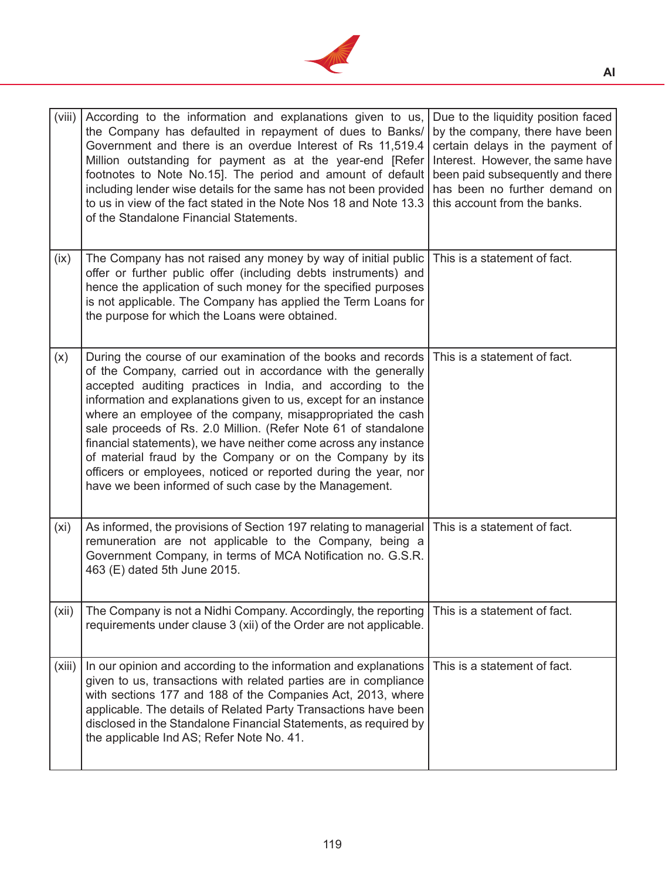| | | |
|---|---|---|
| (viii) | According to the information and explanations given to us, the Company has defaulted in repayment of dues to Banks/ Government and there is an overdue Interest of Rs 11,519.4 Million outstanding for payment as at the year-end [Refer footnotes to Note No.15]. The period and amount of default including lender wise details for the same has not been provided to us in view of the fact stated in the Note Nos 18 and Note 13.3 of the Standalone Financial Statements. | Due to the liquidity position faced by the company, there have been certain delays in the payment of Interest. However, the same have been paid subsequently and there has been no further demand on this account from the banks. |
| (ix) | The Company has not raised any money by way of initial public offer or further public offer (including debts instruments) and hence the application of such money for the specified purposes is not applicable. The Company has applied the Term Loans for the purpose for which the Loans were obtained. | This is a statement of fact. |
| (x) | During the course of our examination of the books and records of the Company, carried out in accordance with the generally accepted auditing practices in India, and according to the information and explanations given to us, except for an instance where an employee of the company, misappropriated the cash sale proceeds of Rs. 2.0 Million. (Refer Note 61 of standalone financial statements), we have neither come across any instance of material fraud by the Company or on the Company by its officers or employees, noticed or reported during the year, nor have we been informed of such case by the Management. | This is a statement of fact. |
| (xi) | As informed, the provisions of Section 197 relating to managerial remuneration are not applicable to the Company, being a Government Company, in terms of MCA Notification no. G.S.R. 463 (E) dated 5th June 2015. | This is a statement of fact. |
| (xii) | The Company is not a Nidhi Company. Accordingly, the reporting requirements under clause 3 (xii) of the Order are not applicable. | This is a statement of fact. |
| (xiii) | In our opinion and according to the information and explanations given to us, transactions with related parties are in compliance with sections 177 and 188 of the Companies Act, 2013, where applicable. The details of Related Party Transactions have been disclosed in the Standalone Financial Statements, as required by the applicable Ind AS; Refer Note No. 41. | This is a statement of fact. |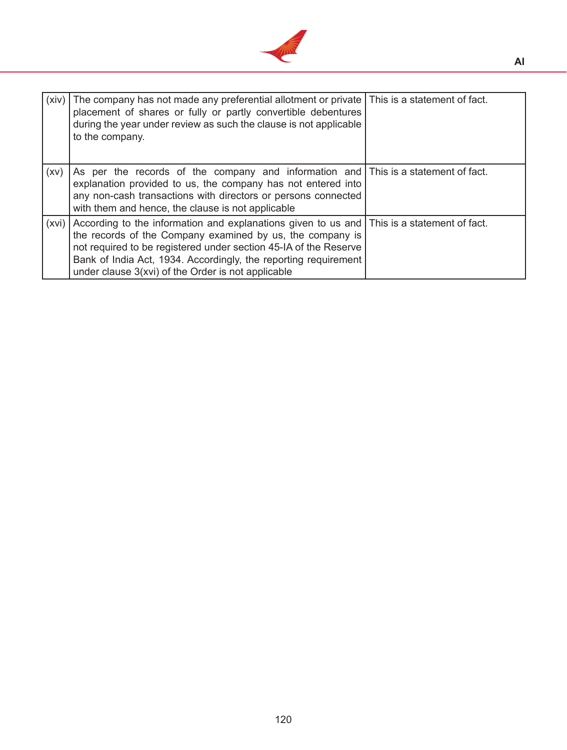| | | |
|---|---|---|
| (xiv) | The company has not made any preferential allotment or private placement of shares or fully or partly convertible debentures during the year under review as such the clause is not applicable to the company. | This is a statement of fact. |
| (xv) | As per the records of the company and information and explanation provided to us, the company has not entered into any non-cash transactions with directors or persons connected with them and hence, the clause is not applicable | This is a statement of fact. |
| (xvi) | According to the information and explanations given to us and the records of the Company examined by us, the company is not required to be registered under section 45-IA of the Reserve Bank of India Act, 1934. Accordingly, the reporting requirement under clause 3(xvi) of the Order is not applicable | This is a statement of fact. |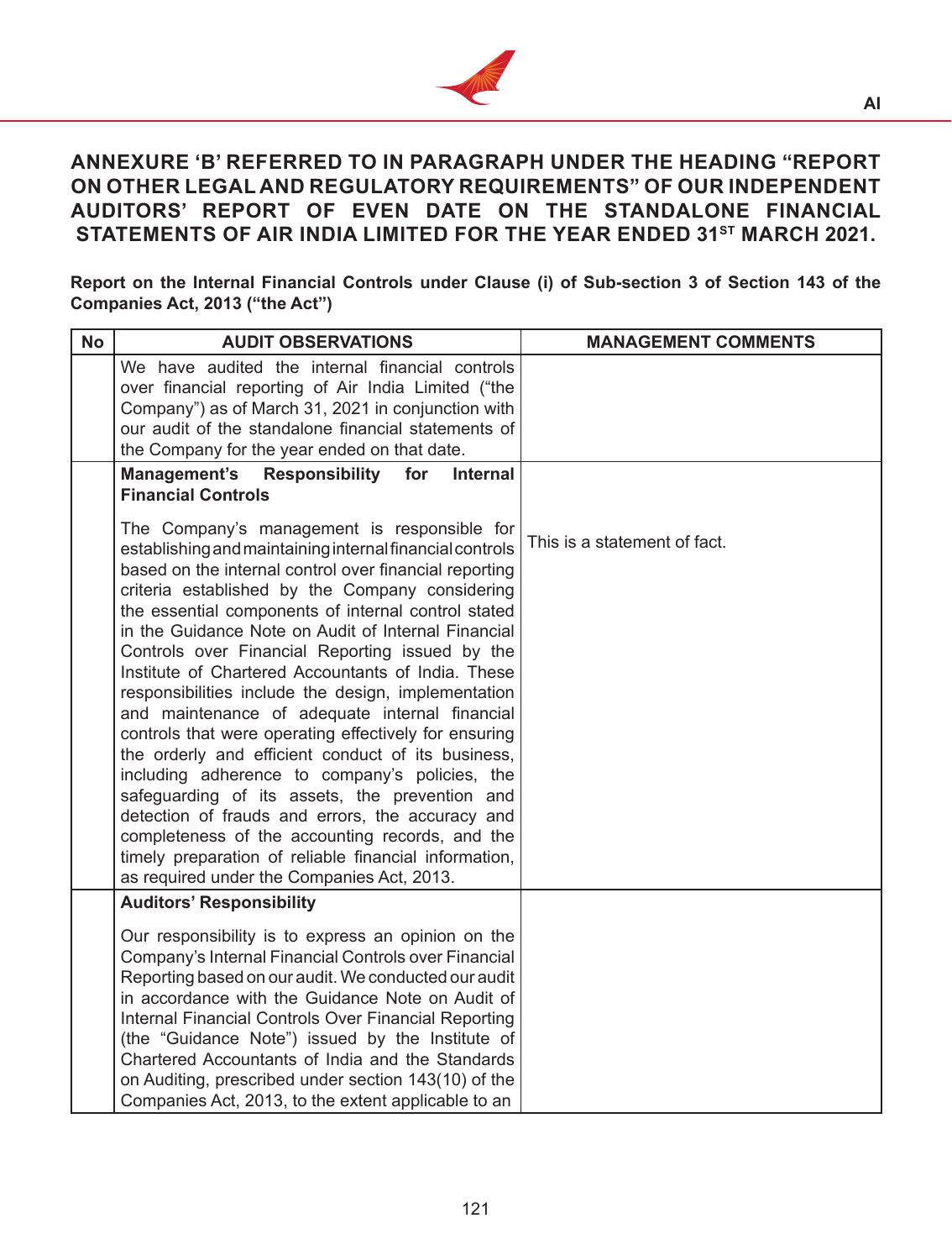## ANNEXURE 'B' REFERRED TO IN PARAGRAPH UNDER THE HEADING "REPORT ON OTHER LEGAL AND REGULATORY REQUIREMENTS" OF OUR INDEPENDENT AUDITORS' REPORT OF EVEN DATE ON THE STANDALONE FINANCIAL STATEMENTS OF AIR INDIA LIMITED FOR THE YEAR ENDED 31ST MARCH 2021.

**Report on the Internal Financial Controls under Clause (i) of Sub-section 3 of Section 143 of the Companies Act, 2013 ("the Act")**

| No | AUDIT OBSERVATIONS | MANAGEMENT COMMENTS |
|---|---|---|
| | We have audited the internal financial controls over financial reporting of Air India Limited ("the Company") as of March 31, 2021 in conjunction with our audit of the standalone financial statements of the Company for the year ended on that date. | |
| | **Management's Responsibility for Internal Financial Controls**<br><br>The Company's management is responsible for establishing and maintaining internal financial controls based on the internal control over financial reporting criteria established by the Company considering the essential components of internal control stated in the Guidance Note on Audit of Internal Financial Controls over Financial Reporting issued by the Institute of Chartered Accountants of India. These responsibilities include the design, implementation and maintenance of adequate internal financial controls that were operating effectively for ensuring the orderly and efficient conduct of its business, including adherence to company's policies, the safeguarding of its assets, the prevention and detection of frauds and errors, the accuracy and completeness of the accounting records, and the timely preparation of reliable financial information, as required under the Companies Act, 2013. | This is a statement of fact. |
| | **Auditors' Responsibility**<br><br>Our responsibility is to express an opinion on the Company's Internal Financial Controls over Financial Reporting based on our audit. We conducted our audit in accordance with the Guidance Note on Audit of Internal Financial Controls Over Financial Reporting (the "Guidance Note") issued by the Institute of Chartered Accountants of India and the Standards on Auditing, prescribed under section 143(10) of the Companies Act, 2013, to the extent applicable to an | |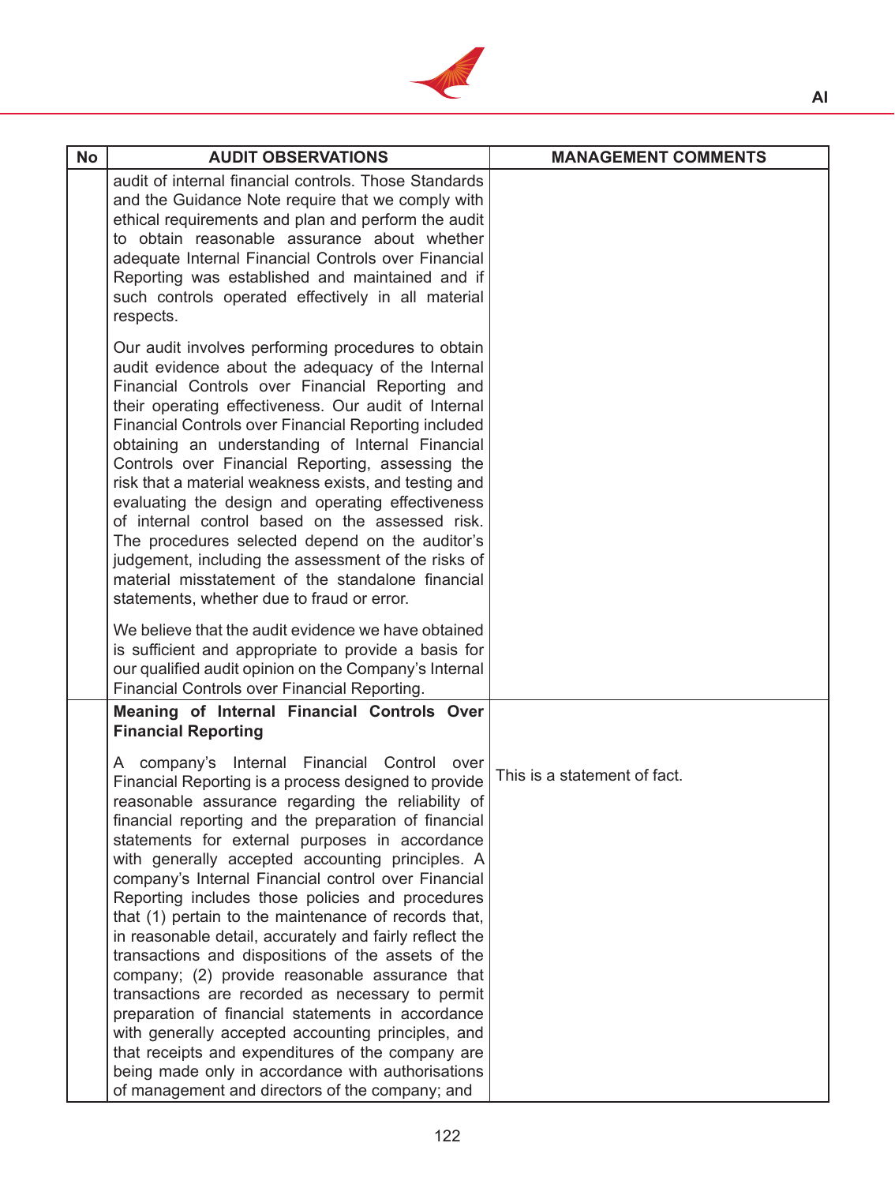| No | AUDIT OBSERVATIONS | MANAGEMENT COMMENTS |
|---|---|---|
| | audit of internal financial controls. Those Standards and the Guidance Note require that we comply with ethical requirements and plan and perform the audit to obtain reasonable assurance about whether adequate Internal Financial Controls over Financial Reporting was established and maintained and if such controls operated effectively in all material respects.<br><br>Our audit involves performing procedures to obtain audit evidence about the adequacy of the Internal Financial Controls over Financial Reporting and their operating effectiveness. Our audit of Internal Financial Controls over Financial Reporting included obtaining an understanding of Internal Financial Controls over Financial Reporting, assessing the risk that a material weakness exists, and testing and evaluating the design and operating effectiveness of internal control based on the assessed risk. The procedures selected depend on the auditor's judgement, including the assessment of the risks of material misstatement of the standalone financial statements, whether due to fraud or error.<br><br>We believe that the audit evidence we have obtained is sufficient and appropriate to provide a basis for our qualified audit opinion on the Company's Internal Financial Controls over Financial Reporting. | |
| | **Meaning of Internal Financial Controls Over Financial Reporting**<br><br>A company's Internal Financial Control over Financial Reporting is a process designed to provide reasonable assurance regarding the reliability of financial reporting and the preparation of financial statements for external purposes in accordance with generally accepted accounting principles. A company's Internal Financial control over Financial Reporting includes those policies and procedures that (1) pertain to the maintenance of records that, in reasonable detail, accurately and fairly reflect the transactions and dispositions of the assets of the company; (2) provide reasonable assurance that transactions are recorded as necessary to permit preparation of financial statements in accordance with generally accepted accounting principles, and that receipts and expenditures of the company are being made only in accordance with authorisations of management and directors of the company; and | This is a statement of fact. |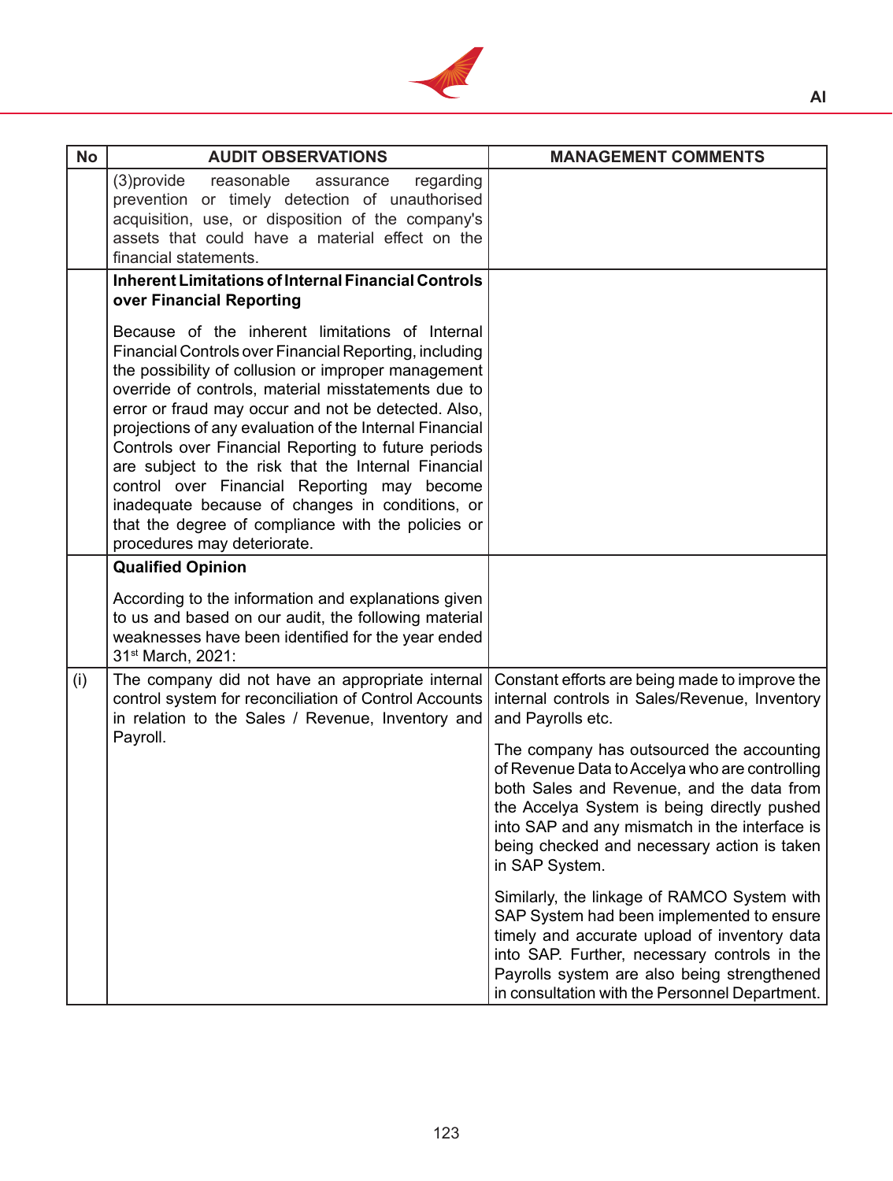| No | AUDIT OBSERVATIONS | MANAGEMENT COMMENTS |
|---|---|---|
| | (3)provide reasonable assurance regarding prevention or timely detection of unauthorised acquisition, use, or disposition of the company's assets that could have a material effect on the financial statements. | |
| | **Inherent Limitations of Internal Financial Controls over Financial Reporting**<br><br>Because of the inherent limitations of Internal Financial Controls over Financial Reporting, including the possibility of collusion or improper management override of controls, material misstatements due to error or fraud may occur and not be detected. Also, projections of any evaluation of the Internal Financial Controls over Financial Reporting to future periods are subject to the risk that the Internal Financial control over Financial Reporting may become inadequate because of changes in conditions, or that the degree of compliance with the policies or procedures may deteriorate. | |
| | **Qualified Opinion**<br><br>According to the information and explanations given to us and based on our audit, the following material weaknesses have been identified for the year ended 31st March, 2021: | |
| (i) | The company did not have an appropriate internal control system for reconciliation of Control Accounts in relation to the Sales / Revenue, Inventory and Payroll. | Constant efforts are being made to improve the internal controls in Sales/Revenue, Inventory and Payrolls etc.<br><br>The company has outsourced the accounting of Revenue Data to Accelya who are controlling both Sales and Revenue, and the data from the Accelya System is being directly pushed into SAP and any mismatch in the interface is being checked and necessary action is taken in SAP System.<br><br>Similarly, the linkage of RAMCO System with SAP System had been implemented to ensure timely and accurate upload of inventory data into SAP. Further, necessary controls in the Payrolls system are also being strengthened in consultation with the Personnel Department. |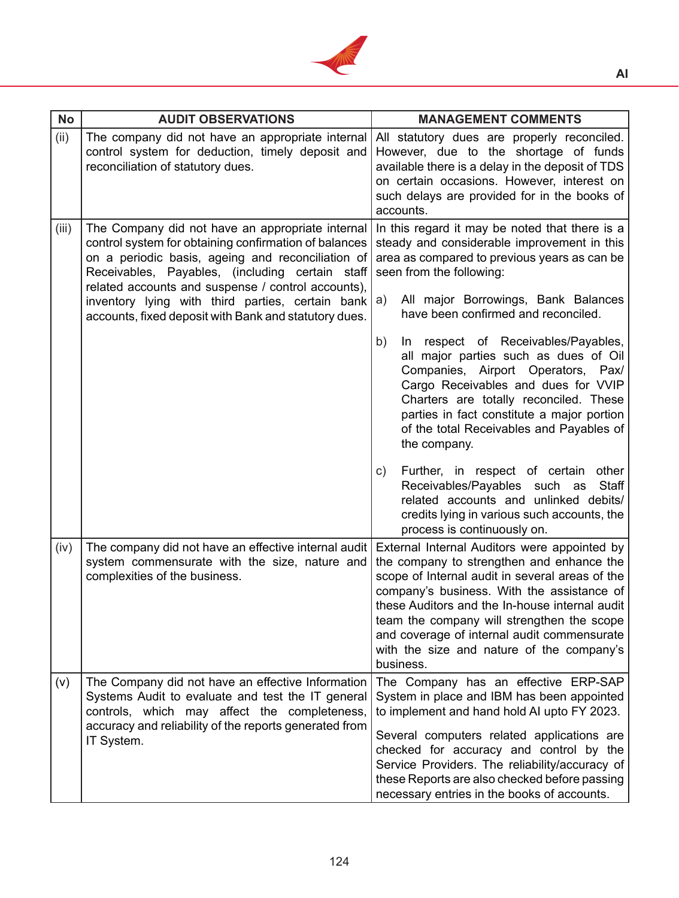| No | AUDIT OBSERVATIONS | MANAGEMENT COMMENTS |
|---|---|---|
| (ii) | The company did not have an appropriate internal control system for deduction, timely deposit and reconciliation of statutory dues. | All statutory dues are properly reconciled. However, due to the shortage of funds available there is a delay in the deposit of TDS on certain occasions. However, interest on such delays are provided for in the books of accounts. |
| (iii) | The Company did not have an appropriate internal control system for obtaining confirmation of balances on a periodic basis, ageing and reconciliation of Receivables, Payables, (including certain staff related accounts and suspense / control accounts), inventory lying with third parties, certain bank accounts, fixed deposit with Bank and statutory dues. | In this regard it may be noted that there is a steady and considerable improvement in this area as compared to previous years as can be seen from the following:<br>a) All major Borrowings, Bank Balances have been confirmed and reconciled.<br>b) In respect of Receivables/Payables, all major parties such as dues of Oil Companies, Airport Operators, Pax/ Cargo Receivables and dues for VVIP Charters are totally reconciled. These parties in fact constitute a major portion of the total Receivables and Payables of the company.<br>c) Further, in respect of certain other Receivables/Payables such as Staff related accounts and unlinked debits/ credits lying in various such accounts, the process is continuously on. |
| (iv) | The company did not have an effective internal audit system commensurate with the size, nature and complexities of the business. | External Internal Auditors were appointed by the company to strengthen and enhance the scope of Internal audit in several areas of the company's business. With the assistance of these Auditors and the In-house internal audit team the company will strengthen the scope and coverage of internal audit commensurate with the size and nature of the company's business. |
| (v) | The Company did not have an effective Information Systems Audit to evaluate and test the IT general controls, which may affect the completeness, accuracy and reliability of the reports generated from IT System. | The Company has an effective ERP-SAP System in place and IBM has been appointed to implement and hand hold AI upto FY 2023.<br>Several computers related applications are checked for accuracy and control by the Service Providers. The reliability/accuracy of these Reports are also checked before passing necessary entries in the books of accounts. |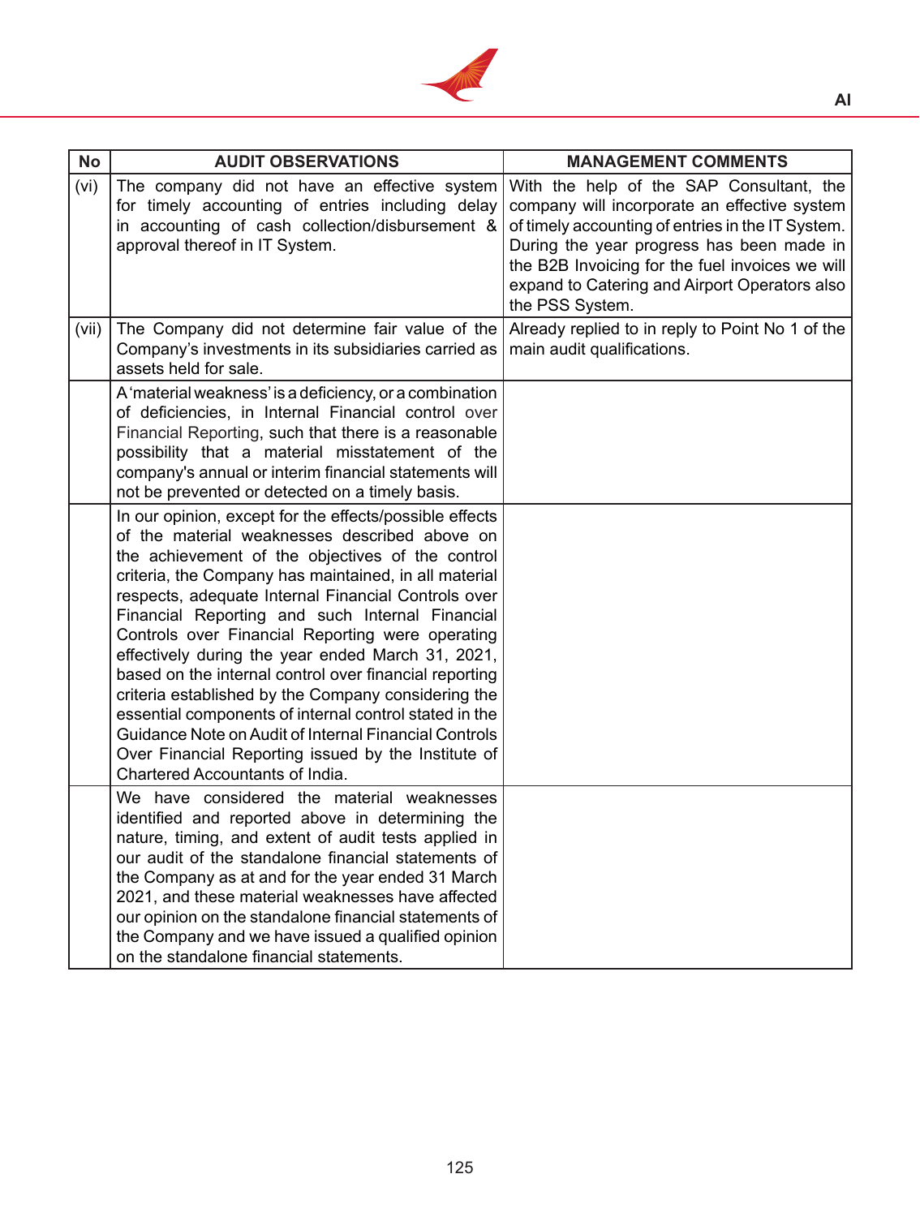| No | AUDIT OBSERVATIONS | MANAGEMENT COMMENTS |
|---|---|---|
| (vi) | The company did not have an effective system for timely accounting of entries including delay in accounting of cash collection/disbursement & approval thereof in IT System. | With the help of the SAP Consultant, the company will incorporate an effective system of timely accounting of entries in the IT System. During the year progress has been made in the B2B Invoicing for the fuel invoices we will expand to Catering and Airport Operators also the PSS System. |
| (vii) | The Company did not determine fair value of the Company's investments in its subsidiaries carried as assets held for sale. | Already replied to in reply to Point No 1 of the main audit qualifications. |
| | A 'material weakness' is a deficiency, or a combination of deficiencies, in Internal Financial control over Financial Reporting, such that there is a reasonable possibility that a material misstatement of the company's annual or interim financial statements will not be prevented or detected on a timely basis. | |
| | In our opinion, except for the effects/possible effects of the material weaknesses described above on the achievement of the objectives of the control criteria, the Company has maintained, in all material respects, adequate Internal Financial Controls over Financial Reporting and such Internal Financial Controls over Financial Reporting were operating effectively during the year ended March 31, 2021, based on the internal control over financial reporting criteria established by the Company considering the essential components of internal control stated in the Guidance Note on Audit of Internal Financial Controls Over Financial Reporting issued by the Institute of Chartered Accountants of India. | |
| | We have considered the material weaknesses identified and reported above in determining the nature, timing, and extent of audit tests applied in our audit of the standalone financial statements of the Company as at and for the year ended 31 March 2021, and these material weaknesses have affected our opinion on the standalone financial statements of the Company and we have issued a qualified opinion on the standalone financial statements. | |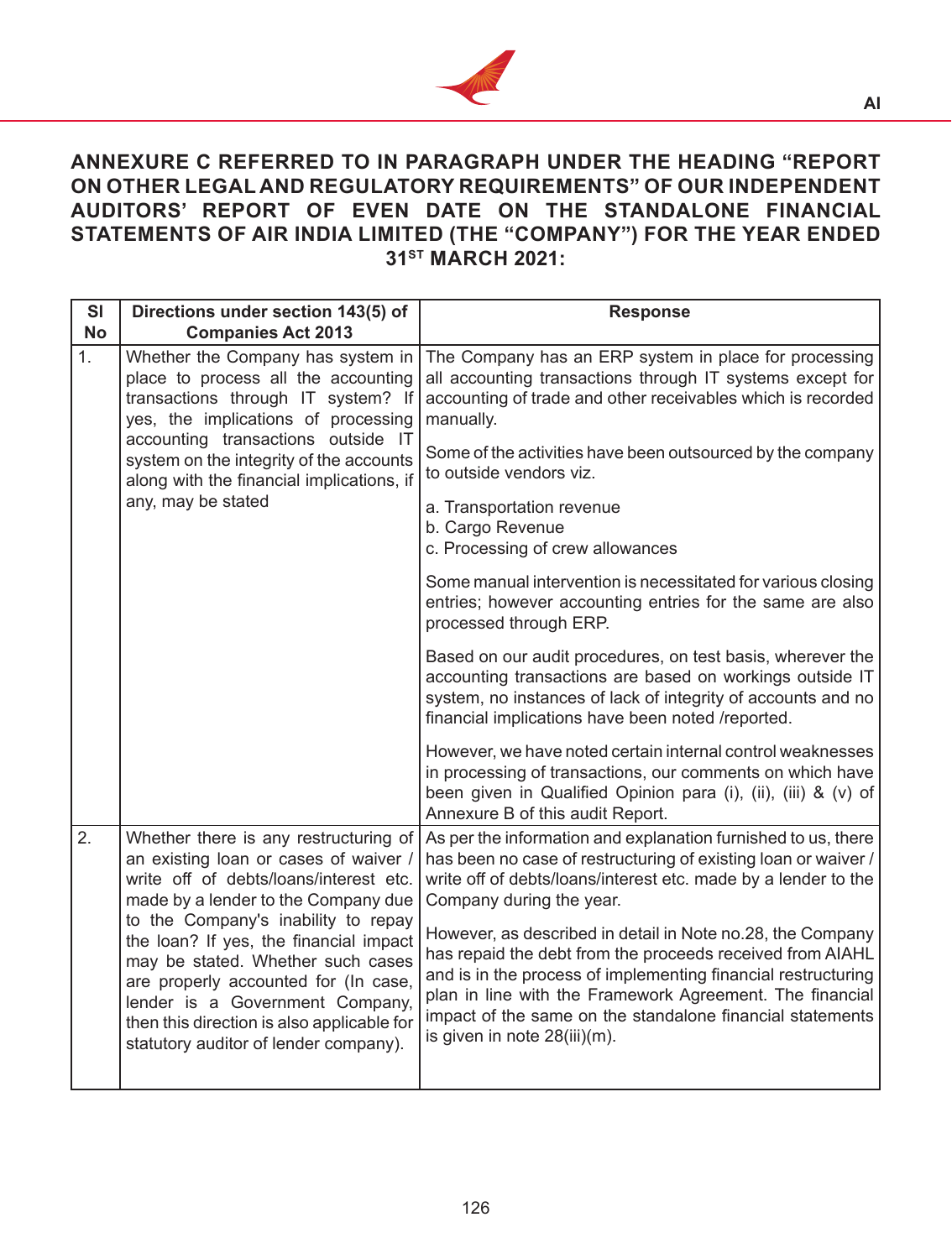## ANNEXURE C REFERRED TO IN PARAGRAPH UNDER THE HEADING "REPORT ON OTHER LEGAL AND REGULATORY REQUIREMENTS" OF OUR INDEPENDENT AUDITORS' REPORT OF EVEN DATE ON THE STANDALONE FINANCIAL STATEMENTS OF AIR INDIA LIMITED (THE "COMPANY") FOR THE YEAR ENDED 31ST MARCH 2021:

| Sl No | Directions under section 143(5) of Companies Act 2013 | Response |
|---|---|---|
| 1. | Whether the Company has system in place to process all the accounting transactions through IT system? If yes, the implications of processing accounting transactions outside IT system on the integrity of the accounts along with the financial implications, if any, may be stated | The Company has an ERP system in place for processing all accounting transactions through IT systems except for accounting of trade and other receivables which is recorded manually.<br><br>Some of the activities have been outsourced by the company to outside vendors viz.<br><br>a. Transportation revenue<br>b. Cargo Revenue<br>c. Processing of crew allowances<br><br>Some manual intervention is necessitated for various closing entries; however accounting entries for the same are also processed through ERP.<br><br>Based on our audit procedures, on test basis, wherever the accounting transactions are based on workings outside IT system, no instances of lack of integrity of accounts and no financial implications have been noted /reported.<br><br>However, we have noted certain internal control weaknesses in processing of transactions, our comments on which have been given in Qualified Opinion para (i), (ii), (iii) & (v) of Annexure B of this audit Report. |
| 2. | Whether there is any restructuring of an existing loan or cases of waiver / write off of debts/loans/interest etc. made by a lender to the Company due to the Company's inability to repay the loan? If yes, the financial impact may be stated. Whether such cases are properly accounted for (In case, lender is a Government Company, then this direction is also applicable for statutory auditor of lender company). | As per the information and explanation furnished to us, there has been no case of restructuring of existing loan or waiver / write off of debts/loans/interest etc. made by a lender to the Company during the year.<br><br>However, as described in detail in Note no.28, the Company has repaid the debt from the proceeds received from AIAHL and is in the process of implementing financial restructuring plan in line with the Framework Agreement. The financial impact of the same on the standalone financial statements is given in note 28(iii)(m). |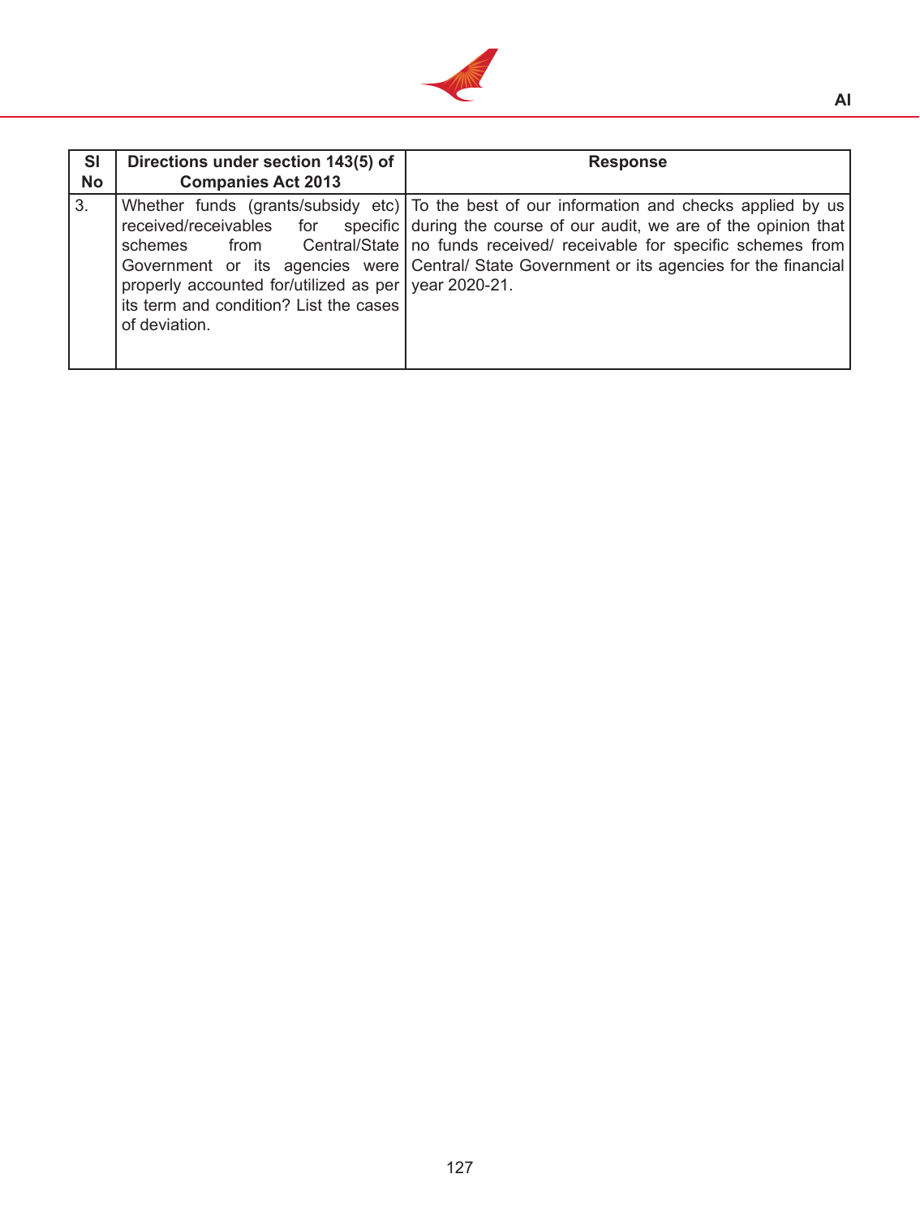| Sl No | Directions under section 143(5) of Companies Act 2013 | Response |
|---|---|---|
| 3. | Whether funds (grants/subsidy etc) received/receivables for specific schemes from Central/State Government or its agencies were properly accounted for/utilized as per its term and condition? List the cases of deviation. | To the best of our information and checks applied by us during the course of our audit, we are of the opinion that no funds received/ receivable for specific schemes from Central/ State Government or its agencies for the financial year 2020-21. |